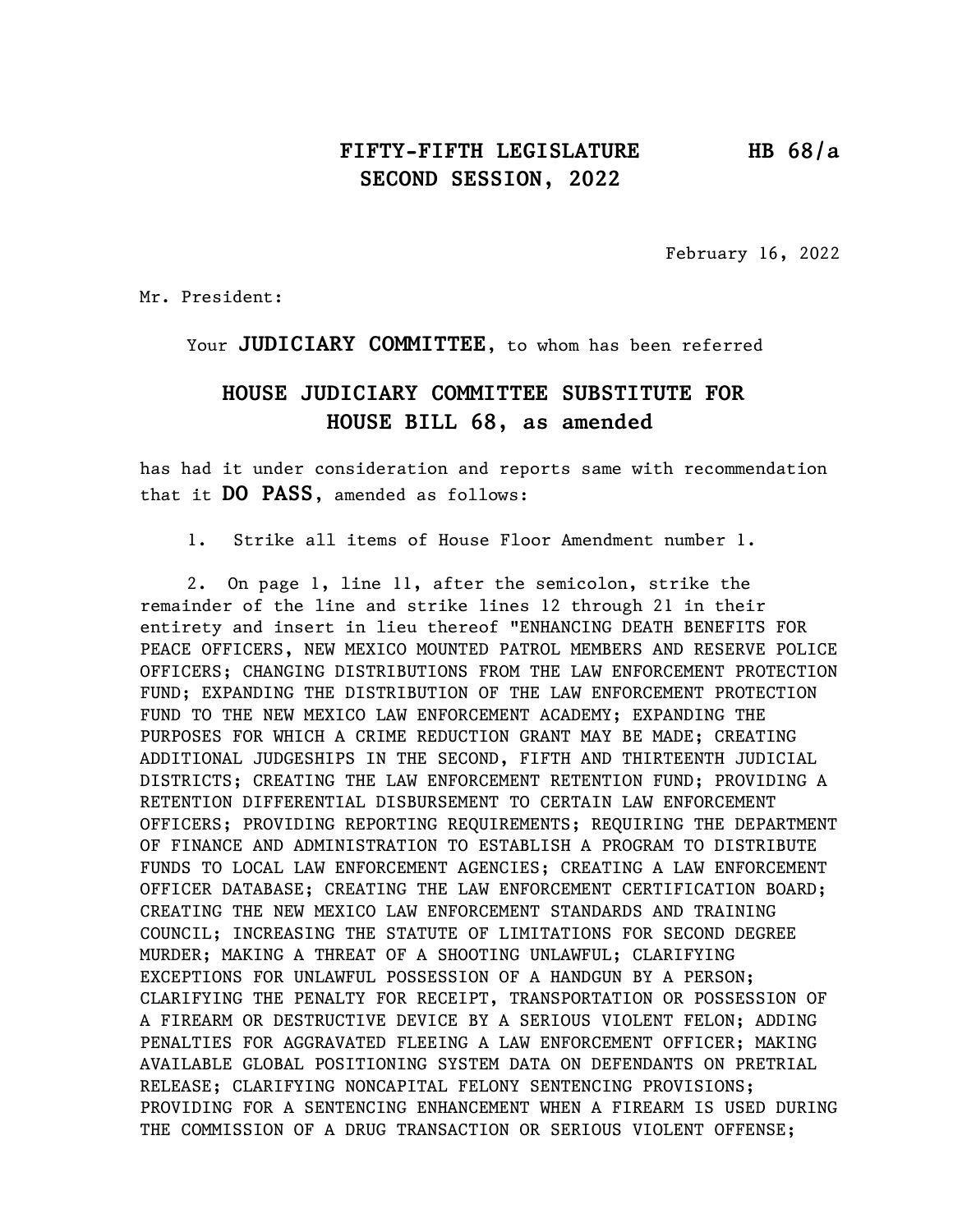**FIFTY-FIFTH LEGISLATURE** **HB 68/a**
**SECOND SESSION, 2022**

February 16, 2022

Mr. President:

Your **JUDICIARY COMMITTEE**, to whom has been referred

## HOUSE JUDICIARY COMMITTEE SUBSTITUTE FOR HOUSE BILL 68, as amended

has had it under consideration and reports same with recommendation that it **DO PASS**, amended as follows:

1. Strike all items of House Floor Amendment number 1.

2. On page 1, line 11, after the semicolon, strike the remainder of the line and strike lines 12 through 21 in their entirety and insert in lieu thereof "ENHANCING DEATH BENEFITS FOR PEACE OFFICERS, NEW MEXICO MOUNTED PATROL MEMBERS AND RESERVE POLICE OFFICERS; CHANGING DISTRIBUTIONS FROM THE LAW ENFORCEMENT PROTECTION FUND; EXPANDING THE DISTRIBUTION OF THE LAW ENFORCEMENT PROTECTION FUND TO THE NEW MEXICO LAW ENFORCEMENT ACADEMY; EXPANDING THE PURPOSES FOR WHICH A CRIME REDUCTION GRANT MAY BE MADE; CREATING ADDITIONAL JUDGESHIPS IN THE SECOND, FIFTH AND THIRTEENTH JUDICIAL DISTRICTS; CREATING THE LAW ENFORCEMENT RETENTION FUND; PROVIDING A RETENTION DIFFERENTIAL DISBURSEMENT TO CERTAIN LAW ENFORCEMENT OFFICERS; PROVIDING REPORTING REQUIREMENTS; REQUIRING THE DEPARTMENT OF FINANCE AND ADMINISTRATION TO ESTABLISH A PROGRAM TO DISTRIBUTE FUNDS TO LOCAL LAW ENFORCEMENT AGENCIES; CREATING A LAW ENFORCEMENT OFFICER DATABASE; CREATING THE LAW ENFORCEMENT CERTIFICATION BOARD; CREATING THE NEW MEXICO LAW ENFORCEMENT STANDARDS AND TRAINING COUNCIL; INCREASING THE STATUTE OF LIMITATIONS FOR SECOND DEGREE MURDER; MAKING A THREAT OF A SHOOTING UNLAWFUL; CLARIFYING EXCEPTIONS FOR UNLAWFUL POSSESSION OF A HANDGUN BY A PERSON; CLARIFYING THE PENALTY FOR RECEIPT, TRANSPORTATION OR POSSESSION OF A FIREARM OR DESTRUCTIVE DEVICE BY A SERIOUS VIOLENT FELON; ADDING PENALTIES FOR AGGRAVATED FLEEING A LAW ENFORCEMENT OFFICER; MAKING AVAILABLE GLOBAL POSITIONING SYSTEM DATA ON DEFENDANTS ON PRETRIAL RELEASE; CLARIFYING NONCAPITAL FELONY SENTENCING PROVISIONS; PROVIDING FOR A SENTENCING ENHANCEMENT WHEN A FIREARM IS USED DURING THE COMMISSION OF A DRUG TRANSACTION OR SERIOUS VIOLENT OFFENSE;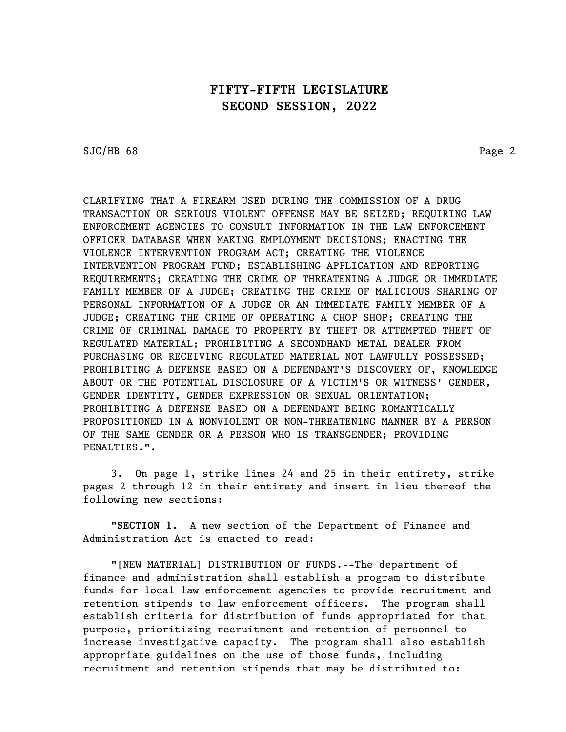CLARIFYING THAT A FIREARM USED DURING THE COMMISSION OF A DRUG TRANSACTION OR SERIOUS VIOLENT OFFENSE MAY BE SEIZED; REQUIRING LAW ENFORCEMENT AGENCIES TO CONSULT INFORMATION IN THE LAW ENFORCEMENT OFFICER DATABASE WHEN MAKING EMPLOYMENT DECISIONS; ENACTING THE VIOLENCE INTERVENTION PROGRAM ACT; CREATING THE VIOLENCE INTERVENTION PROGRAM FUND; ESTABLISHING APPLICATION AND REPORTING REQUIREMENTS; CREATING THE CRIME OF THREATENING A JUDGE OR IMMEDIATE FAMILY MEMBER OF A JUDGE; CREATING THE CRIME OF MALICIOUS SHARING OF PERSONAL INFORMATION OF A JUDGE OR AN IMMEDIATE FAMILY MEMBER OF A JUDGE; CREATING THE CRIME OF OPERATING A CHOP SHOP; CREATING THE CRIME OF CRIMINAL DAMAGE TO PROPERTY BY THEFT OR ATTEMPTED THEFT OF REGULATED MATERIAL; PROHIBITING A SECONDHAND METAL DEALER FROM PURCHASING OR RECEIVING REGULATED MATERIAL NOT LAWFULLY POSSESSED; PROHIBITING A DEFENSE BASED ON A DEFENDANT'S DISCOVERY OF, KNOWLEDGE ABOUT OR THE POTENTIAL DISCLOSURE OF A VICTIM'S OR WITNESS' GENDER, GENDER IDENTITY, GENDER EXPRESSION OR SEXUAL ORIENTATION; PROHIBITING A DEFENSE BASED ON A DEFENDANT BEING ROMANTICALLY PROPOSITIONED IN A NONVIOLENT OR NON-THREATENING MANNER BY A PERSON OF THE SAME GENDER OR A PERSON WHO IS TRANSGENDER; PROVIDING PENALTIES.".

3. On page 1, strike lines 24 and 25 in their entirety, strike pages 2 through 12 in their entirety and insert in lieu thereof the following new sections:

"**SECTION 1.** A new section of the Department of Finance and Administration Act is enacted to read:

"[NEW MATERIAL] DISTRIBUTION OF FUNDS.--The department of finance and administration shall establish a program to distribute funds for local law enforcement agencies to provide recruitment and retention stipends to law enforcement officers. The program shall establish criteria for distribution of funds appropriated for that purpose, prioritizing recruitment and retention of personnel to increase investigative capacity. The program shall also establish appropriate guidelines on the use of those funds, including recruitment and retention stipends that may be distributed to: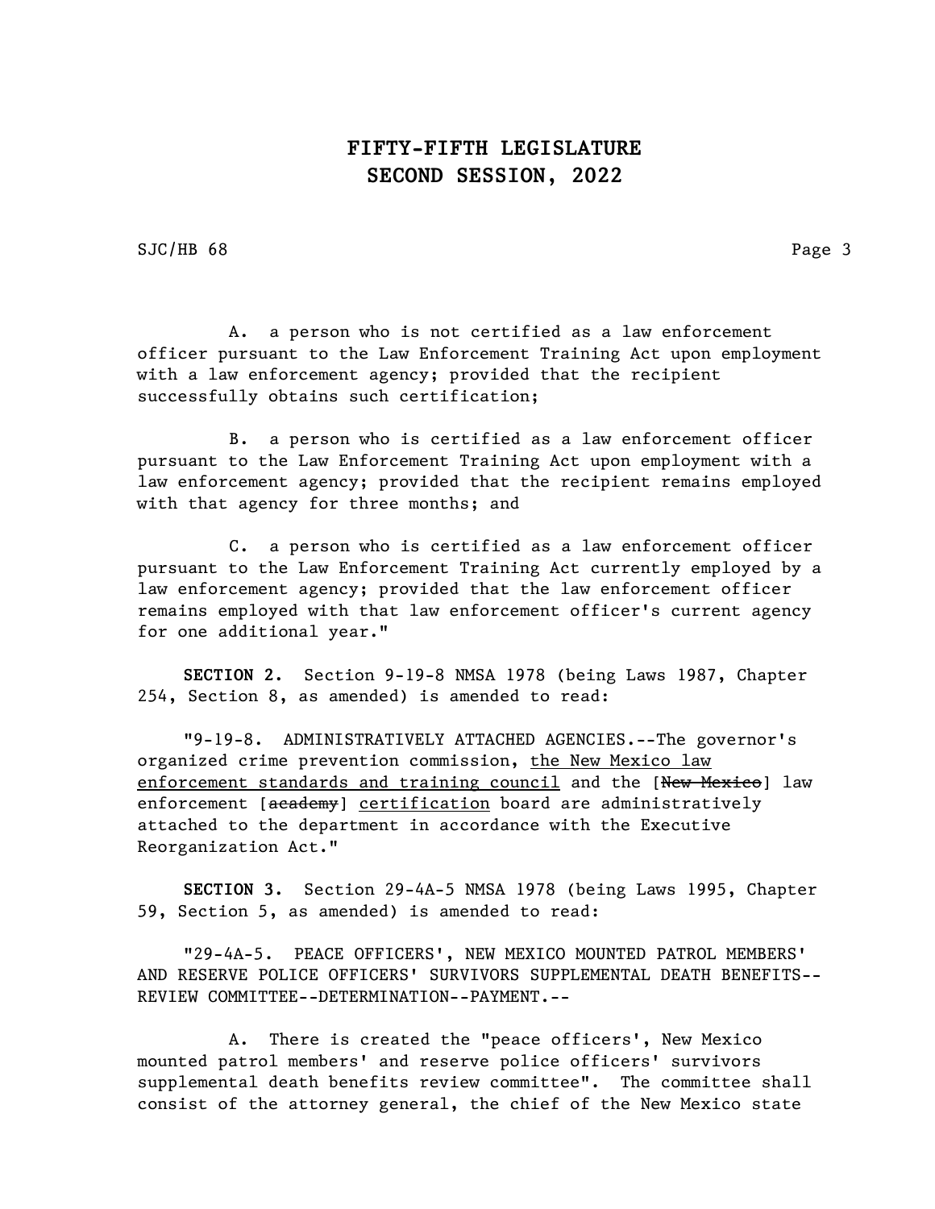A. a person who is not certified as a law enforcement officer pursuant to the Law Enforcement Training Act upon employment with a law enforcement agency; provided that the recipient successfully obtains such certification;

B. a person who is certified as a law enforcement officer pursuant to the Law Enforcement Training Act upon employment with a law enforcement agency; provided that the recipient remains employed with that agency for three months; and

C. a person who is certified as a law enforcement officer pursuant to the Law Enforcement Training Act currently employed by a law enforcement agency; provided that the law enforcement officer remains employed with that law enforcement officer's current agency for one additional year."

**SECTION 2.** Section 9-19-8 NMSA 1978 (being Laws 1987, Chapter 254, Section 8, as amended) is amended to read:

"9-19-8. ADMINISTRATIVELY ATTACHED AGENCIES.--The governor's organized crime prevention commission, <u>the New Mexico law enforcement standards and training council</u> and the [~~New Mexico~~] law enforcement [~~academy~~] <u>certification</u> board are administratively attached to the department in accordance with the Executive Reorganization Act."

**SECTION 3.** Section 29-4A-5 NMSA 1978 (being Laws 1995, Chapter 59, Section 5, as amended) is amended to read:

"29-4A-5. PEACE OFFICERS', NEW MEXICO MOUNTED PATROL MEMBERS' AND RESERVE POLICE OFFICERS' SURVIVORS SUPPLEMENTAL DEATH BENEFITS--REVIEW COMMITTEE--DETERMINATION--PAYMENT.--

A. There is created the "peace officers', New Mexico mounted patrol members' and reserve police officers' survivors supplemental death benefits review committee". The committee shall consist of the attorney general, the chief of the New Mexico state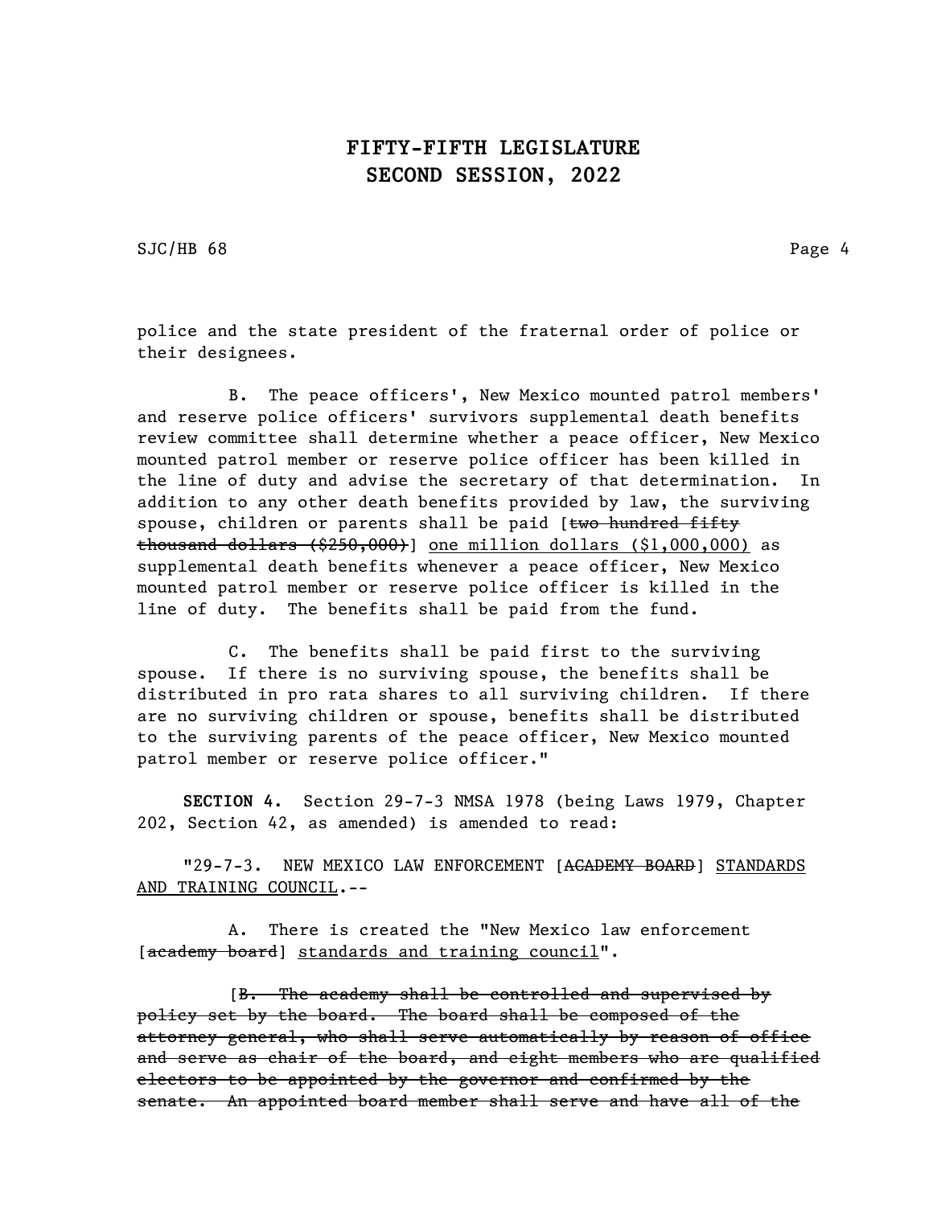police and the state president of the fraternal order of police or their designees.

B. The peace officers', New Mexico mounted patrol members' and reserve police officers' survivors supplemental death benefits review committee shall determine whether a peace officer, New Mexico mounted patrol member or reserve police officer has been killed in the line of duty and advise the secretary of that determination. In addition to any other death benefits provided by law, the surviving spouse, children or parents shall be paid [~~two hundred fifty thousand dollars ($250,000)~~] <u>one million dollars ($1,000,000)</u> as supplemental death benefits whenever a peace officer, New Mexico mounted patrol member or reserve police officer is killed in the line of duty. The benefits shall be paid from the fund.

C. The benefits shall be paid first to the surviving spouse. If there is no surviving spouse, the benefits shall be distributed in pro rata shares to all surviving children. If there are no surviving children or spouse, benefits shall be distributed to the surviving parents of the peace officer, New Mexico mounted patrol member or reserve police officer."

**SECTION 4.** Section 29-7-3 NMSA 1978 (being Laws 1979, Chapter 202, Section 42, as amended) is amended to read:

"29-7-3. NEW MEXICO LAW ENFORCEMENT [~~ACADEMY BOARD~~] <u>STANDARDS AND TRAINING COUNCIL</u>.--

A. There is created the "New Mexico law enforcement [~~academy board~~] <u>standards and training council</u>".

[~~B. The academy shall be controlled and supervised by policy set by the board. The board shall be composed of the attorney general, who shall serve automatically by reason of office and serve as chair of the board, and eight members who are qualified electors to be appointed by the governor and confirmed by the senate. An appointed board member shall serve and have all of the~~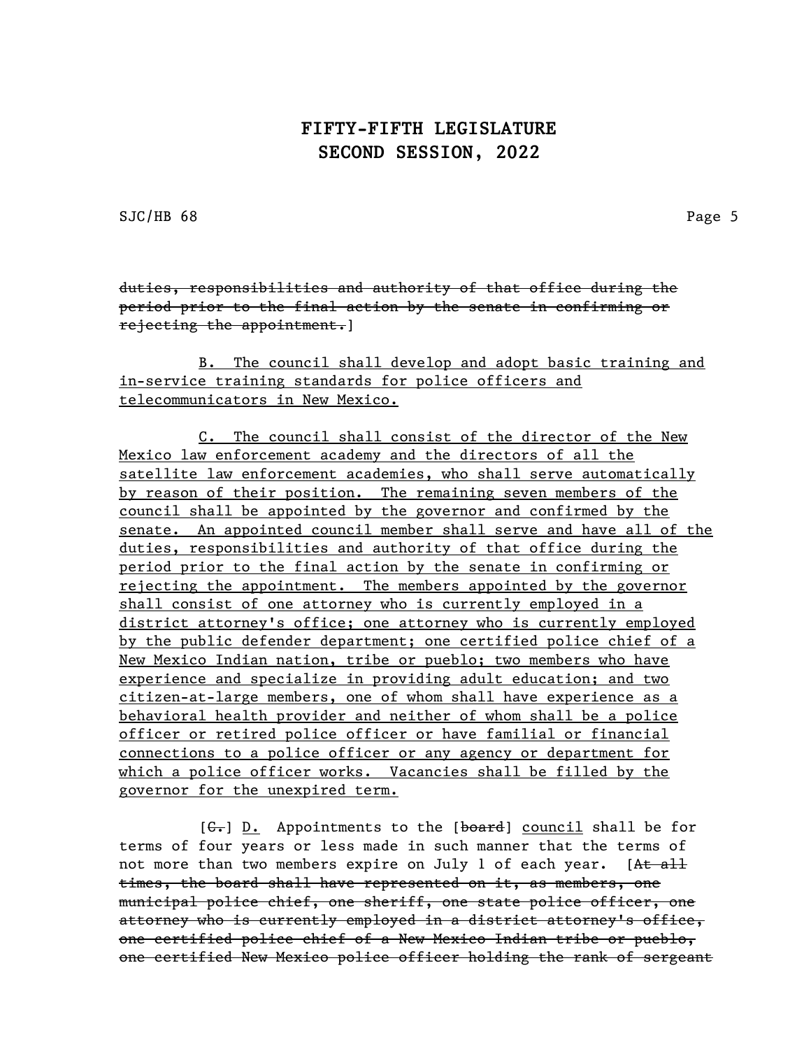~~duties, responsibilities and authority of that office during the period prior to the final action by the senate in confirming or rejecting the appointment.~~]

<u>B. The council shall develop and adopt basic training and in-service training standards for police officers and telecommunicators in New Mexico.</u>

<u>C. The council shall consist of the director of the New Mexico law enforcement academy and the directors of all the satellite law enforcement academies, who shall serve automatically by reason of their position. The remaining seven members of the council shall be appointed by the governor and confirmed by the senate. An appointed council member shall serve and have all of the duties, responsibilities and authority of that office during the period prior to the final action by the senate in confirming or rejecting the appointment. The members appointed by the governor shall consist of one attorney who is currently employed in a district attorney's office; one attorney who is currently employed by the public defender department; one certified police chief of a New Mexico Indian nation, tribe or pueblo; two members who have experience and specialize in providing adult education; and two citizen-at-large members, one of whom shall have experience as a behavioral health provider and neither of whom shall be a police officer or retired police officer or have familial or financial connections to a police officer or any agency or department for which a police officer works. Vacancies shall be filled by the governor for the unexpired term.</u>

[~~C.~~] <u>D.</u> Appointments to the [~~board~~] <u>council</u> shall be for terms of four years or less made in such manner that the terms of not more than two members expire on July 1 of each year. [~~At all times, the board shall have represented on it, as members, one municipal police chief, one sheriff, one state police officer, one attorney who is currently employed in a district attorney's office, one certified police chief of a New Mexico Indian tribe or pueblo, one certified New Mexico police officer holding the rank of sergeant~~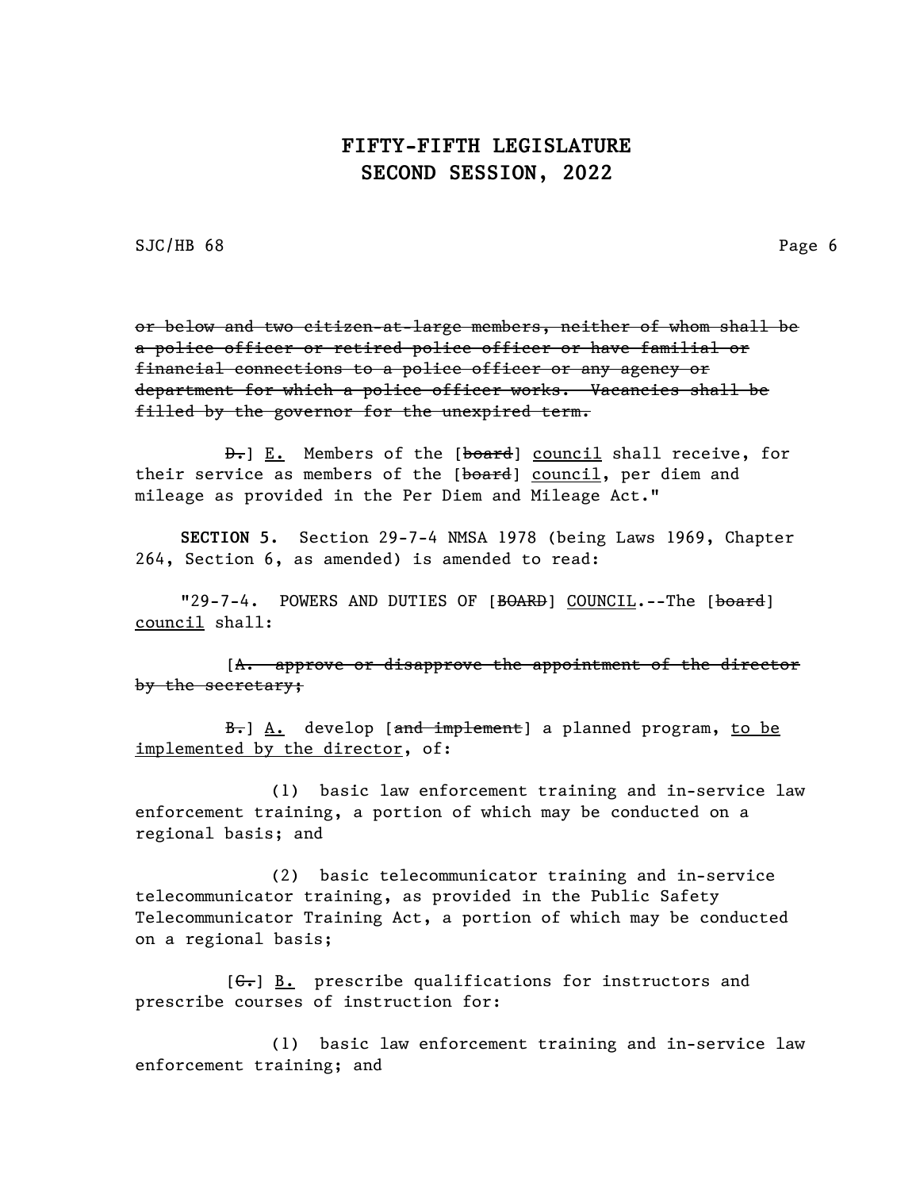~~or below and two citizen-at-large members, neither of whom shall be a police officer or retired police officer or have familial or financial connections to a police officer or any agency or department for which a police officer works. Vacancies shall be filled by the governor for the unexpired term.~~

~~D.~~] <u>E.</u> Members of the [~~board~~] <u>council</u> shall receive, for their service as members of the [~~board~~] <u>council</u>, per diem and mileage as provided in the Per Diem and Mileage Act."

**SECTION 5.** Section 29-7-4 NMSA 1978 (being Laws 1969, Chapter 264, Section 6, as amended) is amended to read:

"29-7-4. POWERS AND DUTIES OF [~~BOARD~~] <u>COUNCIL</u>.--The [~~board~~] <u>council</u> shall:

[~~A. approve or disapprove the appointment of the director by the secretary;~~

~~B.~~] <u>A.</u> develop [~~and implement~~] a planned program, <u>to be implemented by the director</u>, of:

(1) basic law enforcement training and in-service law enforcement training, a portion of which may be conducted on a regional basis; and

(2) basic telecommunicator training and in-service telecommunicator training, as provided in the Public Safety Telecommunicator Training Act, a portion of which may be conducted on a regional basis;

[~~C.~~] <u>B.</u> prescribe qualifications for instructors and prescribe courses of instruction for:

(1) basic law enforcement training and in-service law enforcement training; and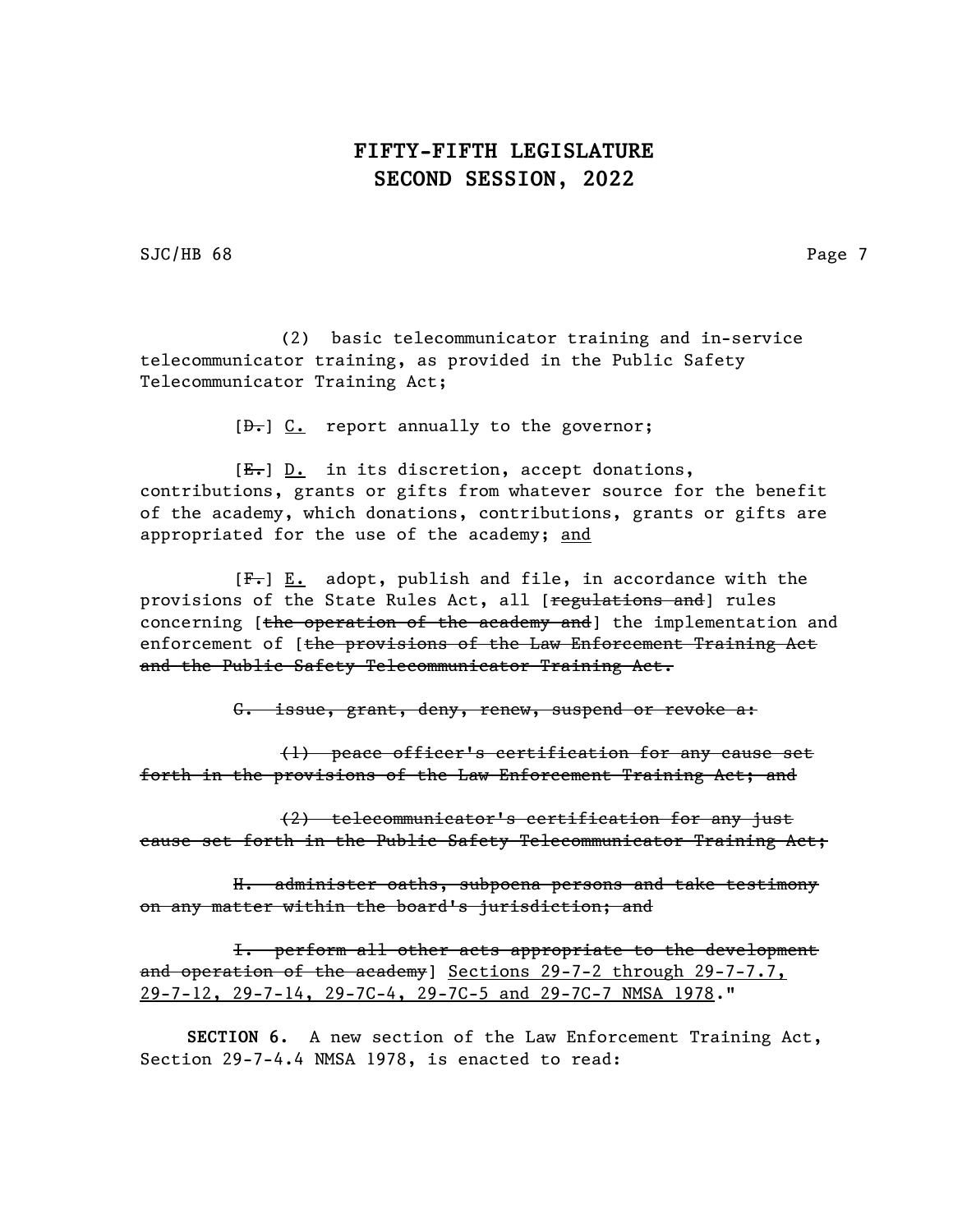(2) basic telecommunicator training and in-service telecommunicator training, as provided in the Public Safety Telecommunicator Training Act;

[~~D.~~] <u>C.</u> report annually to the governor;

[~~E.~~] <u>D.</u> in its discretion, accept donations, contributions, grants or gifts from whatever source for the benefit of the academy, which donations, contributions, grants or gifts are appropriated for the use of the academy; <u>and</u>

[~~F.~~] <u>E.</u> adopt, publish and file, in accordance with the provisions of the State Rules Act, all [~~regulations and~~] rules concerning [~~the operation of the academy and~~] the implementation and enforcement of [~~the provisions of the Law Enforcement Training Act and the Public Safety Telecommunicator Training Act.~~

~~G. issue, grant, deny, renew, suspend or revoke a:~~

~~(1) peace officer's certification for any cause set forth in the provisions of the Law Enforcement Training Act; and~~

~~(2) telecommunicator's certification for any just cause set forth in the Public Safety Telecommunicator Training Act;~~

~~H. administer oaths, subpoena persons and take testimony on any matter within the board's jurisdiction; and~~

~~I. perform all other acts appropriate to the development and operation of the academy~~] <u>Sections 29-7-2 through 29-7-7.7, 29-7-12, 29-7-14, 29-7C-4, 29-7C-5 and 29-7C-7 NMSA 1978</u>."

**SECTION 6.** A new section of the Law Enforcement Training Act, Section 29-7-4.4 NMSA 1978, is enacted to read: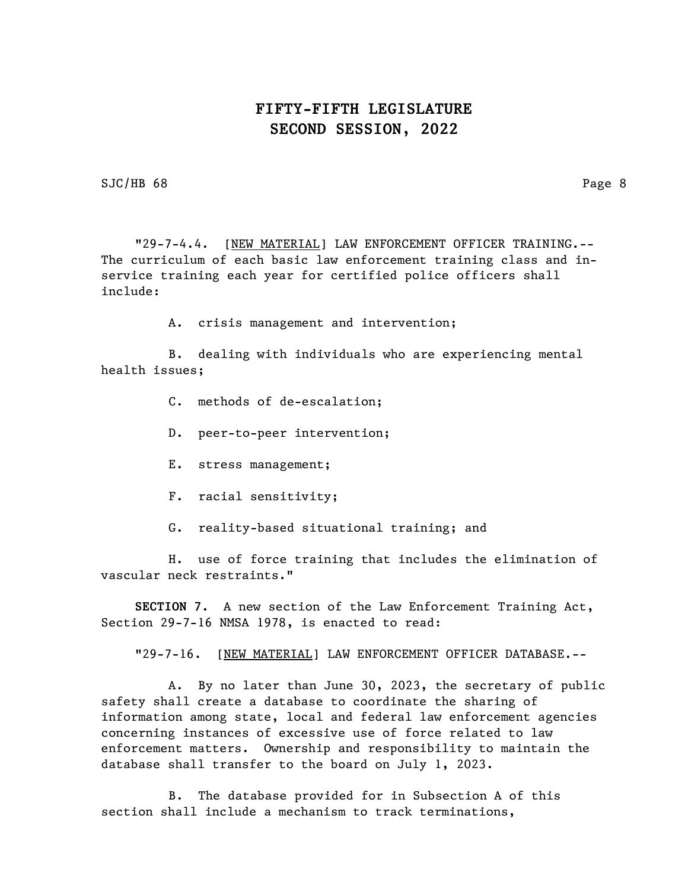"29-7-4.4. [NEW MATERIAL] LAW ENFORCEMENT OFFICER TRAINING.--The curriculum of each basic law enforcement training class and in-service training each year for certified police officers shall include:

A. crisis management and intervention;

B. dealing with individuals who are experiencing mental health issues;

C. methods of de-escalation;

D. peer-to-peer intervention;

E. stress management;

F. racial sensitivity;

G. reality-based situational training; and

H. use of force training that includes the elimination of vascular neck restraints."

**SECTION 7.** A new section of the Law Enforcement Training Act, Section 29-7-16 NMSA 1978, is enacted to read:

"29-7-16. [NEW MATERIAL] LAW ENFORCEMENT OFFICER DATABASE.--

A. By no later than June 30, 2023, the secretary of public safety shall create a database to coordinate the sharing of information among state, local and federal law enforcement agencies concerning instances of excessive use of force related to law enforcement matters. Ownership and responsibility to maintain the database shall transfer to the board on July 1, 2023.

B. The database provided for in Subsection A of this section shall include a mechanism to track terminations,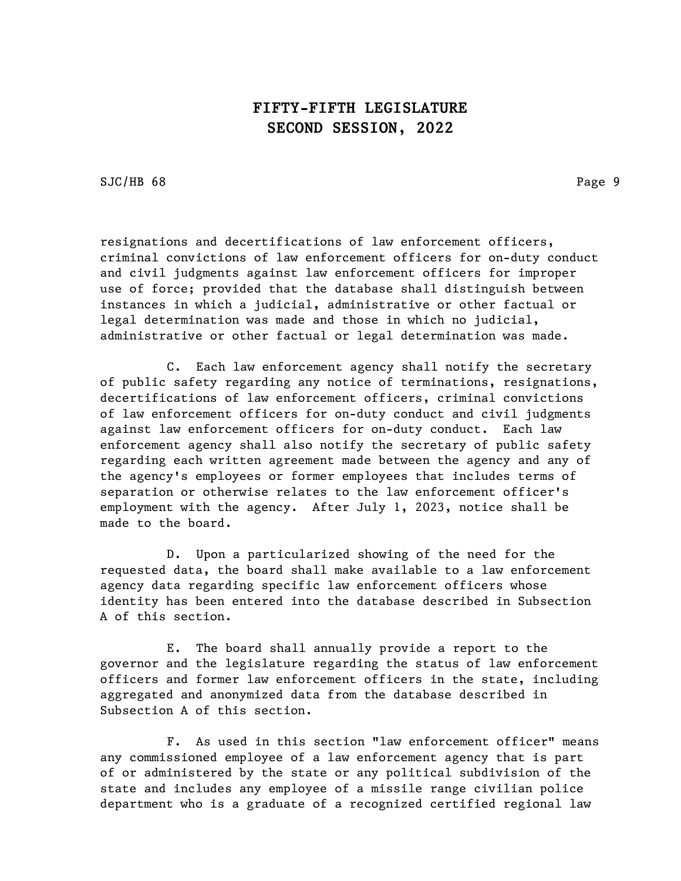resignations and decertifications of law enforcement officers, criminal convictions of law enforcement officers for on-duty conduct and civil judgments against law enforcement officers for improper use of force; provided that the database shall distinguish between instances in which a judicial, administrative or other factual or legal determination was made and those in which no judicial, administrative or other factual or legal determination was made.

C. Each law enforcement agency shall notify the secretary of public safety regarding any notice of terminations, resignations, decertifications of law enforcement officers, criminal convictions of law enforcement officers for on-duty conduct and civil judgments against law enforcement officers for on-duty conduct. Each law enforcement agency shall also notify the secretary of public safety regarding each written agreement made between the agency and any of the agency's employees or former employees that includes terms of separation or otherwise relates to the law enforcement officer's employment with the agency. After July 1, 2023, notice shall be made to the board.

D. Upon a particularized showing of the need for the requested data, the board shall make available to a law enforcement agency data regarding specific law enforcement officers whose identity has been entered into the database described in Subsection A of this section.

E. The board shall annually provide a report to the governor and the legislature regarding the status of law enforcement officers and former law enforcement officers in the state, including aggregated and anonymized data from the database described in Subsection A of this section.

F. As used in this section "law enforcement officer" means any commissioned employee of a law enforcement agency that is part of or administered by the state or any political subdivision of the state and includes any employee of a missile range civilian police department who is a graduate of a recognized certified regional law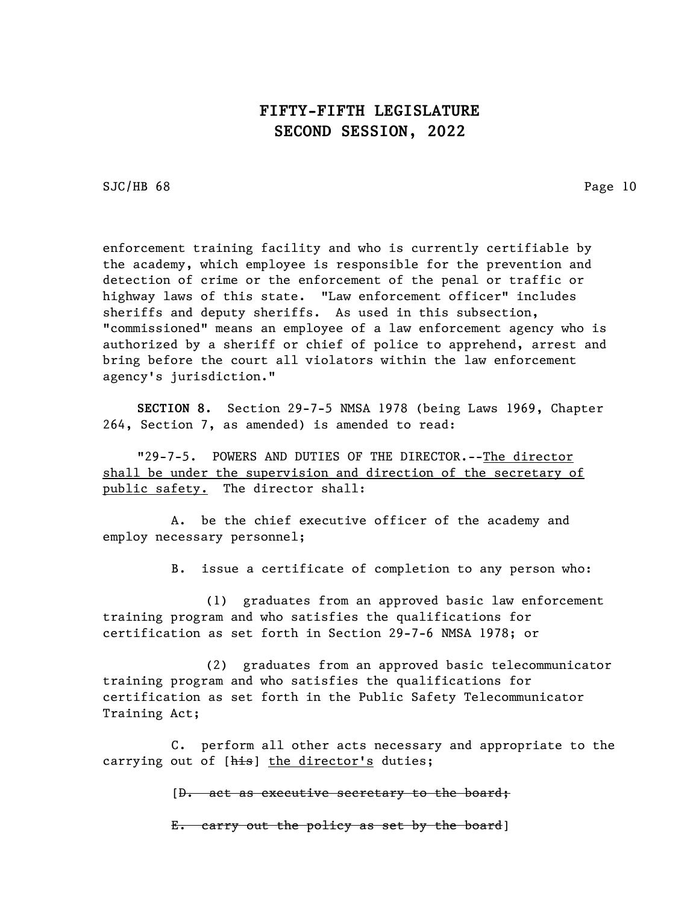enforcement training facility and who is currently certifiable by the academy, which employee is responsible for the prevention and detection of crime or the enforcement of the penal or traffic or highway laws of this state. "Law enforcement officer" includes sheriffs and deputy sheriffs. As used in this subsection, "commissioned" means an employee of a law enforcement agency who is authorized by a sheriff or chief of police to apprehend, arrest and bring before the court all violators within the law enforcement agency's jurisdiction."

**SECTION 8.** Section 29-7-5 NMSA 1978 (being Laws 1969, Chapter 264, Section 7, as amended) is amended to read:

"29-7-5. POWERS AND DUTIES OF THE DIRECTOR.--<u>The director shall be under the supervision and direction of the secretary of public safety.</u> The director shall:

A. be the chief executive officer of the academy and employ necessary personnel;

B. issue a certificate of completion to any person who:

(1) graduates from an approved basic law enforcement training program and who satisfies the qualifications for certification as set forth in Section 29-7-6 NMSA 1978; or

(2) graduates from an approved basic telecommunicator training program and who satisfies the qualifications for certification as set forth in the Public Safety Telecommunicator Training Act;

C. perform all other acts necessary and appropriate to the carrying out of [~~his~~] <u>the director's</u> duties;

[~~D. act as executive secretary to the board;~~

~~E. carry out the policy as set by the board~~]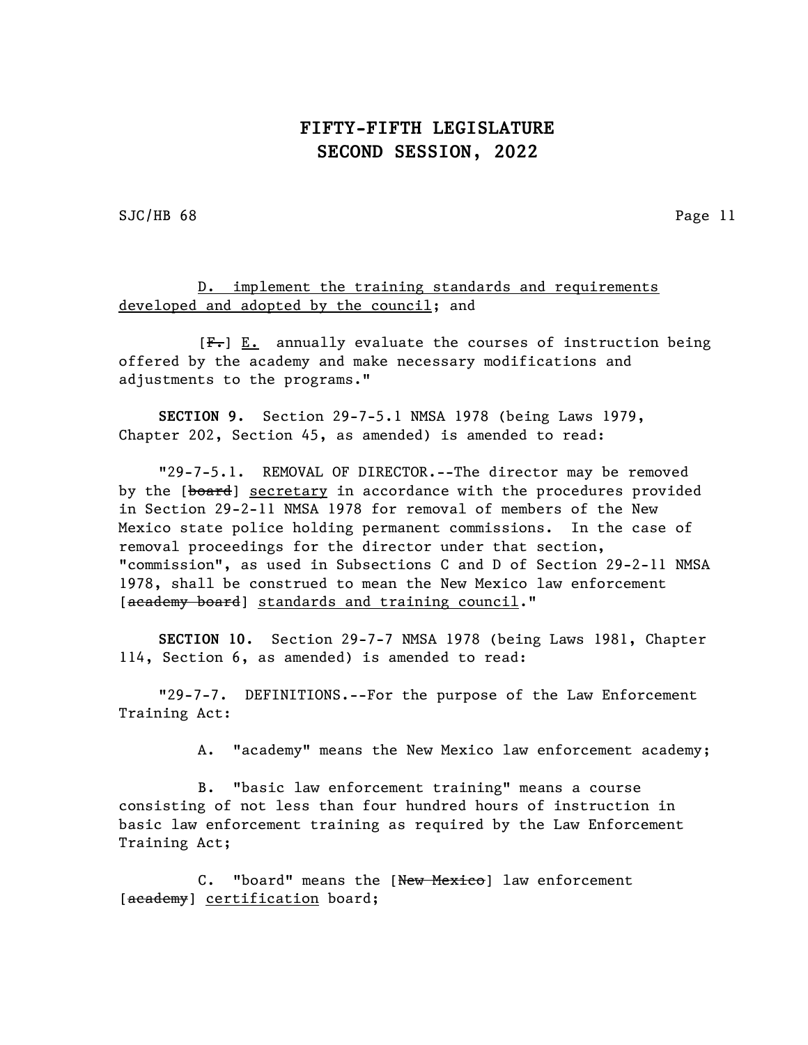D. implement the training standards and requirements developed and adopted by the council; and

[F.] E. annually evaluate the courses of instruction being offered by the academy and make necessary modifications and adjustments to the programs."

**SECTION 9.** Section 29-7-5.1 NMSA 1978 (being Laws 1979, Chapter 202, Section 45, as amended) is amended to read:

"29-7-5.1. REMOVAL OF DIRECTOR.--The director may be removed by the [board] secretary in accordance with the procedures provided in Section 29-2-11 NMSA 1978 for removal of members of the New Mexico state police holding permanent commissions. In the case of removal proceedings for the director under that section, "commission", as used in Subsections C and D of Section 29-2-11 NMSA 1978, shall be construed to mean the New Mexico law enforcement [academy board] standards and training council."

**SECTION 10.** Section 29-7-7 NMSA 1978 (being Laws 1981, Chapter 114, Section 6, as amended) is amended to read:

"29-7-7. DEFINITIONS.--For the purpose of the Law Enforcement Training Act:

A. "academy" means the New Mexico law enforcement academy;

B. "basic law enforcement training" means a course consisting of not less than four hundred hours of instruction in basic law enforcement training as required by the Law Enforcement Training Act;

C. "board" means the [New Mexico] law enforcement [academy] certification board;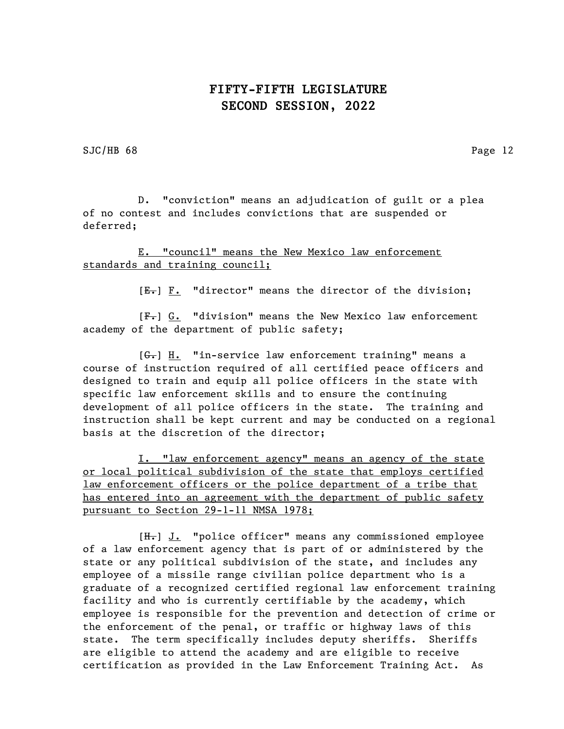D. "conviction" means an adjudication of guilt or a plea of no contest and includes convictions that are suspended or deferred;

<u>E. "council" means the New Mexico law enforcement standards and training council;</u>

[~~E.~~] <u>F.</u> "director" means the director of the division;

[~~F.~~] <u>G.</u> "division" means the New Mexico law enforcement academy of the department of public safety;

[~~G.~~] <u>H.</u> "in-service law enforcement training" means a course of instruction required of all certified peace officers and designed to train and equip all police officers in the state with specific law enforcement skills and to ensure the continuing development of all police officers in the state. The training and instruction shall be kept current and may be conducted on a regional basis at the discretion of the director;

<u>I. "law enforcement agency" means an agency of the state or local political subdivision of the state that employs certified law enforcement officers or the police department of a tribe that has entered into an agreement with the department of public safety pursuant to Section 29-1-11 NMSA 1978;</u>

[~~H.~~] <u>J.</u> "police officer" means any commissioned employee of a law enforcement agency that is part of or administered by the state or any political subdivision of the state, and includes any employee of a missile range civilian police department who is a graduate of a recognized certified regional law enforcement training facility and who is currently certifiable by the academy, which employee is responsible for the prevention and detection of crime or the enforcement of the penal, or traffic or highway laws of this state. The term specifically includes deputy sheriffs. Sheriffs are eligible to attend the academy and are eligible to receive certification as provided in the Law Enforcement Training Act. As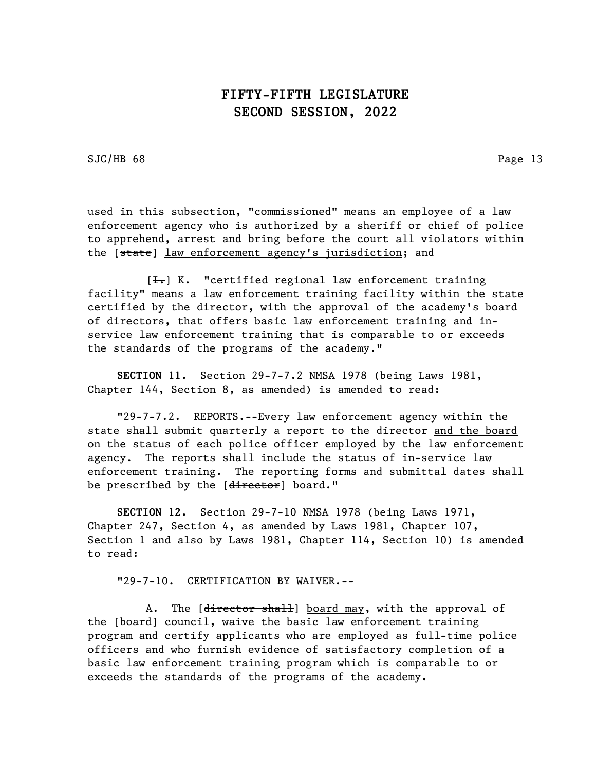used in this subsection, "commissioned" means an employee of a law enforcement agency who is authorized by a sheriff or chief of police to apprehend, arrest and bring before the court all violators within the [~~state~~] <u>law enforcement agency's jurisdiction</u>; and

[~~I.~~] <u>K.</u> "certified regional law enforcement training facility" means a law enforcement training facility within the state certified by the director, with the approval of the academy's board of directors, that offers basic law enforcement training and in-service law enforcement training that is comparable to or exceeds the standards of the programs of the academy."

**SECTION 11.** Section 29-7-7.2 NMSA 1978 (being Laws 1981, Chapter 144, Section 8, as amended) is amended to read:

"29-7-7.2. REPORTS.--Every law enforcement agency within the state shall submit quarterly a report to the director <u>and the board</u> on the status of each police officer employed by the law enforcement agency. The reports shall include the status of in-service law enforcement training. The reporting forms and submittal dates shall be prescribed by the [~~director~~] <u>board</u>."

**SECTION 12.** Section 29-7-10 NMSA 1978 (being Laws 1971, Chapter 247, Section 4, as amended by Laws 1981, Chapter 107, Section 1 and also by Laws 1981, Chapter 114, Section 10) is amended to read:

"29-7-10. CERTIFICATION BY WAIVER.--

A. The [~~director shall~~] <u>board may</u>, with the approval of the [~~board~~] <u>council</u>, waive the basic law enforcement training program and certify applicants who are employed as full-time police officers and who furnish evidence of satisfactory completion of a basic law enforcement training program which is comparable to or exceeds the standards of the programs of the academy.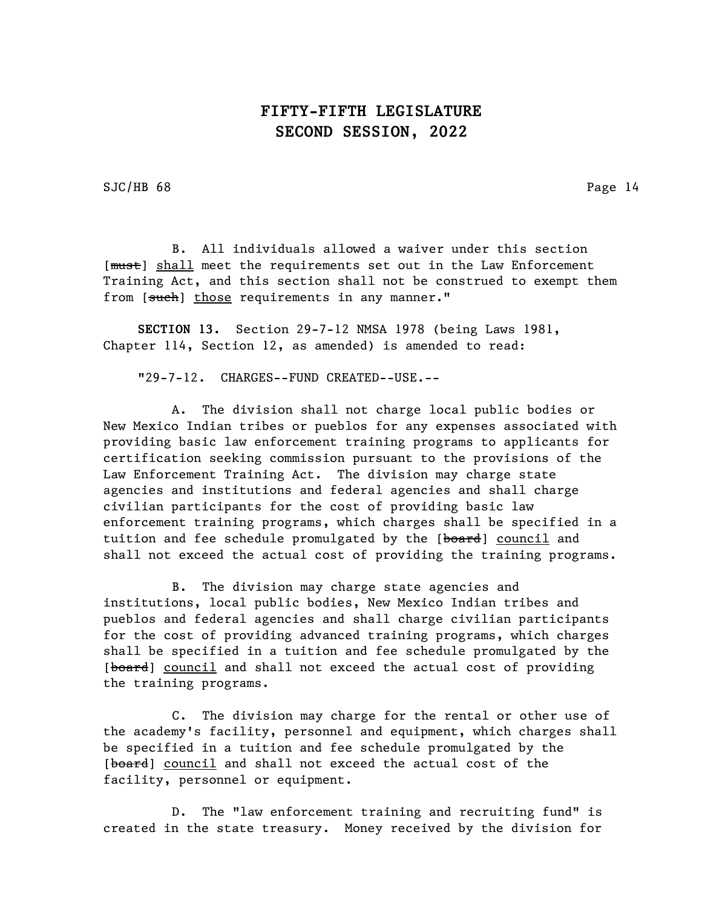B. All individuals allowed a waiver under this section [~~must~~] <u>shall</u> meet the requirements set out in the Law Enforcement Training Act, and this section shall not be construed to exempt them from [~~such~~] <u>those</u> requirements in any manner."

**SECTION 13.** Section 29-7-12 NMSA 1978 (being Laws 1981, Chapter 114, Section 12, as amended) is amended to read:

"29-7-12. CHARGES--FUND CREATED--USE.--

A. The division shall not charge local public bodies or New Mexico Indian tribes or pueblos for any expenses associated with providing basic law enforcement training programs to applicants for certification seeking commission pursuant to the provisions of the Law Enforcement Training Act. The division may charge state agencies and institutions and federal agencies and shall charge civilian participants for the cost of providing basic law enforcement training programs, which charges shall be specified in a tuition and fee schedule promulgated by the [~~board~~] <u>council</u> and shall not exceed the actual cost of providing the training programs.

B. The division may charge state agencies and institutions, local public bodies, New Mexico Indian tribes and pueblos and federal agencies and shall charge civilian participants for the cost of providing advanced training programs, which charges shall be specified in a tuition and fee schedule promulgated by the [~~board~~] <u>council</u> and shall not exceed the actual cost of providing the training programs.

C. The division may charge for the rental or other use of the academy's facility, personnel and equipment, which charges shall be specified in a tuition and fee schedule promulgated by the [~~board~~] <u>council</u> and shall not exceed the actual cost of the facility, personnel or equipment.

D. The "law enforcement training and recruiting fund" is created in the state treasury. Money received by the division for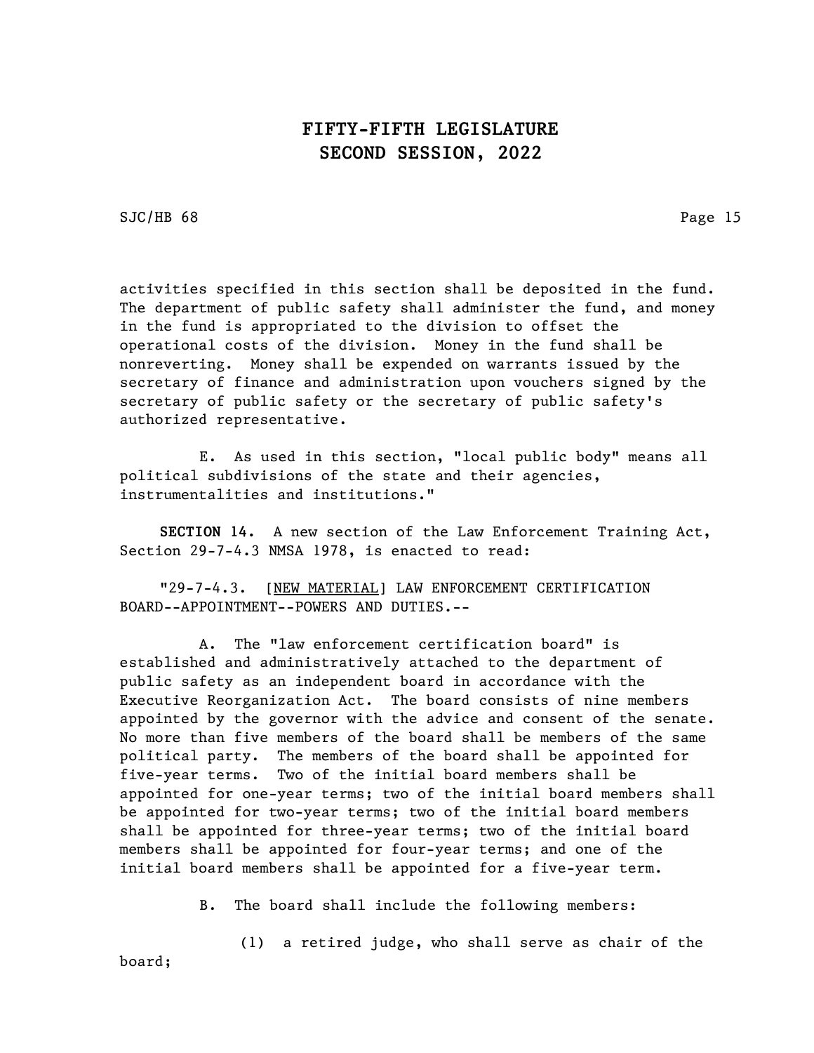activities specified in this section shall be deposited in the fund. The department of public safety shall administer the fund, and money in the fund is appropriated to the division to offset the operational costs of the division. Money in the fund shall be nonreverting. Money shall be expended on warrants issued by the secretary of finance and administration upon vouchers signed by the secretary of public safety or the secretary of public safety's authorized representative.

E. As used in this section, "local public body" means all political subdivisions of the state and their agencies, instrumentalities and institutions."

**SECTION 14.** A new section of the Law Enforcement Training Act, Section 29-7-4.3 NMSA 1978, is enacted to read:

"29-7-4.3. [NEW MATERIAL] LAW ENFORCEMENT CERTIFICATION BOARD--APPOINTMENT--POWERS AND DUTIES.--

A. The "law enforcement certification board" is established and administratively attached to the department of public safety as an independent board in accordance with the Executive Reorganization Act. The board consists of nine members appointed by the governor with the advice and consent of the senate. No more than five members of the board shall be members of the same political party. The members of the board shall be appointed for five-year terms. Two of the initial board members shall be appointed for one-year terms; two of the initial board members shall be appointed for two-year terms; two of the initial board members shall be appointed for three-year terms; two of the initial board members shall be appointed for four-year terms; and one of the initial board members shall be appointed for a five-year term.

B. The board shall include the following members:

(1) a retired judge, who shall serve as chair of the board;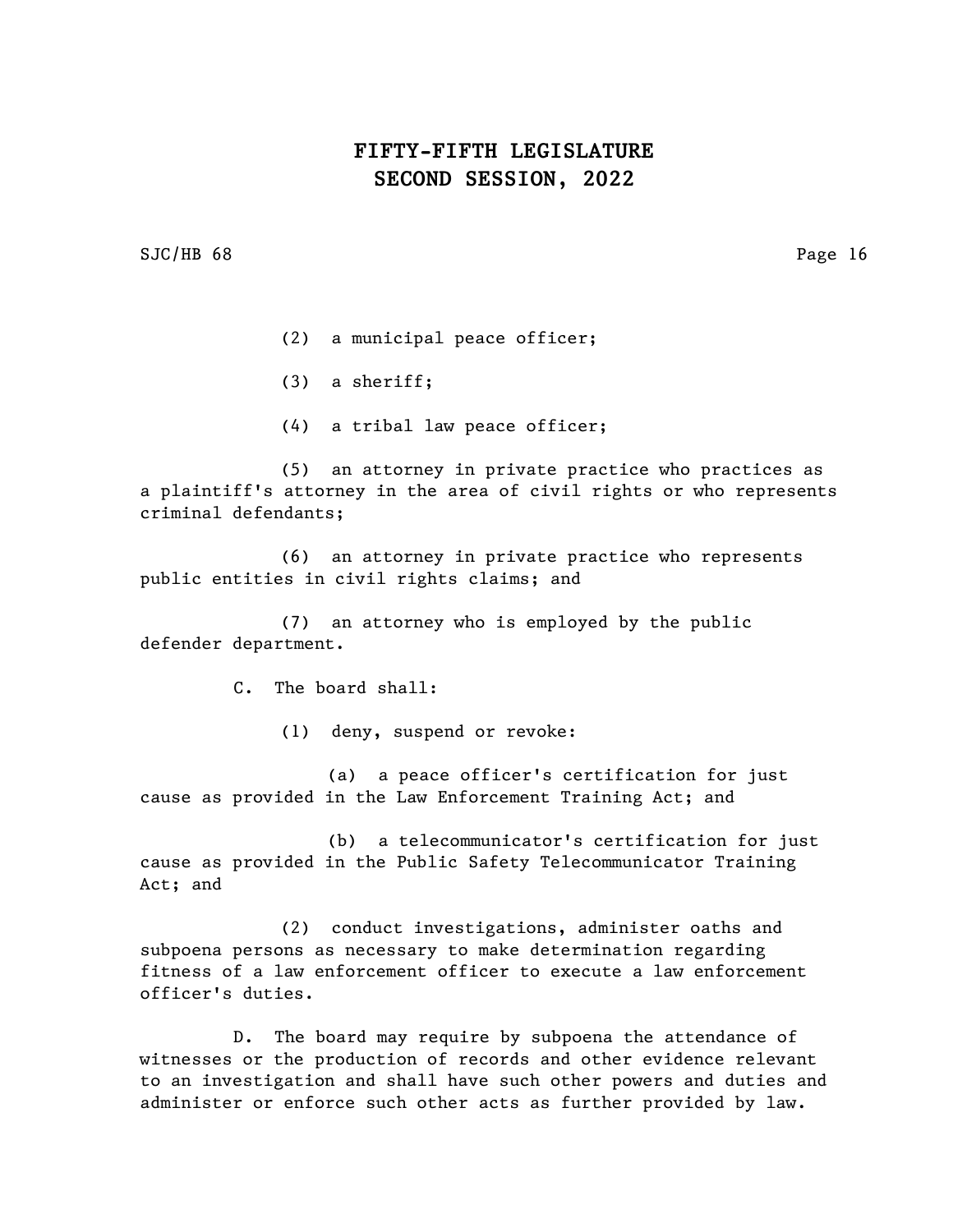(2) a municipal peace officer;

(3) a sheriff;

(4) a tribal law peace officer;

(5) an attorney in private practice who practices as a plaintiff's attorney in the area of civil rights or who represents criminal defendants;

(6) an attorney in private practice who represents public entities in civil rights claims; and

(7) an attorney who is employed by the public defender department.

C. The board shall:

(1) deny, suspend or revoke:

(a) a peace officer's certification for just cause as provided in the Law Enforcement Training Act; and

(b) a telecommunicator's certification for just cause as provided in the Public Safety Telecommunicator Training Act; and

(2) conduct investigations, administer oaths and subpoena persons as necessary to make determination regarding fitness of a law enforcement officer to execute a law enforcement officer's duties.

D. The board may require by subpoena the attendance of witnesses or the production of records and other evidence relevant to an investigation and shall have such other powers and duties and administer or enforce such other acts as further provided by law.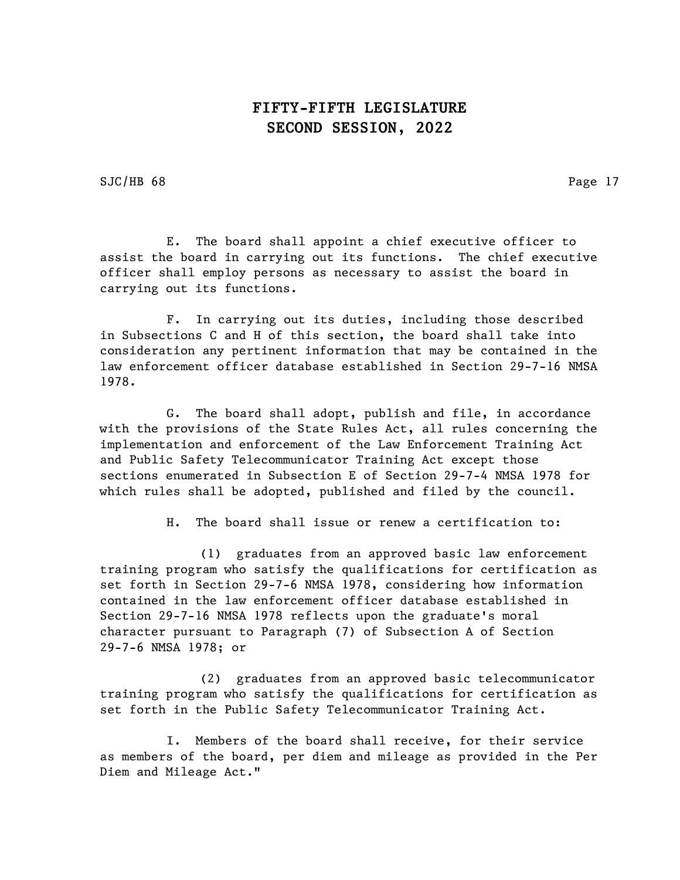E. The board shall appoint a chief executive officer to assist the board in carrying out its functions. The chief executive officer shall employ persons as necessary to assist the board in carrying out its functions.

F. In carrying out its duties, including those described in Subsections C and H of this section, the board shall take into consideration any pertinent information that may be contained in the law enforcement officer database established in Section 29-7-16 NMSA 1978.

G. The board shall adopt, publish and file, in accordance with the provisions of the State Rules Act, all rules concerning the implementation and enforcement of the Law Enforcement Training Act and Public Safety Telecommunicator Training Act except those sections enumerated in Subsection E of Section 29-7-4 NMSA 1978 for which rules shall be adopted, published and filed by the council.

H. The board shall issue or renew a certification to:

(1) graduates from an approved basic law enforcement training program who satisfy the qualifications for certification as set forth in Section 29-7-6 NMSA 1978, considering how information contained in the law enforcement officer database established in Section 29-7-16 NMSA 1978 reflects upon the graduate's moral character pursuant to Paragraph (7) of Subsection A of Section 29-7-6 NMSA 1978; or

(2) graduates from an approved basic telecommunicator training program who satisfy the qualifications for certification as set forth in the Public Safety Telecommunicator Training Act.

I. Members of the board shall receive, for their service as members of the board, per diem and mileage as provided in the Per Diem and Mileage Act."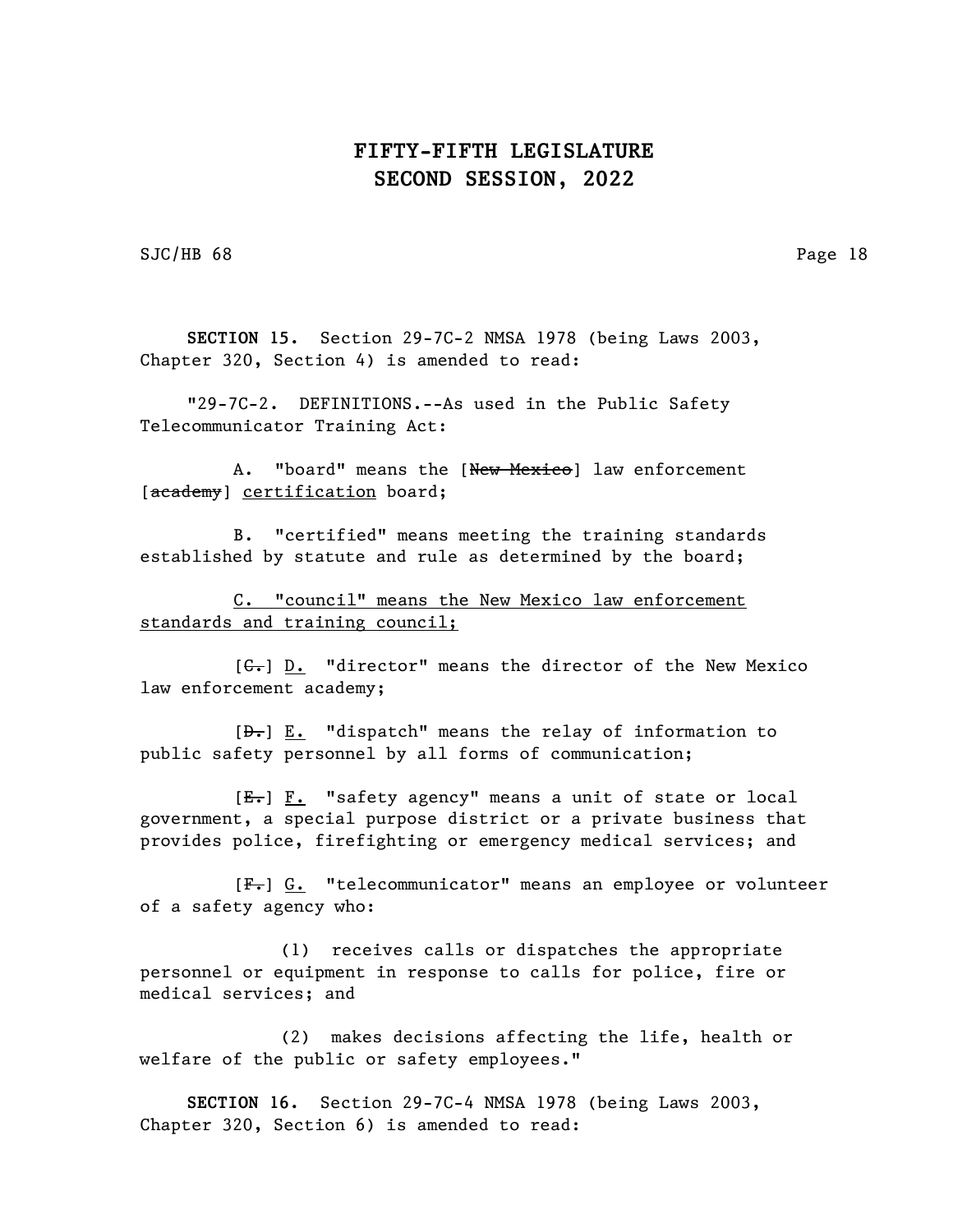**SECTION 15.** Section 29-7C-2 NMSA 1978 (being Laws 2003, Chapter 320, Section 4) is amended to read:

"29-7C-2. DEFINITIONS.--As used in the Public Safety Telecommunicator Training Act:

A. "board" means the [~~New Mexico~~] law enforcement [~~academy~~] <u>certification</u> board;

B. "certified" means meeting the training standards established by statute and rule as determined by the board;

<u>C. "council" means the New Mexico law enforcement standards and training council;</u>

[~~C.~~] <u>D.</u> "director" means the director of the New Mexico law enforcement academy;

[~~D.~~] <u>E.</u> "dispatch" means the relay of information to public safety personnel by all forms of communication;

[~~E.~~] <u>F.</u> "safety agency" means a unit of state or local government, a special purpose district or a private business that provides police, firefighting or emergency medical services; and

[~~F.~~] <u>G.</u> "telecommunicator" means an employee or volunteer of a safety agency who:

(1) receives calls or dispatches the appropriate personnel or equipment in response to calls for police, fire or medical services; and

(2) makes decisions affecting the life, health or welfare of the public or safety employees."

**SECTION 16.** Section 29-7C-4 NMSA 1978 (being Laws 2003, Chapter 320, Section 6) is amended to read: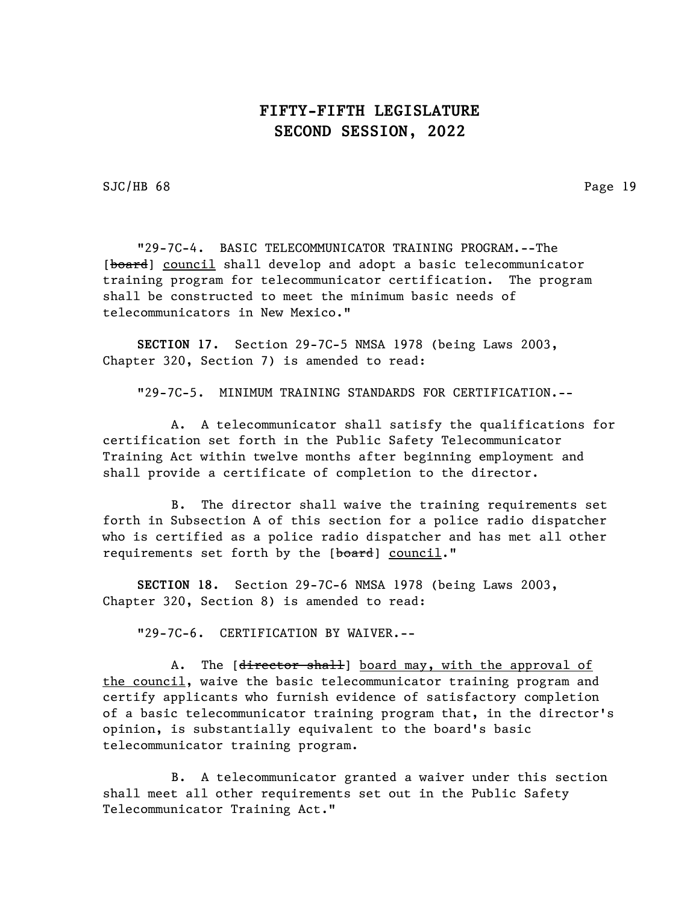"29-7C-4. BASIC TELECOMMUNICATOR TRAINING PROGRAM.--The [~~board~~] <u>council</u> shall develop and adopt a basic telecommunicator training program for telecommunicator certification. The program shall be constructed to meet the minimum basic needs of telecommunicators in New Mexico."

**SECTION 17.** Section 29-7C-5 NMSA 1978 (being Laws 2003, Chapter 320, Section 7) is amended to read:

"29-7C-5. MINIMUM TRAINING STANDARDS FOR CERTIFICATION.--

A. A telecommunicator shall satisfy the qualifications for certification set forth in the Public Safety Telecommunicator Training Act within twelve months after beginning employment and shall provide a certificate of completion to the director.

B. The director shall waive the training requirements set forth in Subsection A of this section for a police radio dispatcher who is certified as a police radio dispatcher and has met all other requirements set forth by the [~~board~~] <u>council</u>."

**SECTION 18.** Section 29-7C-6 NMSA 1978 (being Laws 2003, Chapter 320, Section 8) is amended to read:

"29-7C-6. CERTIFICATION BY WAIVER.--

A. The [~~director shall~~] <u>board may, with the approval of the council</u>, waive the basic telecommunicator training program and certify applicants who furnish evidence of satisfactory completion of a basic telecommunicator training program that, in the director's opinion, is substantially equivalent to the board's basic telecommunicator training program.

B. A telecommunicator granted a waiver under this section shall meet all other requirements set out in the Public Safety Telecommunicator Training Act."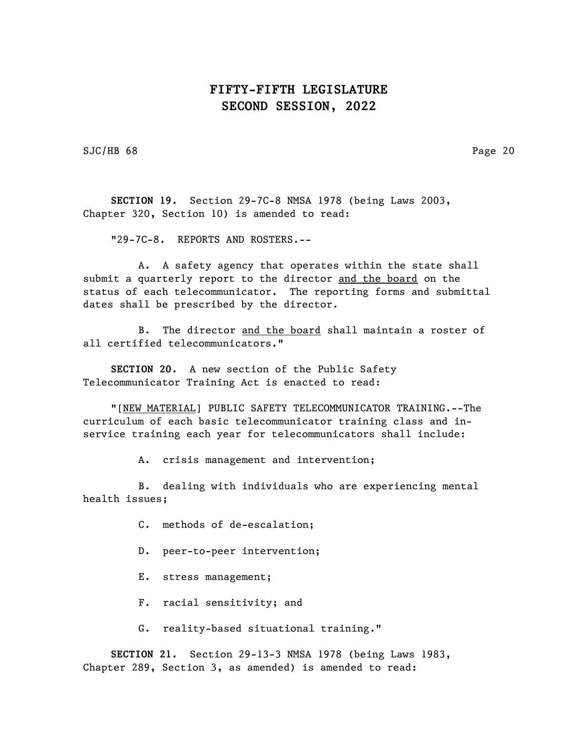**SECTION 19.** Section 29-7C-8 NMSA 1978 (being Laws 2003, Chapter 320, Section 10) is amended to read:

"29-7C-8. REPORTS AND ROSTERS.--

A. A safety agency that operates within the state shall submit a quarterly report to the director <u>and the board</u> on the status of each telecommunicator. The reporting forms and submittal dates shall be prescribed by the director.

B. The director <u>and the board</u> shall maintain a roster of all certified telecommunicators."

**SECTION 20.** A new section of the Public Safety Telecommunicator Training Act is enacted to read:

"[<u>NEW MATERIAL</u>] PUBLIC SAFETY TELECOMMUNICATOR TRAINING.--The curriculum of each basic telecommunicator training class and in-service training each year for telecommunicators shall include:

A. crisis management and intervention;

B. dealing with individuals who are experiencing mental health issues;

C. methods of de-escalation;

D. peer-to-peer intervention;

E. stress management;

F. racial sensitivity; and

G. reality-based situational training."

**SECTION 21.** Section 29-13-3 NMSA 1978 (being Laws 1983, Chapter 289, Section 3, as amended) is amended to read: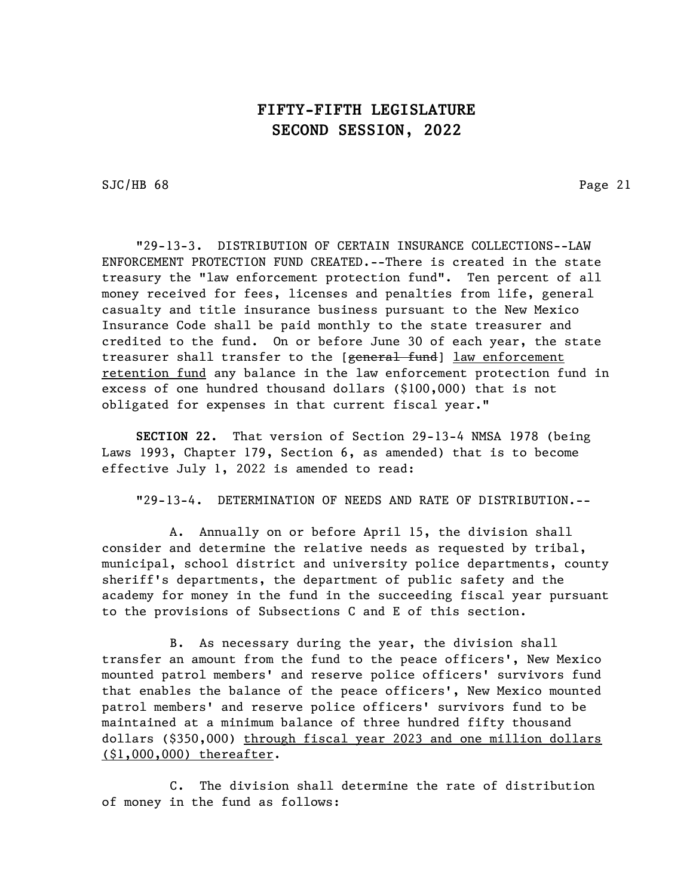"29-13-3. DISTRIBUTION OF CERTAIN INSURANCE COLLECTIONS--LAW ENFORCEMENT PROTECTION FUND CREATED.--There is created in the state treasury the "law enforcement protection fund". Ten percent of all money received for fees, licenses and penalties from life, general casualty and title insurance business pursuant to the New Mexico Insurance Code shall be paid monthly to the state treasurer and credited to the fund. On or before June 30 of each year, the state treasurer shall transfer to the [~~general fund~~] <u>law enforcement retention fund</u> any balance in the law enforcement protection fund in excess of one hundred thousand dollars ($100,000) that is not obligated for expenses in that current fiscal year."

**SECTION 22.** That version of Section 29-13-4 NMSA 1978 (being Laws 1993, Chapter 179, Section 6, as amended) that is to become effective July 1, 2022 is amended to read:

"29-13-4. DETERMINATION OF NEEDS AND RATE OF DISTRIBUTION.--

A. Annually on or before April 15, the division shall consider and determine the relative needs as requested by tribal, municipal, school district and university police departments, county sheriff's departments, the department of public safety and the academy for money in the fund in the succeeding fiscal year pursuant to the provisions of Subsections C and E of this section.

B. As necessary during the year, the division shall transfer an amount from the fund to the peace officers', New Mexico mounted patrol members' and reserve police officers' survivors fund that enables the balance of the peace officers', New Mexico mounted patrol members' and reserve police officers' survivors fund to be maintained at a minimum balance of three hundred fifty thousand dollars ($350,000) <u>through fiscal year 2023 and one million dollars ($1,000,000) thereafter</u>.

C. The division shall determine the rate of distribution of money in the fund as follows: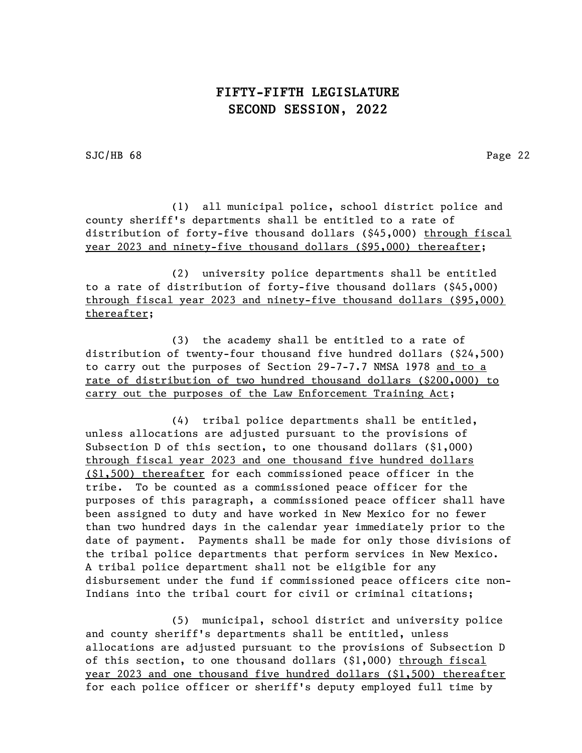(1) all municipal police, school district police and county sheriff's departments shall be entitled to a rate of distribution of forty-five thousand dollars ($45,000) <u>through fiscal year 2023 and ninety-five thousand dollars ($95,000) thereafter</u>;

(2) university police departments shall be entitled to a rate of distribution of forty-five thousand dollars ($45,000) <u>through fiscal year 2023 and ninety-five thousand dollars ($95,000) thereafter</u>;

(3) the academy shall be entitled to a rate of distribution of twenty-four thousand five hundred dollars ($24,500) to carry out the purposes of Section 29-7-7.7 NMSA 1978 <u>and to a rate of distribution of two hundred thousand dollars ($200,000) to carry out the purposes of the Law Enforcement Training Act</u>;

(4) tribal police departments shall be entitled, unless allocations are adjusted pursuant to the provisions of Subsection D of this section, to one thousand dollars ($1,000) <u>through fiscal year 2023 and one thousand five hundred dollars ($1,500) thereafter</u> for each commissioned peace officer in the tribe. To be counted as a commissioned peace officer for the purposes of this paragraph, a commissioned peace officer shall have been assigned to duty and have worked in New Mexico for no fewer than two hundred days in the calendar year immediately prior to the date of payment. Payments shall be made for only those divisions of the tribal police departments that perform services in New Mexico. A tribal police department shall not be eligible for any disbursement under the fund if commissioned peace officers cite non-Indians into the tribal court for civil or criminal citations;

(5) municipal, school district and university police and county sheriff's departments shall be entitled, unless allocations are adjusted pursuant to the provisions of Subsection D of this section, to one thousand dollars ($1,000) <u>through fiscal year 2023 and one thousand five hundred dollars ($1,500) thereafter</u> for each police officer or sheriff's deputy employed full time by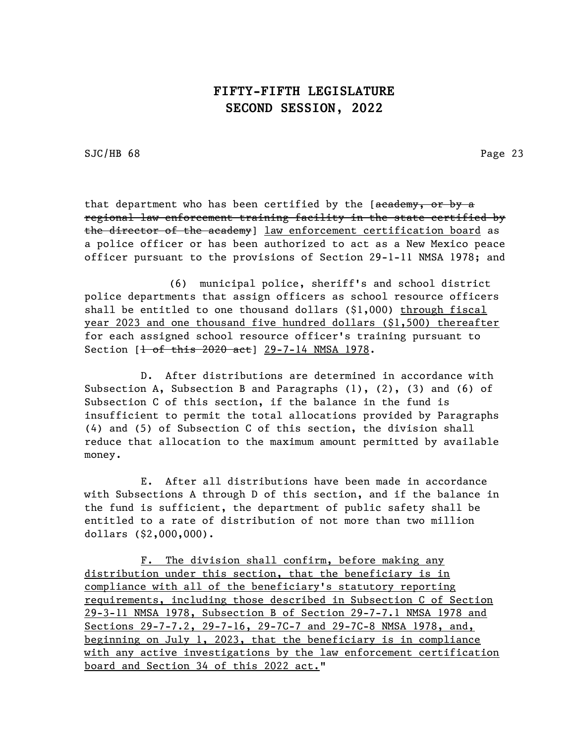that department who has been certified by the [~~academy, or by a regional law enforcement training facility in the state certified by the director of the academy~~] <u>law enforcement certification board</u> as a police officer or has been authorized to act as a New Mexico peace officer pursuant to the provisions of Section 29-1-11 NMSA 1978; and

(6) municipal police, sheriff's and school district police departments that assign officers as school resource officers shall be entitled to one thousand dollars ($1,000) <u>through fiscal year 2023 and one thousand five hundred dollars ($1,500) thereafter</u> for each assigned school resource officer's training pursuant to Section [~~1 of this 2020 act~~] <u>29-7-14 NMSA 1978</u>.

D. After distributions are determined in accordance with Subsection A, Subsection B and Paragraphs (1), (2), (3) and (6) of Subsection C of this section, if the balance in the fund is insufficient to permit the total allocations provided by Paragraphs (4) and (5) of Subsection C of this section, the division shall reduce that allocation to the maximum amount permitted by available money.

E. After all distributions have been made in accordance with Subsections A through D of this section, and if the balance in the fund is sufficient, the department of public safety shall be entitled to a rate of distribution of not more than two million dollars ($2,000,000).

<u>F. The division shall confirm, before making any distribution under this section, that the beneficiary is in compliance with all of the beneficiary's statutory reporting requirements, including those described in Subsection C of Section 29-3-11 NMSA 1978, Subsection B of Section 29-7-7.1 NMSA 1978 and Sections 29-7-7.2, 29-7-16, 29-7C-7 and 29-7C-8 NMSA 1978, and, beginning on July 1, 2023, that the beneficiary is in compliance with any active investigations by the law enforcement certification board and Section 34 of this 2022 act.</u>"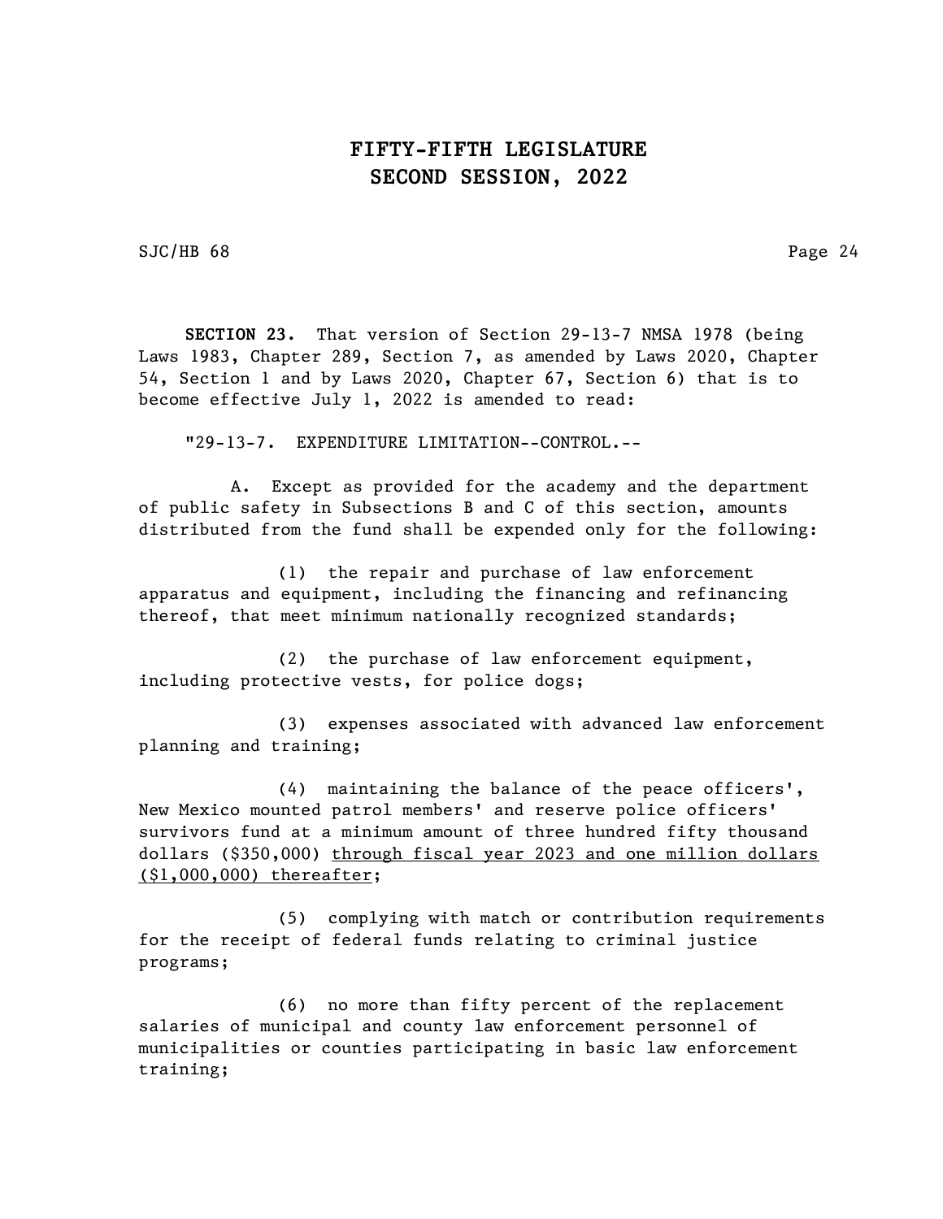**SECTION 23.** That version of Section 29-13-7 NMSA 1978 (being Laws 1983, Chapter 289, Section 7, as amended by Laws 2020, Chapter 54, Section 1 and by Laws 2020, Chapter 67, Section 6) that is to become effective July 1, 2022 is amended to read:

"29-13-7. EXPENDITURE LIMITATION--CONTROL.--

A. Except as provided for the academy and the department of public safety in Subsections B and C of this section, amounts distributed from the fund shall be expended only for the following:

(1) the repair and purchase of law enforcement apparatus and equipment, including the financing and refinancing thereof, that meet minimum nationally recognized standards;

(2) the purchase of law enforcement equipment, including protective vests, for police dogs;

(3) expenses associated with advanced law enforcement planning and training;

(4) maintaining the balance of the peace officers', New Mexico mounted patrol members' and reserve police officers' survivors fund at a minimum amount of three hundred fifty thousand dollars ($350,000) <u>through fiscal year 2023 and one million dollars ($1,000,000) thereafter</u>;

(5) complying with match or contribution requirements for the receipt of federal funds relating to criminal justice programs;

(6) no more than fifty percent of the replacement salaries of municipal and county law enforcement personnel of municipalities or counties participating in basic law enforcement training;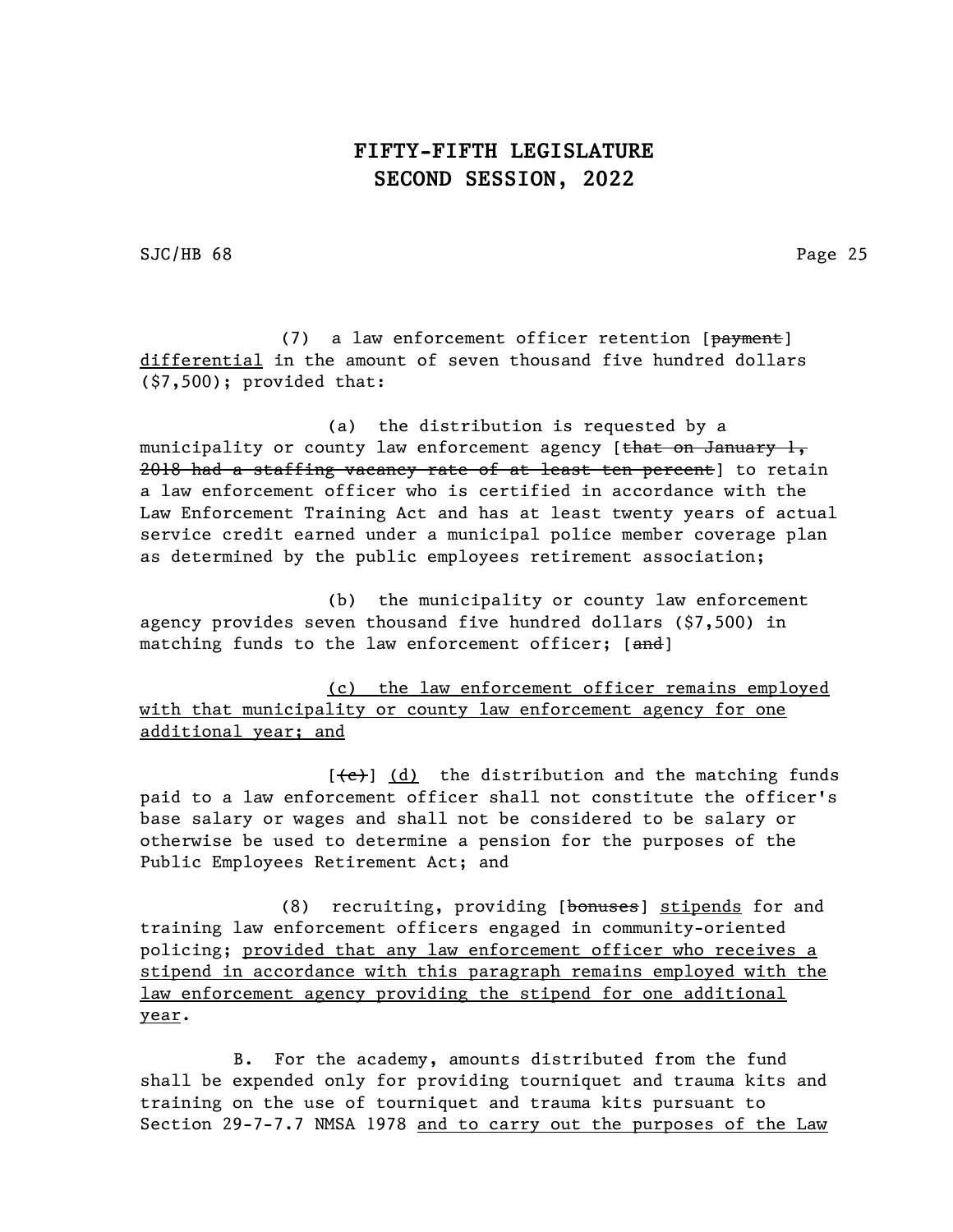(7) a law enforcement officer retention [~~payment~~] <u>differential</u> in the amount of seven thousand five hundred dollars ($7,500); provided that:

(a) the distribution is requested by a municipality or county law enforcement agency [~~that on January 1, 2018 had a staffing vacancy rate of at least ten percent~~] to retain a law enforcement officer who is certified in accordance with the Law Enforcement Training Act and has at least twenty years of actual service credit earned under a municipal police member coverage plan as determined by the public employees retirement association;

(b) the municipality or county law enforcement agency provides seven thousand five hundred dollars ($7,500) in matching funds to the law enforcement officer; [~~and~~]

<u>(c) the law enforcement officer remains employed with that municipality or county law enforcement agency for one additional year; and</u>

[~~(c)~~] <u>(d)</u> the distribution and the matching funds paid to a law enforcement officer shall not constitute the officer's base salary or wages and shall not be considered to be salary or otherwise be used to determine a pension for the purposes of the Public Employees Retirement Act; and

(8) recruiting, providing [~~bonuses~~] <u>stipends</u> for and training law enforcement officers engaged in community-oriented policing; <u>provided that any law enforcement officer who receives a stipend in accordance with this paragraph remains employed with the law enforcement agency providing the stipend for one additional year</u>.

B. For the academy, amounts distributed from the fund shall be expended only for providing tourniquet and trauma kits and training on the use of tourniquet and trauma kits pursuant to Section 29-7-7.7 NMSA 1978 <u>and to carry out the purposes of the Law</u>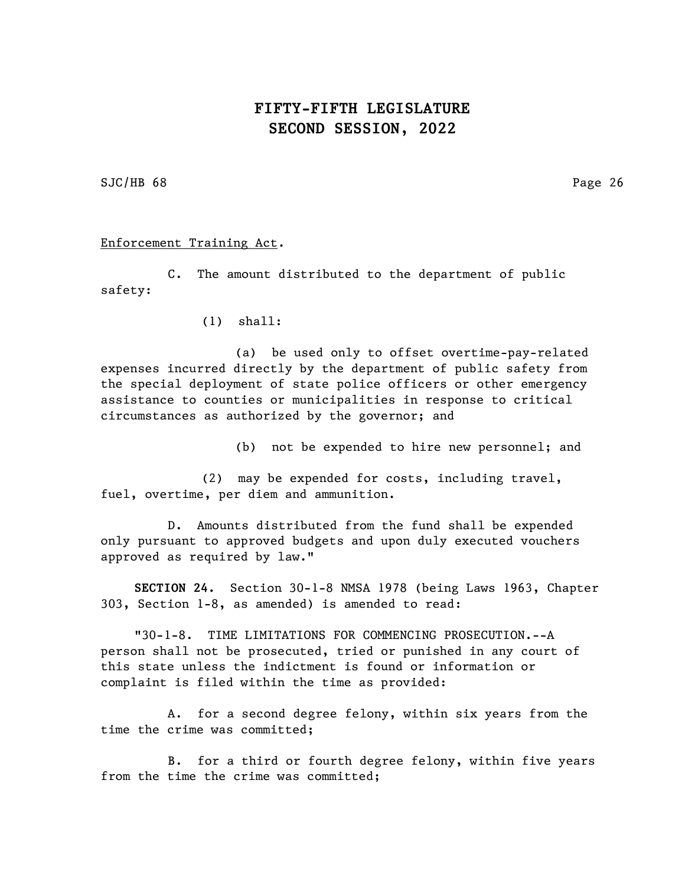Enforcement Training Act.

C. The amount distributed to the department of public safety:

(1) shall:

(a) be used only to offset overtime-pay-related expenses incurred directly by the department of public safety from the special deployment of state police officers or other emergency assistance to counties or municipalities in response to critical circumstances as authorized by the governor; and

(b) not be expended to hire new personnel; and

(2) may be expended for costs, including travel, fuel, overtime, per diem and ammunition.

D. Amounts distributed from the fund shall be expended only pursuant to approved budgets and upon duly executed vouchers approved as required by law."

**SECTION 24.** Section 30-1-8 NMSA 1978 (being Laws 1963, Chapter 303, Section 1-8, as amended) is amended to read:

"30-1-8. TIME LIMITATIONS FOR COMMENCING PROSECUTION.--A person shall not be prosecuted, tried or punished in any court of this state unless the indictment is found or information or complaint is filed within the time as provided:

A. for a second degree felony, within six years from the time the crime was committed;

B. for a third or fourth degree felony, within five years from the time the crime was committed;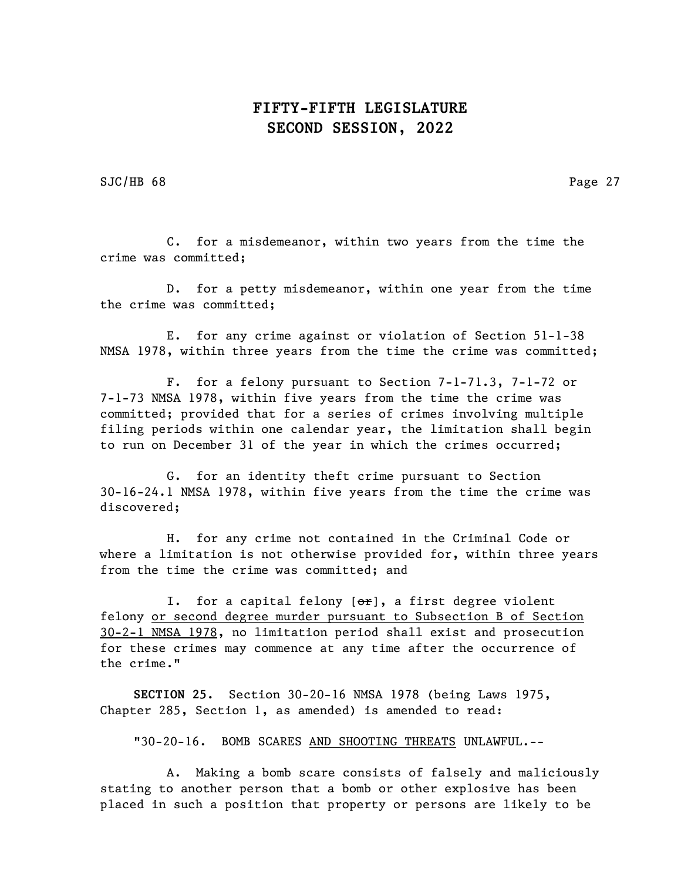C. for a misdemeanor, within two years from the time the crime was committed;

D. for a petty misdemeanor, within one year from the time the crime was committed;

E. for any crime against or violation of Section 51-1-38 NMSA 1978, within three years from the time the crime was committed;

F. for a felony pursuant to Section 7-1-71.3, 7-1-72 or 7-1-73 NMSA 1978, within five years from the time the crime was committed; provided that for a series of crimes involving multiple filing periods within one calendar year, the limitation shall begin to run on December 31 of the year in which the crimes occurred;

G. for an identity theft crime pursuant to Section 30-16-24.1 NMSA 1978, within five years from the time the crime was discovered;

H. for any crime not contained in the Criminal Code or where a limitation is not otherwise provided for, within three years from the time the crime was committed; and

I. for a capital felony [~~or~~], a first degree violent felony <u>or second degree murder pursuant to Subsection B of Section 30-2-1 NMSA 1978</u>, no limitation period shall exist and prosecution for these crimes may commence at any time after the occurrence of the crime."

**SECTION 25.** Section 30-20-16 NMSA 1978 (being Laws 1975, Chapter 285, Section 1, as amended) is amended to read:

"30-20-16. BOMB SCARES <u>AND SHOOTING THREATS</u> UNLAWFUL.--

A. Making a bomb scare consists of falsely and maliciously stating to another person that a bomb or other explosive has been placed in such a position that property or persons are likely to be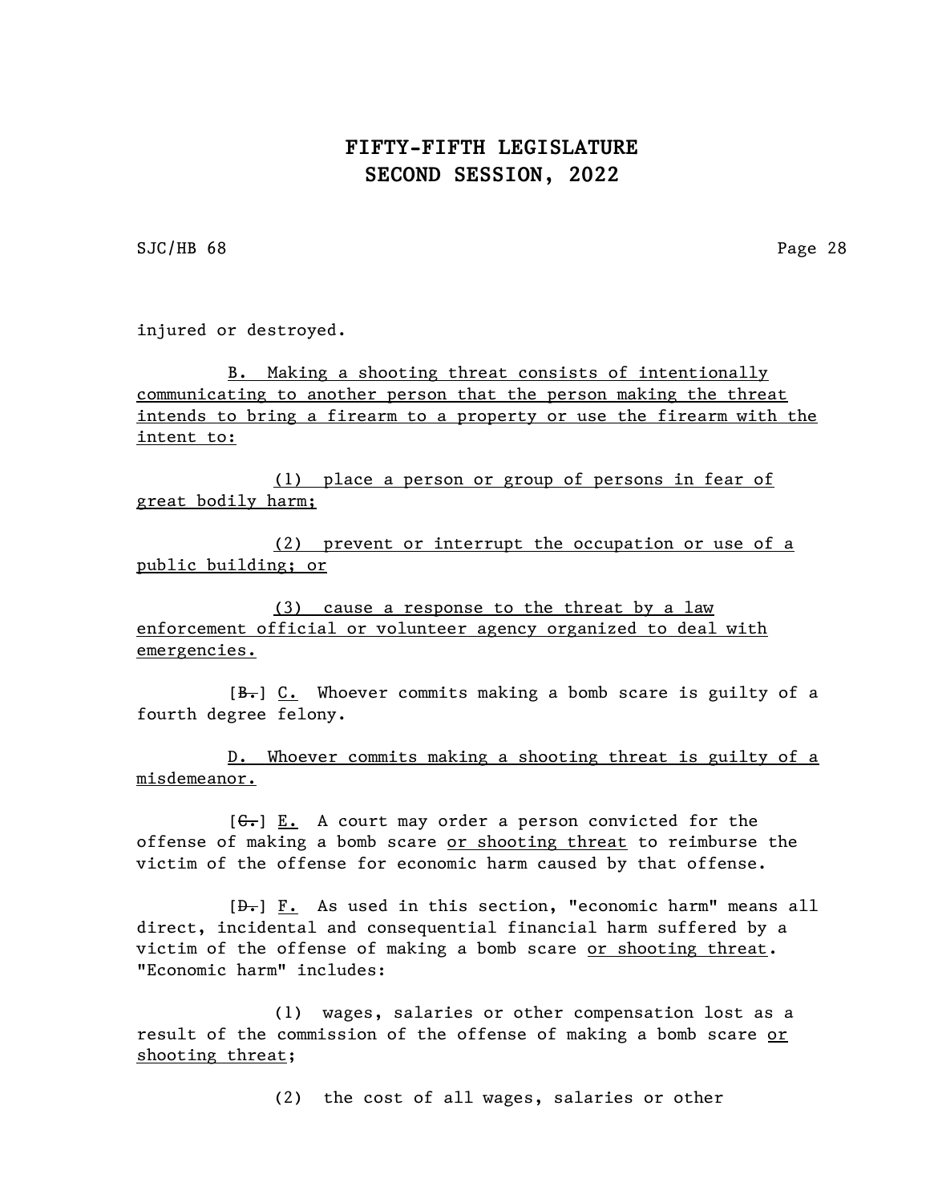injured or destroyed.

<u>B. Making a shooting threat consists of intentionally communicating to another person that the person making the threat intends to bring a firearm to a property or use the firearm with the intent to:</u>

<u>(1) place a person or group of persons in fear of great bodily harm;</u>

<u>(2) prevent or interrupt the occupation or use of a public building; or</u>

<u>(3) cause a response to the threat by a law enforcement official or volunteer agency organized to deal with emergencies.</u>

[~~B.~~] <u>C.</u> Whoever commits making a bomb scare is guilty of a fourth degree felony.

<u>D. Whoever commits making a shooting threat is guilty of a misdemeanor.</u>

[~~C.~~] <u>E.</u> A court may order a person convicted for the offense of making a bomb scare <u>or shooting threat</u> to reimburse the victim of the offense for economic harm caused by that offense.

[~~D.~~] <u>F.</u> As used in this section, "economic harm" means all direct, incidental and consequential financial harm suffered by a victim of the offense of making a bomb scare <u>or shooting threat</u>. "Economic harm" includes:

(1) wages, salaries or other compensation lost as a result of the commission of the offense of making a bomb scare <u>or shooting threat</u>;

(2) the cost of all wages, salaries or other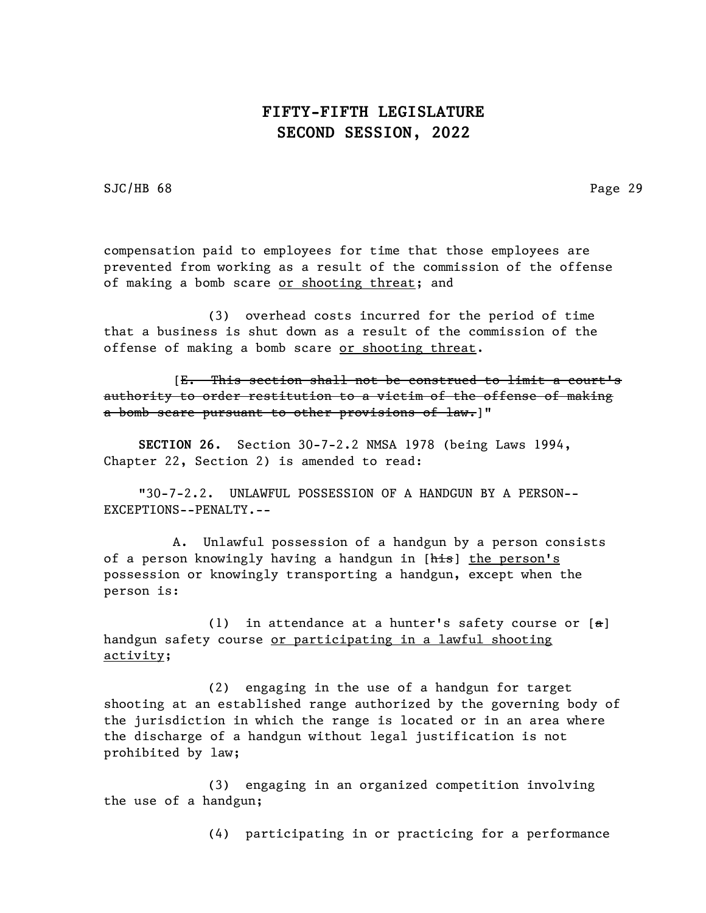compensation paid to employees for time that those employees are prevented from working as a result of the commission of the offense of making a bomb scare <u>or shooting threat</u>; and

(3) overhead costs incurred for the period of time that a business is shut down as a result of the commission of the offense of making a bomb scare <u>or shooting threat</u>.

[~~E. This section shall not be construed to limit a court's authority to order restitution to a victim of the offense of making a bomb scare pursuant to other provisions of law.~~]"

**SECTION 26.** Section 30-7-2.2 NMSA 1978 (being Laws 1994, Chapter 22, Section 2) is amended to read:

"30-7-2.2. UNLAWFUL POSSESSION OF A HANDGUN BY A PERSON-- EXCEPTIONS--PENALTY.--

A. Unlawful possession of a handgun by a person consists of a person knowingly having a handgun in [~~his~~] <u>the person's</u> possession or knowingly transporting a handgun, except when the person is:

(1) in attendance at a hunter's safety course or [~~a~~] handgun safety course <u>or participating in a lawful shooting activity</u>;

(2) engaging in the use of a handgun for target shooting at an established range authorized by the governing body of the jurisdiction in which the range is located or in an area where the discharge of a handgun without legal justification is not prohibited by law;

(3) engaging in an organized competition involving the use of a handgun;

(4) participating in or practicing for a performance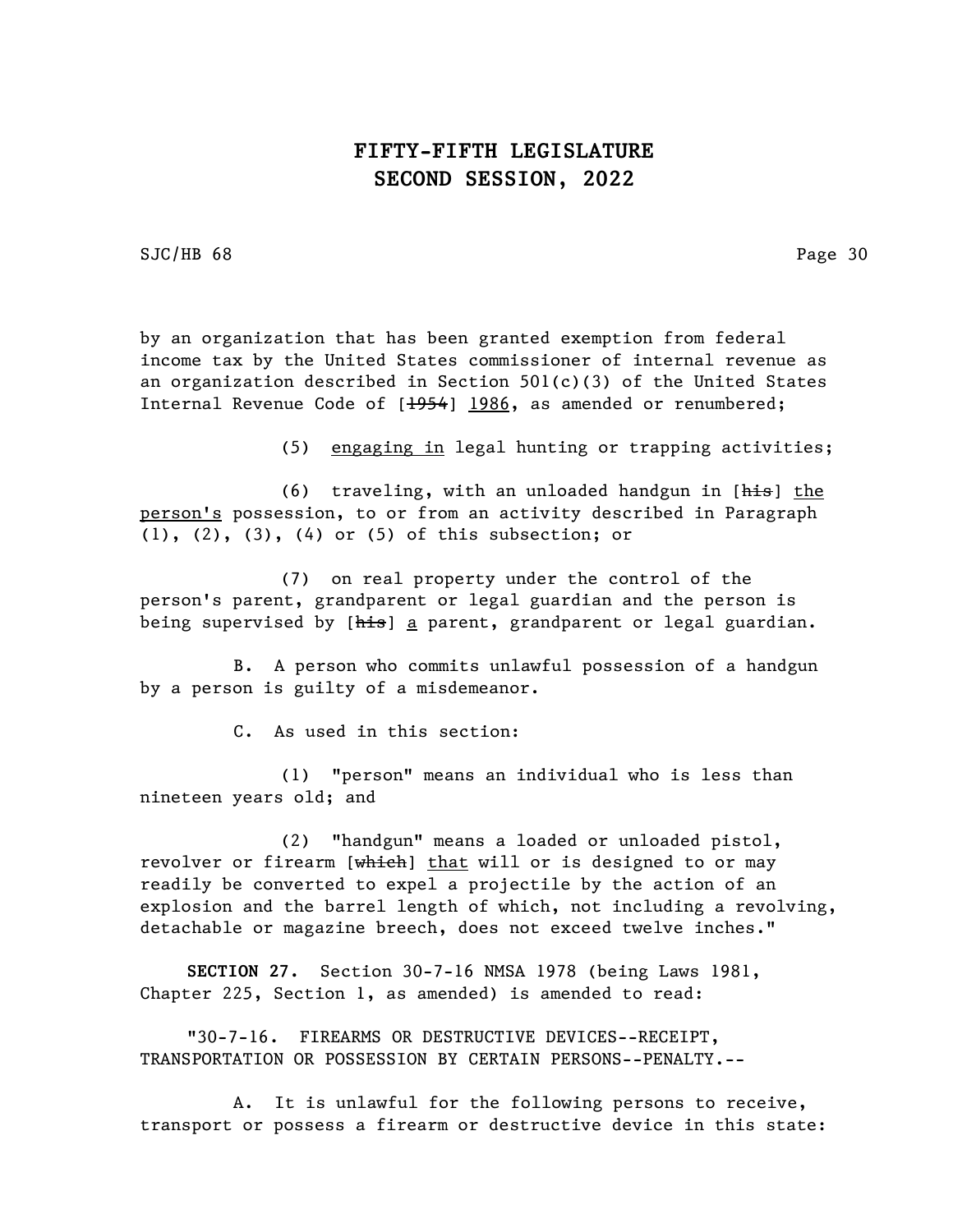by an organization that has been granted exemption from federal income tax by the United States commissioner of internal revenue as an organization described in Section 501(c)(3) of the United States Internal Revenue Code of [~~1954~~] 1986, as amended or renumbered;

(5) engaging in legal hunting or trapping activities;

(6) traveling, with an unloaded handgun in [~~his~~] the person's possession, to or from an activity described in Paragraph (1), (2), (3), (4) or (5) of this subsection; or

(7) on real property under the control of the person's parent, grandparent or legal guardian and the person is being supervised by [~~his~~] a parent, grandparent or legal guardian.

B. A person who commits unlawful possession of a handgun by a person is guilty of a misdemeanor.

C. As used in this section:

(1) "person" means an individual who is less than nineteen years old; and

(2) "handgun" means a loaded or unloaded pistol, revolver or firearm [~~which~~] that will or is designed to or may readily be converted to expel a projectile by the action of an explosion and the barrel length of which, not including a revolving, detachable or magazine breech, does not exceed twelve inches."

**SECTION 27.** Section 30-7-16 NMSA 1978 (being Laws 1981, Chapter 225, Section 1, as amended) is amended to read:

"30-7-16. FIREARMS OR DESTRUCTIVE DEVICES--RECEIPT, TRANSPORTATION OR POSSESSION BY CERTAIN PERSONS--PENALTY.--

A. It is unlawful for the following persons to receive, transport or possess a firearm or destructive device in this state: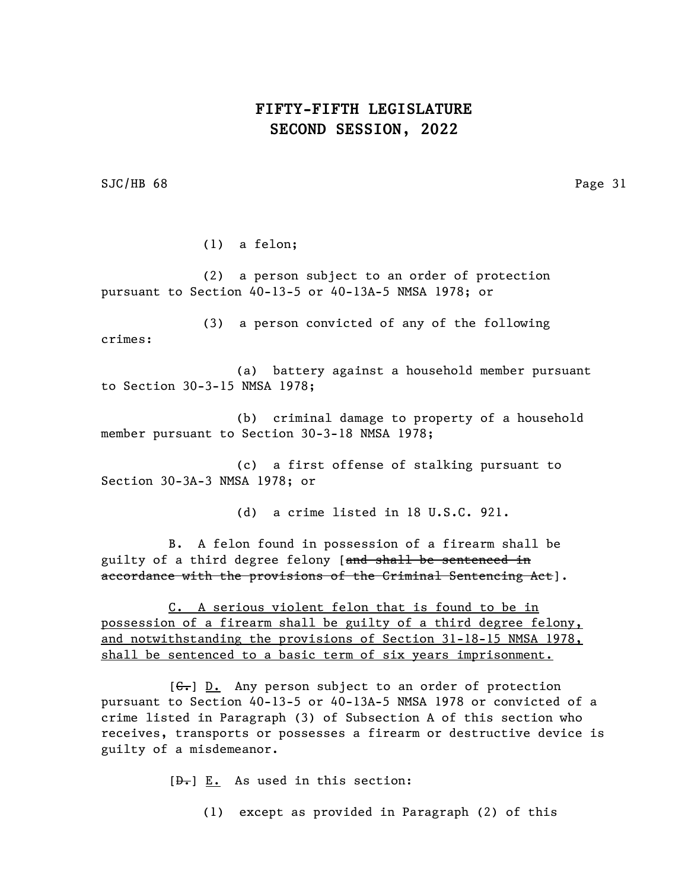(1) a felon;

(2) a person subject to an order of protection pursuant to Section 40-13-5 or 40-13A-5 NMSA 1978; or

(3) a person convicted of any of the following crimes:

(a) battery against a household member pursuant to Section 30-3-15 NMSA 1978;

(b) criminal damage to property of a household member pursuant to Section 30-3-18 NMSA 1978;

(c) a first offense of stalking pursuant to Section 30-3A-3 NMSA 1978; or

(d) a crime listed in 18 U.S.C. 921.

B. A felon found in possession of a firearm shall be guilty of a third degree felony [~~and shall be sentenced in accordance with the provisions of the Criminal Sentencing Act~~].

<u>C. A serious violent felon that is found to be in possession of a firearm shall be guilty of a third degree felony, and notwithstanding the provisions of Section 31-18-15 NMSA 1978, shall be sentenced to a basic term of six years imprisonment.</u>

[~~C.~~] <u>D.</u> Any person subject to an order of protection pursuant to Section 40-13-5 or 40-13A-5 NMSA 1978 or convicted of a crime listed in Paragraph (3) of Subsection A of this section who receives, transports or possesses a firearm or destructive device is guilty of a misdemeanor.

[~~D.~~] <u>E.</u> As used in this section:

(1) except as provided in Paragraph (2) of this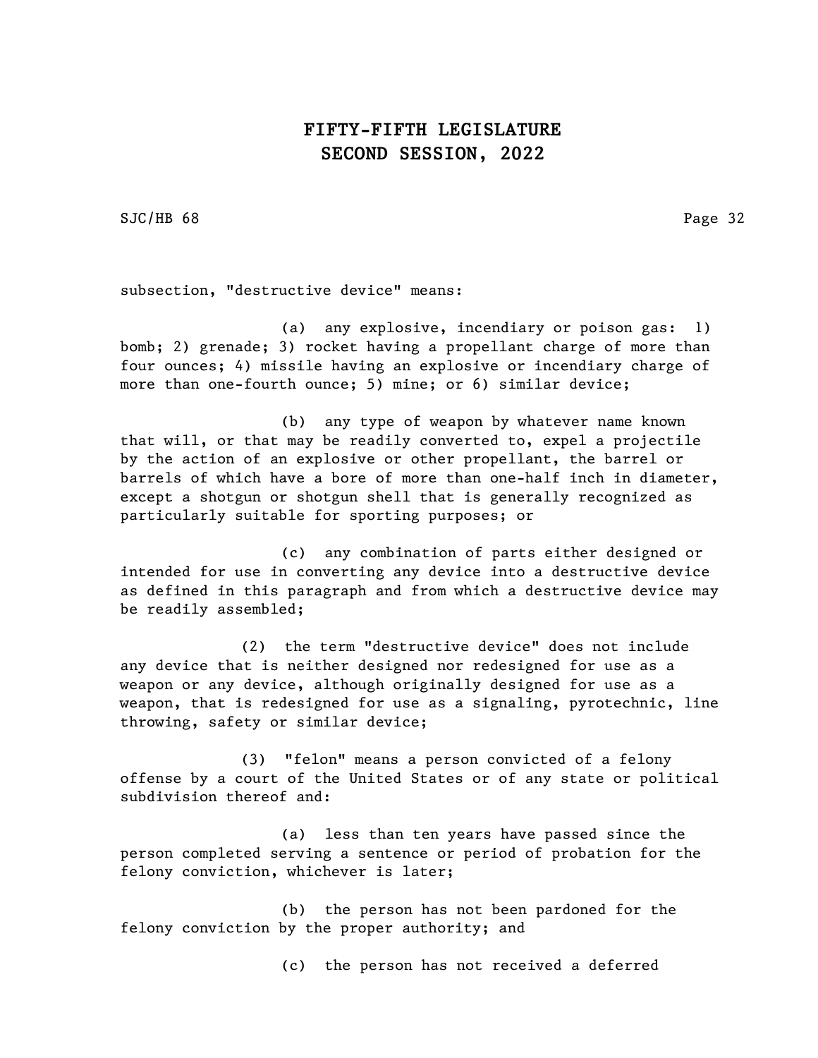subsection, "destructive device" means:

(a) any explosive, incendiary or poison gas: 1) bomb; 2) grenade; 3) rocket having a propellant charge of more than four ounces; 4) missile having an explosive or incendiary charge of more than one-fourth ounce; 5) mine; or 6) similar device;

(b) any type of weapon by whatever name known that will, or that may be readily converted to, expel a projectile by the action of an explosive or other propellant, the barrel or barrels of which have a bore of more than one-half inch in diameter, except a shotgun or shotgun shell that is generally recognized as particularly suitable for sporting purposes; or

(c) any combination of parts either designed or intended for use in converting any device into a destructive device as defined in this paragraph and from which a destructive device may be readily assembled;

(2) the term "destructive device" does not include any device that is neither designed nor redesigned for use as a weapon or any device, although originally designed for use as a weapon, that is redesigned for use as a signaling, pyrotechnic, line throwing, safety or similar device;

(3) "felon" means a person convicted of a felony offense by a court of the United States or of any state or political subdivision thereof and:

(a) less than ten years have passed since the person completed serving a sentence or period of probation for the felony conviction, whichever is later;

(b) the person has not been pardoned for the felony conviction by the proper authority; and

(c) the person has not received a deferred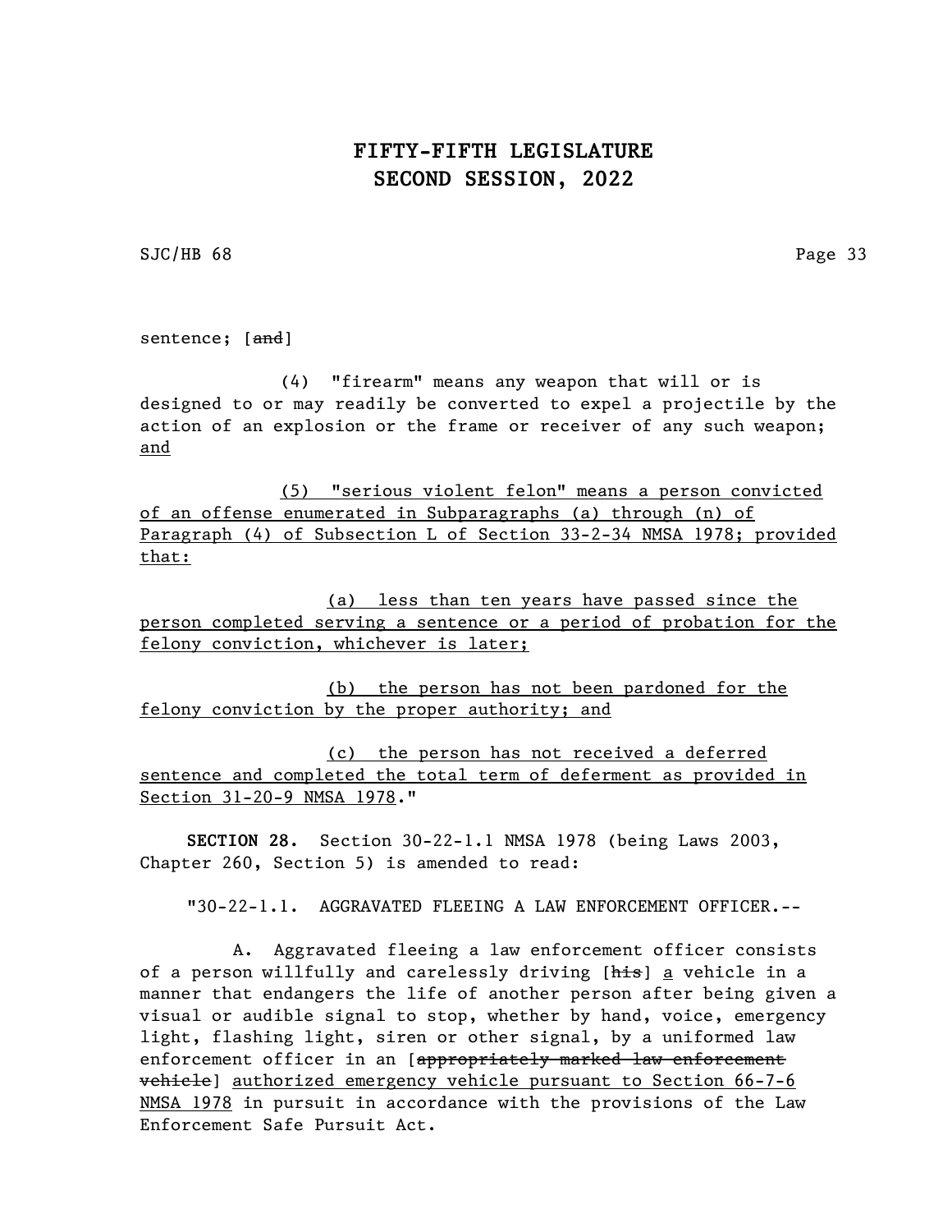sentence; [~~and~~]

(4) "firearm" means any weapon that will or is designed to or may readily be converted to expel a projectile by the action of an explosion or the frame or receiver of any such weapon; <u>and</u>

<u>(5) "serious violent felon" means a person convicted of an offense enumerated in Subparagraphs (a) through (n) of Paragraph (4) of Subsection L of Section 33-2-34 NMSA 1978; provided that:</u>

<u>(a) less than ten years have passed since the person completed serving a sentence or a period of probation for the felony conviction, whichever is later;</u>

<u>(b) the person has not been pardoned for the felony conviction by the proper authority; and</u>

<u>(c) the person has not received a deferred sentence and completed the total term of deferment as provided in Section 31-20-9 NMSA 1978</u>."

**SECTION 28.** Section 30-22-1.1 NMSA 1978 (being Laws 2003, Chapter 260, Section 5) is amended to read:

"30-22-1.1. AGGRAVATED FLEEING A LAW ENFORCEMENT OFFICER.--

A. Aggravated fleeing a law enforcement officer consists of a person willfully and carelessly driving [~~his~~] <u>a</u> vehicle in a manner that endangers the life of another person after being given a visual or audible signal to stop, whether by hand, voice, emergency light, flashing light, siren or other signal, by a uniformed law enforcement officer in an [~~appropriately marked law enforcement vehicle~~] <u>authorized emergency vehicle pursuant to Section 66-7-6 NMSA 1978</u> in pursuit in accordance with the provisions of the Law Enforcement Safe Pursuit Act.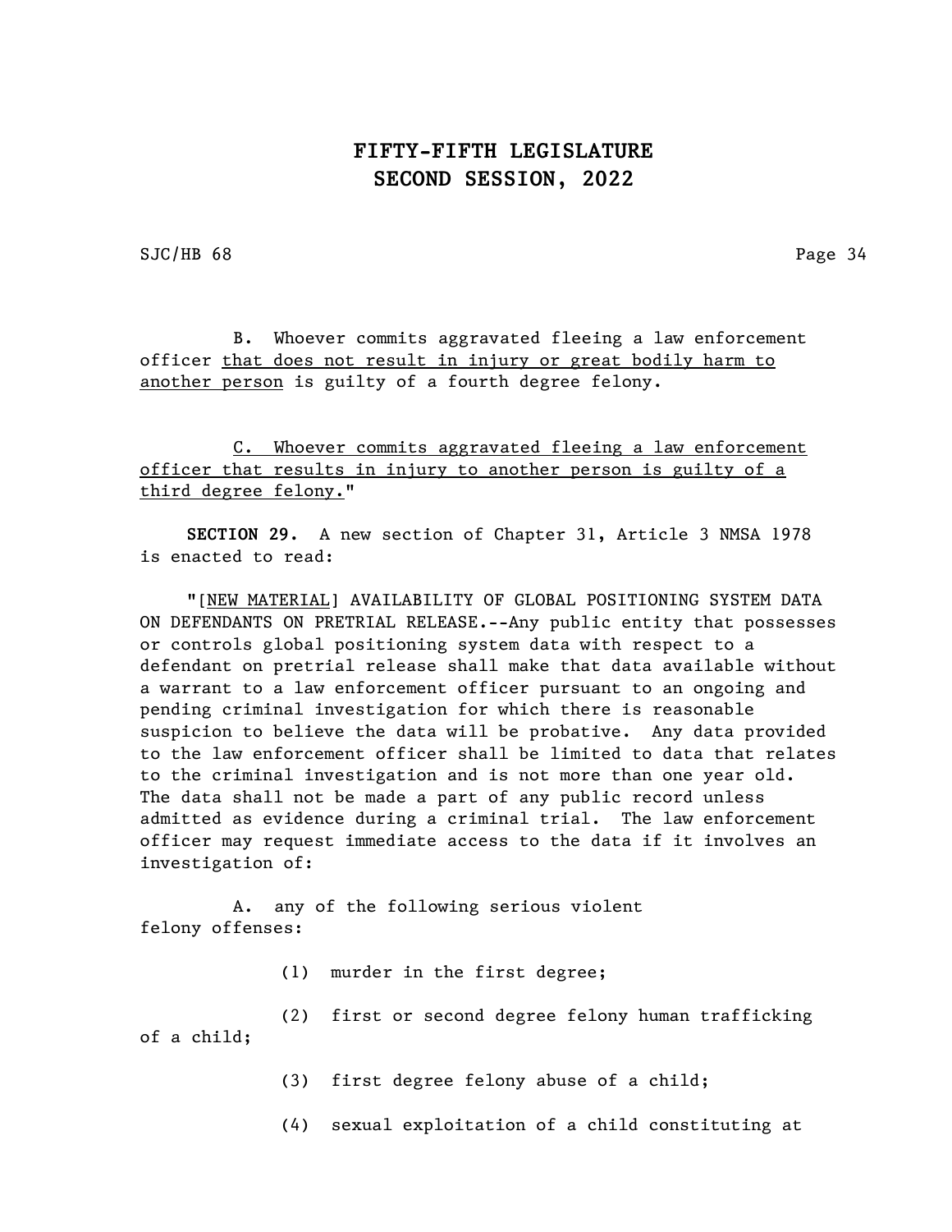B. Whoever commits aggravated fleeing a law enforcement officer <u>that does not result in injury or great bodily harm to another person</u> is guilty of a fourth degree felony.

<u>C. Whoever commits aggravated fleeing a law enforcement officer that results in injury to another person is guilty of a third degree felony.</u>"

**SECTION 29.** A new section of Chapter 31, Article 3 NMSA 1978 is enacted to read:

"[<u>NEW MATERIAL</u>] AVAILABILITY OF GLOBAL POSITIONING SYSTEM DATA ON DEFENDANTS ON PRETRIAL RELEASE.--Any public entity that possesses or controls global positioning system data with respect to a defendant on pretrial release shall make that data available without a warrant to a law enforcement officer pursuant to an ongoing and pending criminal investigation for which there is reasonable suspicion to believe the data will be probative. Any data provided to the law enforcement officer shall be limited to data that relates to the criminal investigation and is not more than one year old. The data shall not be made a part of any public record unless admitted as evidence during a criminal trial. The law enforcement officer may request immediate access to the data if it involves an investigation of:

A. any of the following serious violent felony offenses:

(1) murder in the first degree;

(2) first or second degree felony human trafficking of a child;

(3) first degree felony abuse of a child;

(4) sexual exploitation of a child constituting at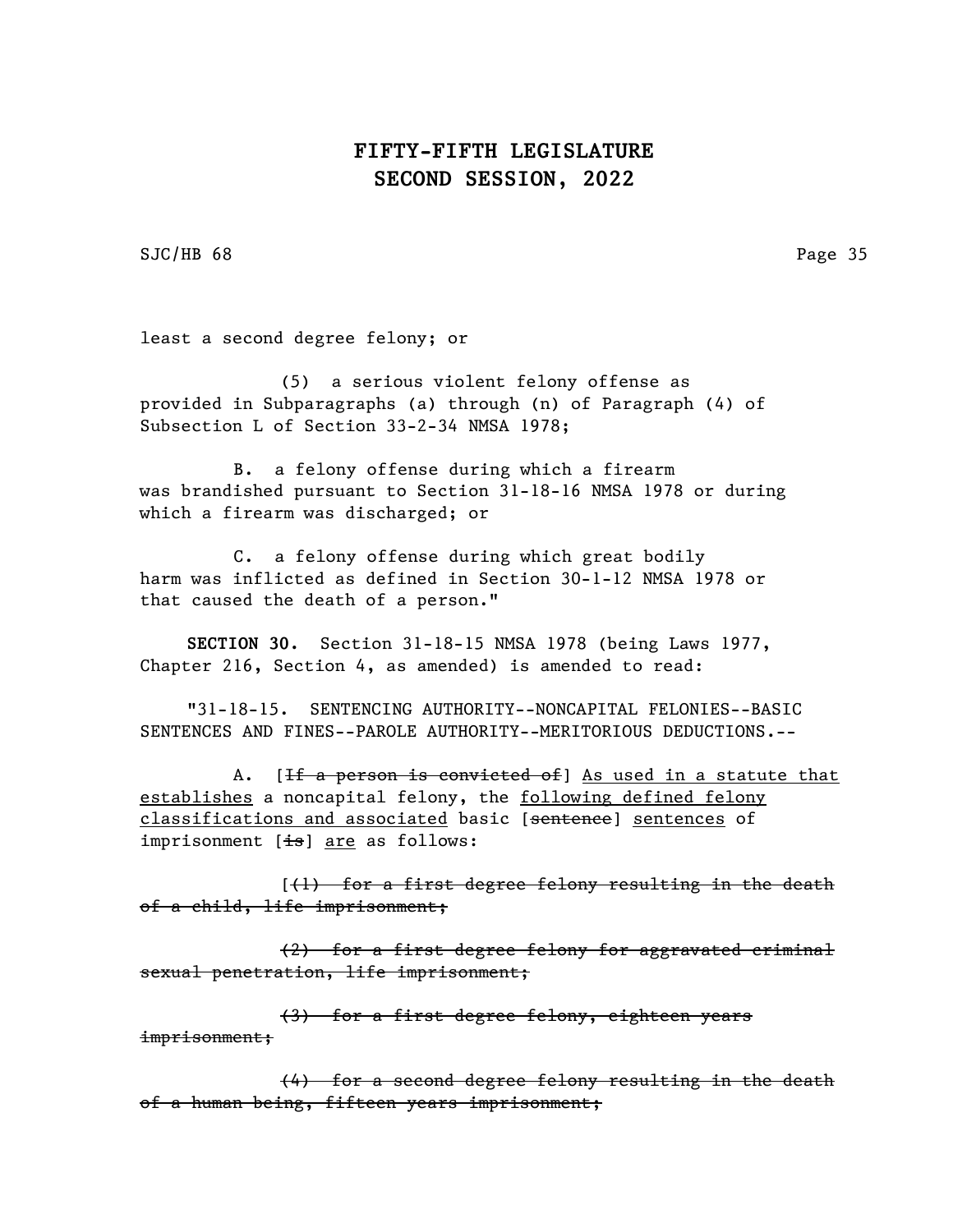least a second degree felony; or

(5) a serious violent felony offense as provided in Subparagraphs (a) through (n) of Paragraph (4) of Subsection L of Section 33-2-34 NMSA 1978;

B. a felony offense during which a firearm was brandished pursuant to Section 31-18-16 NMSA 1978 or during which a firearm was discharged; or

C. a felony offense during which great bodily harm was inflicted as defined in Section 30-1-12 NMSA 1978 or that caused the death of a person."

**SECTION 30.** Section 31-18-15 NMSA 1978 (being Laws 1977, Chapter 216, Section 4, as amended) is amended to read:

"31-18-15. SENTENCING AUTHORITY--NONCAPITAL FELONIES--BASIC SENTENCES AND FINES--PAROLE AUTHORITY--MERITORIOUS DEDUCTIONS.--

A. [~~If a person is convicted of~~] <u>As used in a statute that establishes</u> a noncapital felony, the <u>following defined felony classifications and associated</u> basic [~~sentence~~] <u>sentences</u> of imprisonment [~~is~~] <u>are</u> as follows:

[~~(1) for a first degree felony resulting in the death of a child, life imprisonment;~~

~~(2) for a first degree felony for aggravated criminal sexual penetration, life imprisonment;~~

~~(3) for a first degree felony, eighteen years imprisonment;~~

~~(4) for a second degree felony resulting in the death of a human being, fifteen years imprisonment;~~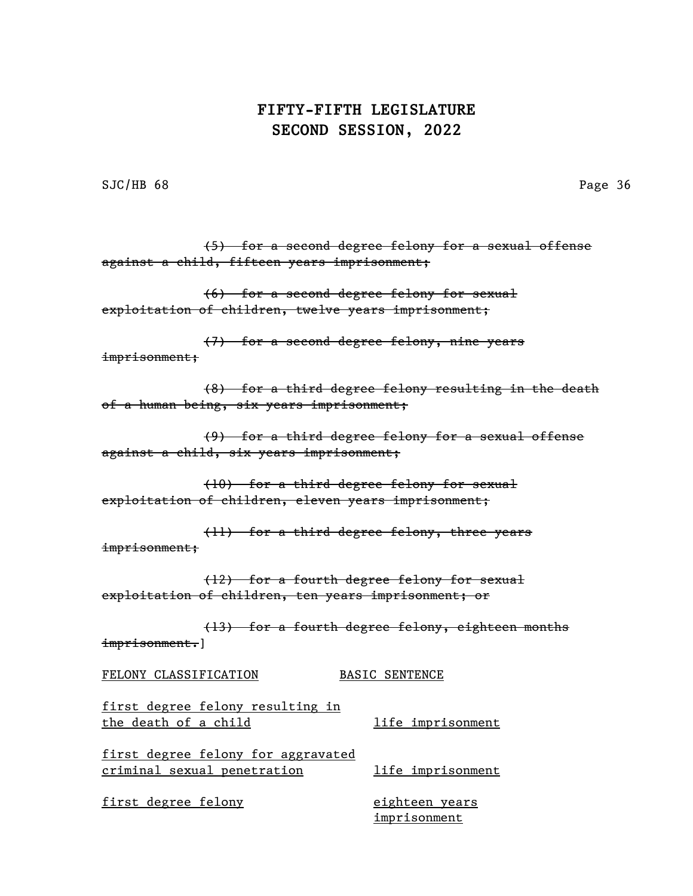~~(5) for a second degree felony for a sexual offense against a child, fifteen years imprisonment;~~

~~(6) for a second degree felony for sexual exploitation of children, twelve years imprisonment;~~

~~(7) for a second degree felony, nine years imprisonment;~~

~~(8) for a third degree felony resulting in the death of a human being, six years imprisonment;~~

~~(9) for a third degree felony for a sexual offense against a child, six years imprisonment;~~

~~(10) for a third degree felony for sexual exploitation of children, eleven years imprisonment;~~

~~(11) for a third degree felony, three years imprisonment;~~

~~(12) for a fourth degree felony for sexual exploitation of children, ten years imprisonment; or~~

~~(13) for a fourth degree felony, eighteen months imprisonment.~~]

| <u>FELONY CLASSIFICATION</u> | <u>BASIC SENTENCE</u> |
| --- | --- |
| <u>first degree felony resulting in the death of a child</u> | <u>life imprisonment</u> |
| <u>first degree felony for aggravated criminal sexual penetration</u> | <u>life imprisonment</u> |
| <u>first degree felony</u> | <u>eighteen years imprisonment</u> |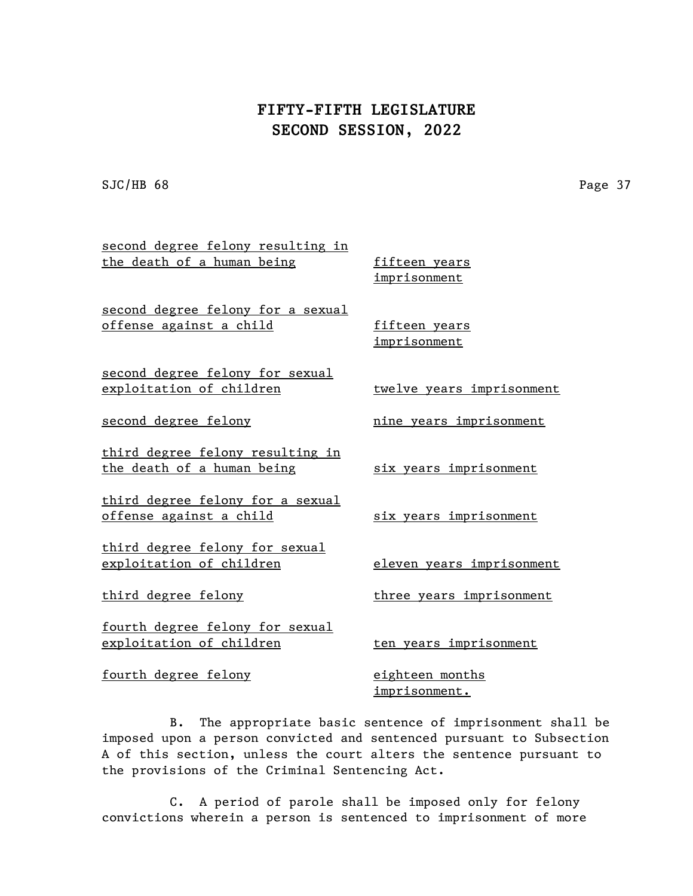| | |
|---|---|
| second degree felony resulting in the death of a human being | fifteen years imprisonment |
| second degree felony for a sexual offense against a child | fifteen years imprisonment |
| second degree felony for sexual exploitation of children | twelve years imprisonment |
| second degree felony | nine years imprisonment |
| third degree felony resulting in the death of a human being | six years imprisonment |
| third degree felony for a sexual offense against a child | six years imprisonment |
| third degree felony for sexual exploitation of children | eleven years imprisonment |
| third degree felony | three years imprisonment |
| fourth degree felony for sexual exploitation of children | ten years imprisonment |
| fourth degree felony | eighteen months imprisonment. |

B. The appropriate basic sentence of imprisonment shall be imposed upon a person convicted and sentenced pursuant to Subsection A of this section, unless the court alters the sentence pursuant to the provisions of the Criminal Sentencing Act.

C. A period of parole shall be imposed only for felony convictions wherein a person is sentenced to imprisonment of more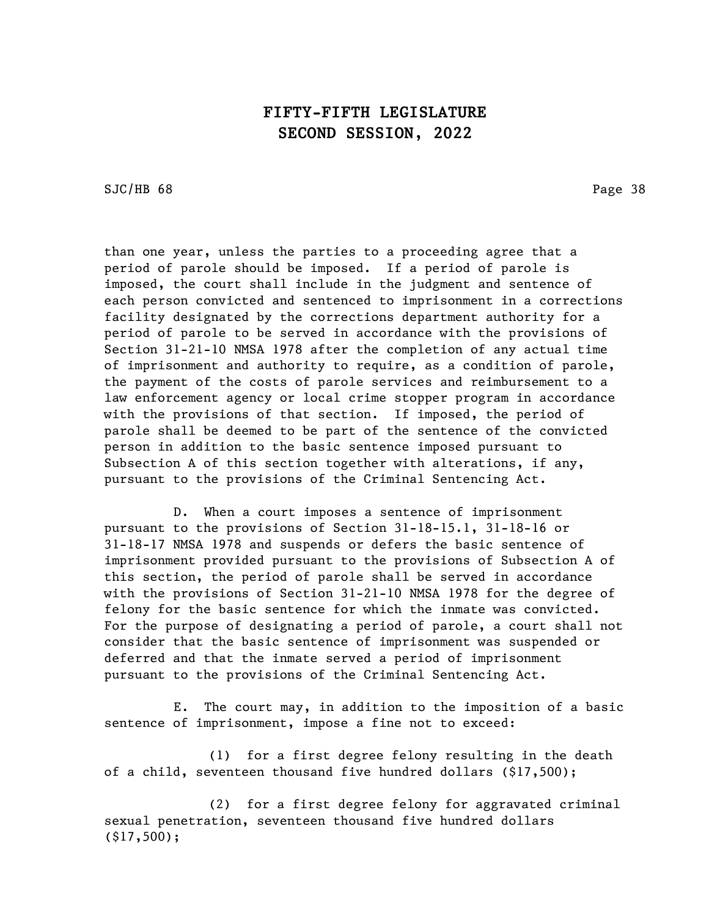than one year, unless the parties to a proceeding agree that a period of parole should be imposed. If a period of parole is imposed, the court shall include in the judgment and sentence of each person convicted and sentenced to imprisonment in a corrections facility designated by the corrections department authority for a period of parole to be served in accordance with the provisions of Section 31-21-10 NMSA 1978 after the completion of any actual time of imprisonment and authority to require, as a condition of parole, the payment of the costs of parole services and reimbursement to a law enforcement agency or local crime stopper program in accordance with the provisions of that section. If imposed, the period of parole shall be deemed to be part of the sentence of the convicted person in addition to the basic sentence imposed pursuant to Subsection A of this section together with alterations, if any, pursuant to the provisions of the Criminal Sentencing Act.

D. When a court imposes a sentence of imprisonment pursuant to the provisions of Section 31-18-15.1, 31-18-16 or 31-18-17 NMSA 1978 and suspends or defers the basic sentence of imprisonment provided pursuant to the provisions of Subsection A of this section, the period of parole shall be served in accordance with the provisions of Section 31-21-10 NMSA 1978 for the degree of felony for the basic sentence for which the inmate was convicted. For the purpose of designating a period of parole, a court shall not consider that the basic sentence of imprisonment was suspended or deferred and that the inmate served a period of imprisonment pursuant to the provisions of the Criminal Sentencing Act.

E. The court may, in addition to the imposition of a basic sentence of imprisonment, impose a fine not to exceed:

(1) for a first degree felony resulting in the death of a child, seventeen thousand five hundred dollars ($17,500);

(2) for a first degree felony for aggravated criminal sexual penetration, seventeen thousand five hundred dollars ($17,500);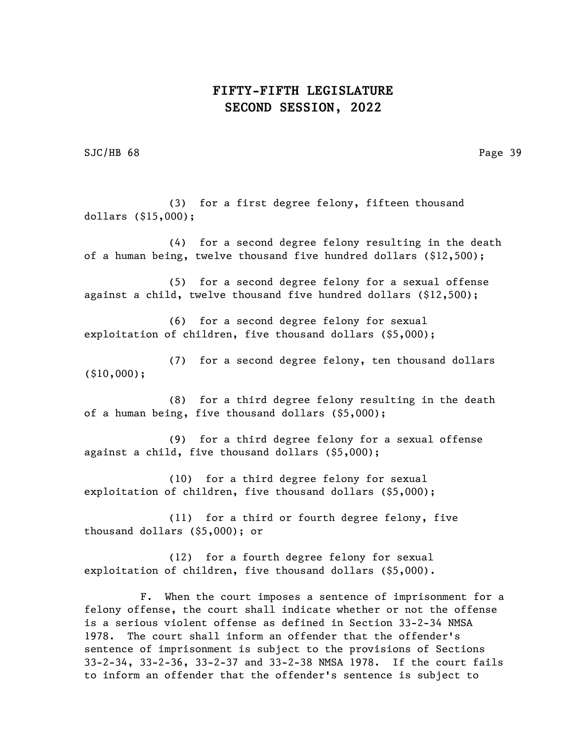(3) for a first degree felony, fifteen thousand dollars ($15,000);

(4) for a second degree felony resulting in the death of a human being, twelve thousand five hundred dollars ($12,500);

(5) for a second degree felony for a sexual offense against a child, twelve thousand five hundred dollars ($12,500);

(6) for a second degree felony for sexual exploitation of children, five thousand dollars ($5,000);

(7) for a second degree felony, ten thousand dollars ($10,000);

(8) for a third degree felony resulting in the death of a human being, five thousand dollars ($5,000);

(9) for a third degree felony for a sexual offense against a child, five thousand dollars ($5,000);

(10) for a third degree felony for sexual exploitation of children, five thousand dollars ($5,000);

(11) for a third or fourth degree felony, five thousand dollars ($5,000); or

(12) for a fourth degree felony for sexual exploitation of children, five thousand dollars ($5,000).

F. When the court imposes a sentence of imprisonment for a felony offense, the court shall indicate whether or not the offense is a serious violent offense as defined in Section 33-2-34 NMSA 1978. The court shall inform an offender that the offender's sentence of imprisonment is subject to the provisions of Sections 33-2-34, 33-2-36, 33-2-37 and 33-2-38 NMSA 1978. If the court fails to inform an offender that the offender's sentence is subject to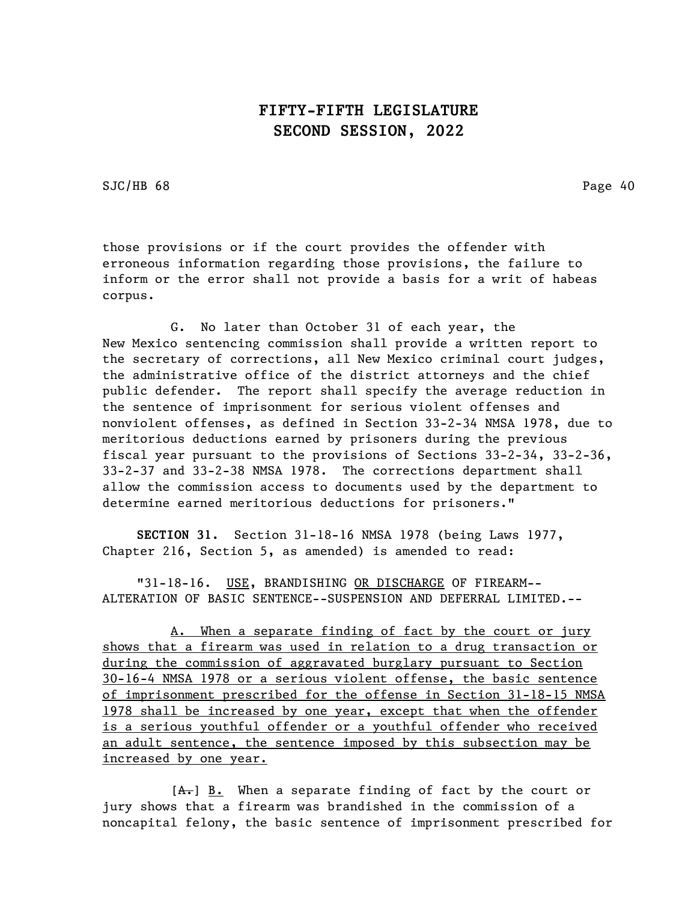those provisions or if the court provides the offender with erroneous information regarding those provisions, the failure to inform or the error shall not provide a basis for a writ of habeas corpus.

G. No later than October 31 of each year, the New Mexico sentencing commission shall provide a written report to the secretary of corrections, all New Mexico criminal court judges, the administrative office of the district attorneys and the chief public defender. The report shall specify the average reduction in the sentence of imprisonment for serious violent offenses and nonviolent offenses, as defined in Section 33-2-34 NMSA 1978, due to meritorious deductions earned by prisoners during the previous fiscal year pursuant to the provisions of Sections 33-2-34, 33-2-36, 33-2-37 and 33-2-38 NMSA 1978. The corrections department shall allow the commission access to documents used by the department to determine earned meritorious deductions for prisoners."

**SECTION 31.** Section 31-18-16 NMSA 1978 (being Laws 1977, Chapter 216, Section 5, as amended) is amended to read:

"31-18-16. <u>USE</u>, BRANDISHING <u>OR DISCHARGE</u> OF FIREARM--ALTERATION OF BASIC SENTENCE--SUSPENSION AND DEFERRAL LIMITED.--

<u>A. When a separate finding of fact by the court or jury shows that a firearm was used in relation to a drug transaction or during the commission of aggravated burglary pursuant to Section 30-16-4 NMSA 1978 or a serious violent offense, the basic sentence of imprisonment prescribed for the offense in Section 31-18-15 NMSA 1978 shall be increased by one year, except that when the offender is a serious youthful offender or a youthful offender who received an adult sentence, the sentence imposed by this subsection may be increased by one year.</u>

[~~A.~~] <u>B.</u> When a separate finding of fact by the court or jury shows that a firearm was brandished in the commission of a noncapital felony, the basic sentence of imprisonment prescribed for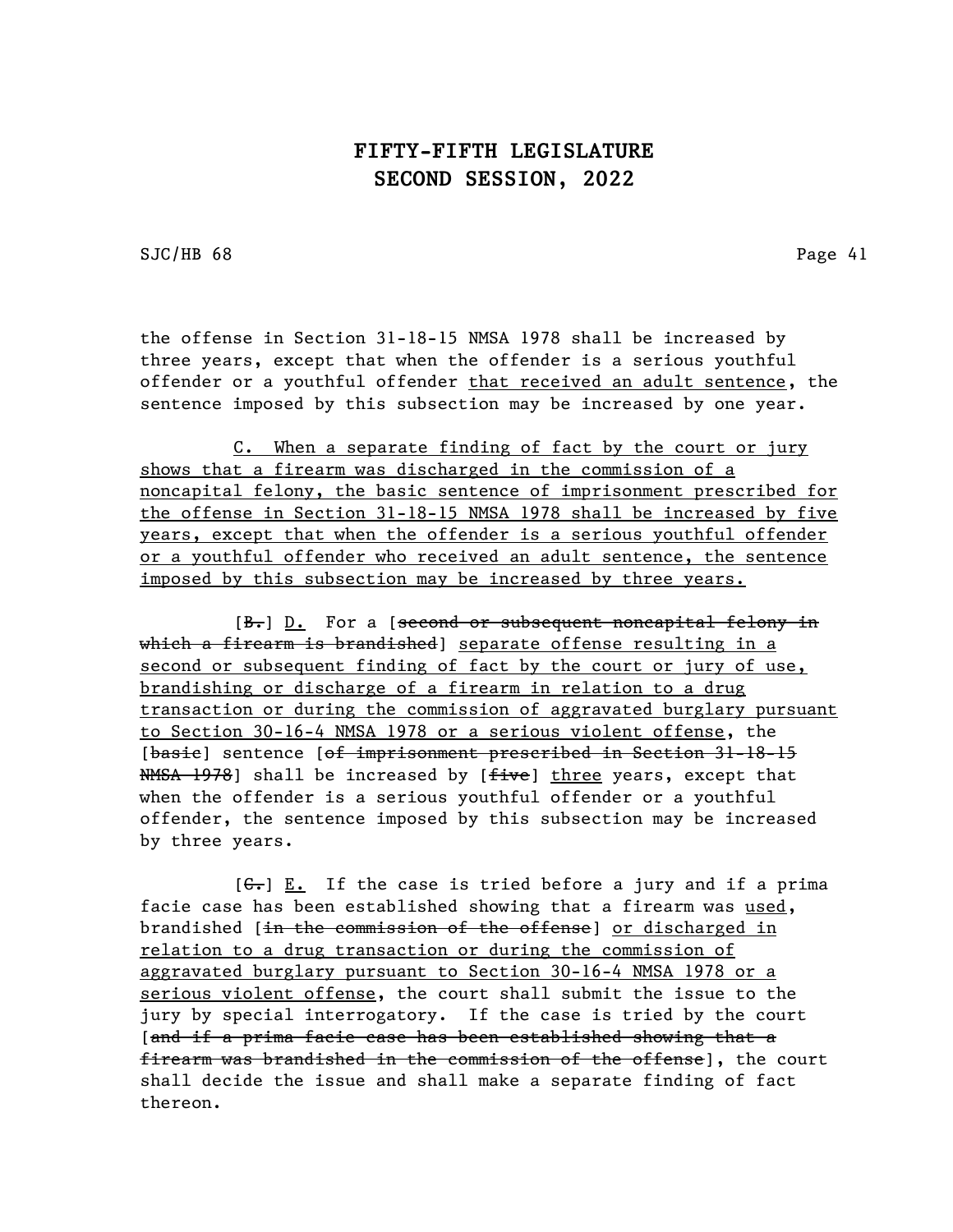the offense in Section 31-18-15 NMSA 1978 shall be increased by three years, except that when the offender is a serious youthful offender or a youthful offender <u>that received an adult sentence</u>, the sentence imposed by this subsection may be increased by one year.

<u>C. When a separate finding of fact by the court or jury shows that a firearm was discharged in the commission of a noncapital felony, the basic sentence of imprisonment prescribed for the offense in Section 31-18-15 NMSA 1978 shall be increased by five years, except that when the offender is a serious youthful offender or a youthful offender who received an adult sentence, the sentence imposed by this subsection may be increased by three years.</u>

[~~B.~~] <u>D.</u> For a [~~second or subsequent noncapital felony in which a firearm is brandished~~] <u>separate offense resulting in a second or subsequent finding of fact by the court or jury of use, brandishing or discharge of a firearm in relation to a drug transaction or during the commission of aggravated burglary pursuant to Section 30-16-4 NMSA 1978 or a serious violent offense</u>, the [~~basic~~] sentence [~~of imprisonment prescribed in Section 31-18-15 NMSA 1978~~] shall be increased by [~~five~~] <u>three</u> years, except that when the offender is a serious youthful offender or a youthful offender, the sentence imposed by this subsection may be increased by three years.

[~~C.~~] <u>E.</u> If the case is tried before a jury and if a prima facie case has been established showing that a firearm was <u>used</u>, brandished [~~in the commission of the offense~~] <u>or discharged in relation to a drug transaction or during the commission of aggravated burglary pursuant to Section 30-16-4 NMSA 1978 or a serious violent offense</u>, the court shall submit the issue to the jury by special interrogatory. If the case is tried by the court [~~and if a prima facie case has been established showing that a firearm was brandished in the commission of the offense~~], the court shall decide the issue and shall make a separate finding of fact thereon.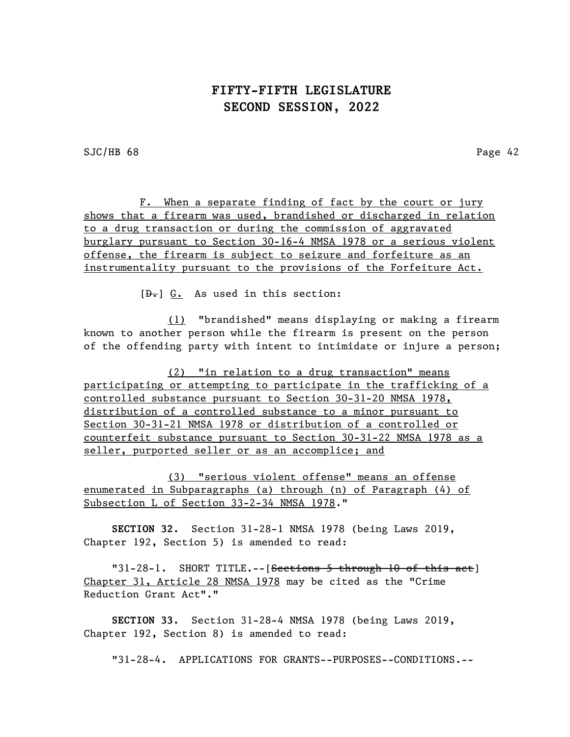F. When a separate finding of fact by the court or jury shows that a firearm was used, brandished or discharged in relation to a drug transaction or during the commission of aggravated burglary pursuant to Section 30-16-4 NMSA 1978 or a serious violent offense, the firearm is subject to seizure and forfeiture as an instrumentality pursuant to the provisions of the Forfeiture Act.

[~~D.~~] G. As used in this section:

(1) "brandished" means displaying or making a firearm known to another person while the firearm is present on the person of the offending party with intent to intimidate or injure a person;

(2) "in relation to a drug transaction" means participating or attempting to participate in the trafficking of a controlled substance pursuant to Section 30-31-20 NMSA 1978, distribution of a controlled substance to a minor pursuant to Section 30-31-21 NMSA 1978 or distribution of a controlled or counterfeit substance pursuant to Section 30-31-22 NMSA 1978 as a seller, purported seller or as an accomplice; and

(3) "serious violent offense" means an offense enumerated in Subparagraphs (a) through (n) of Paragraph (4) of Subsection L of Section 33-2-34 NMSA 1978."

**SECTION 32.** Section 31-28-1 NMSA 1978 (being Laws 2019, Chapter 192, Section 5) is amended to read:

"31-28-1. SHORT TITLE.--[~~Sections 5 through 10 of this act~~] Chapter 31, Article 28 NMSA 1978 may be cited as the "Crime Reduction Grant Act"."

**SECTION 33.** Section 31-28-4 NMSA 1978 (being Laws 2019, Chapter 192, Section 8) is amended to read:

"31-28-4. APPLICATIONS FOR GRANTS--PURPOSES--CONDITIONS.--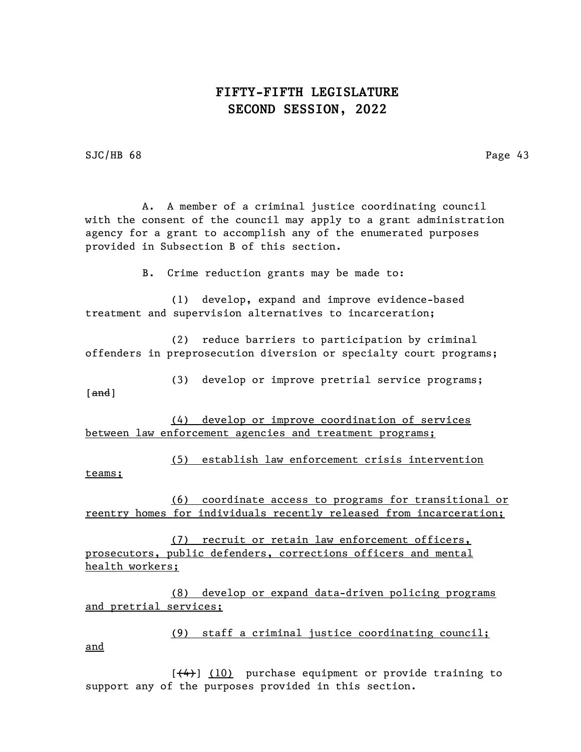A. A member of a criminal justice coordinating council with the consent of the council may apply to a grant administration agency for a grant to accomplish any of the enumerated purposes provided in Subsection B of this section.

B. Crime reduction grants may be made to:

(1) develop, expand and improve evidence-based treatment and supervision alternatives to incarceration;

(2) reduce barriers to participation by criminal offenders in preprosecution diversion or specialty court programs;

(3) develop or improve pretrial service programs; [~~and~~]

<u>(4) develop or improve coordination of services between law enforcement agencies and treatment programs;</u>

<u>(5) establish law enforcement crisis intervention teams;</u>

<u>(6) coordinate access to programs for transitional or reentry homes for individuals recently released from incarceration;</u>

<u>(7) recruit or retain law enforcement officers, prosecutors, public defenders, corrections officers and mental health workers;</u>

<u>(8) develop or expand data-driven policing programs and pretrial services;</u>

<u>(9) staff a criminal justice coordinating council; and</u>

[~~(4)~~] <u>(10)</u> purchase equipment or provide training to support any of the purposes provided in this section.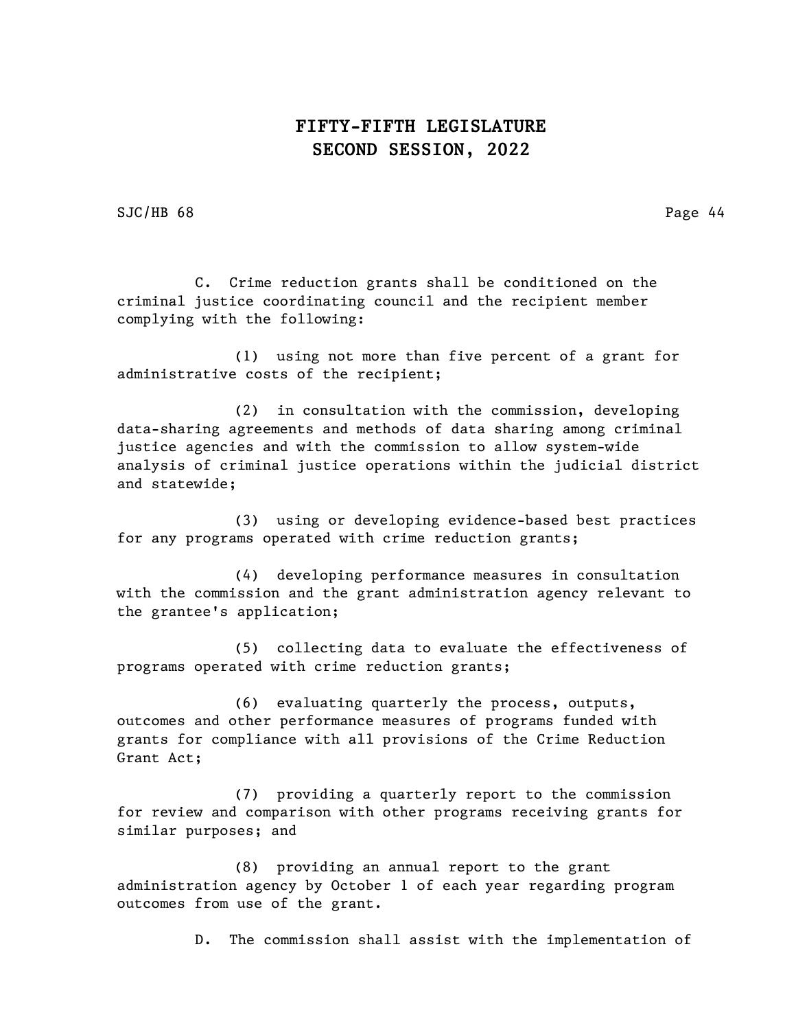C. Crime reduction grants shall be conditioned on the criminal justice coordinating council and the recipient member complying with the following:

(1) using not more than five percent of a grant for administrative costs of the recipient;

(2) in consultation with the commission, developing data-sharing agreements and methods of data sharing among criminal justice agencies and with the commission to allow system-wide analysis of criminal justice operations within the judicial district and statewide;

(3) using or developing evidence-based best practices for any programs operated with crime reduction grants;

(4) developing performance measures in consultation with the commission and the grant administration agency relevant to the grantee's application;

(5) collecting data to evaluate the effectiveness of programs operated with crime reduction grants;

(6) evaluating quarterly the process, outputs, outcomes and other performance measures of programs funded with grants for compliance with all provisions of the Crime Reduction Grant Act;

(7) providing a quarterly report to the commission for review and comparison with other programs receiving grants for similar purposes; and

(8) providing an annual report to the grant administration agency by October 1 of each year regarding program outcomes from use of the grant.

D. The commission shall assist with the implementation of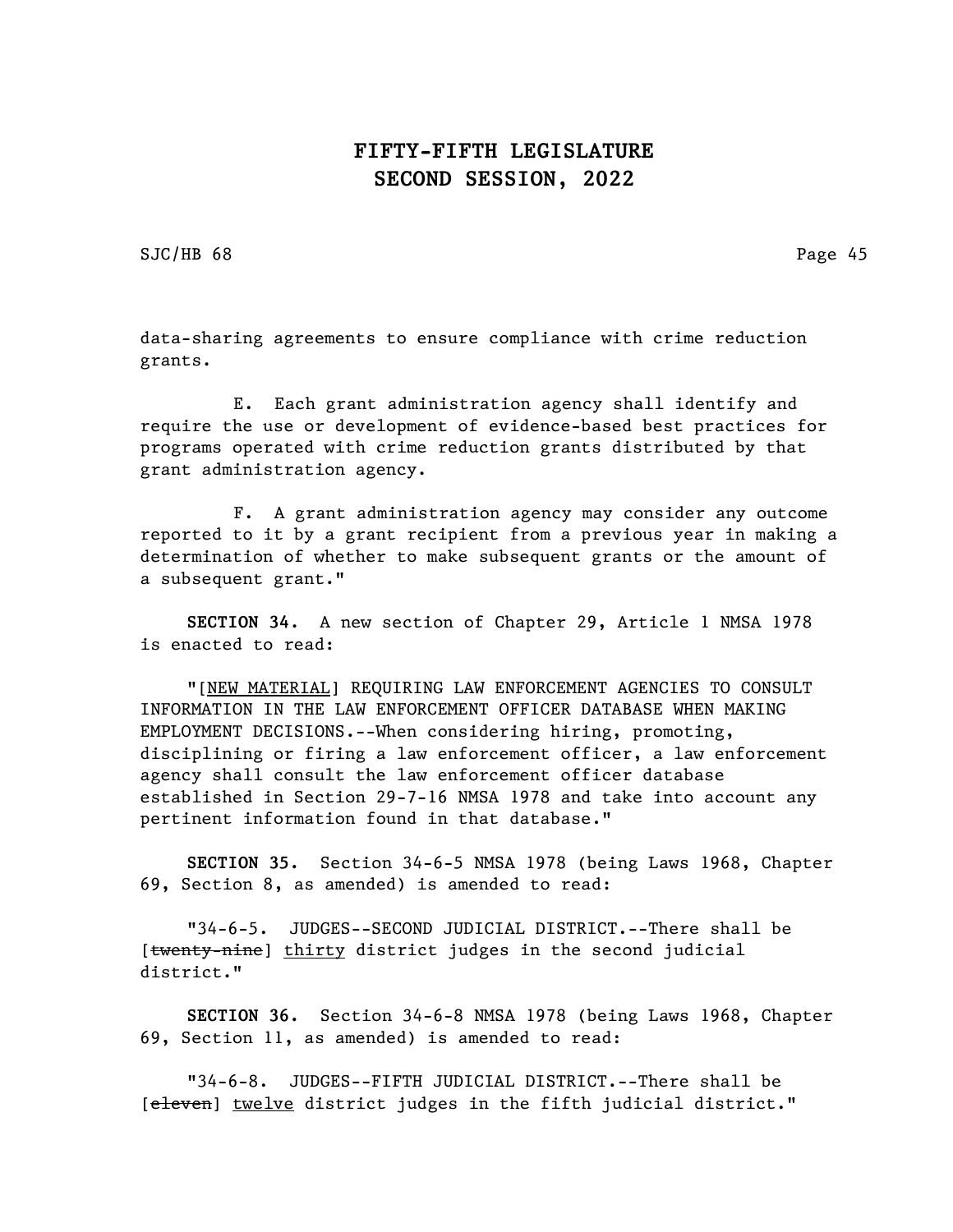data-sharing agreements to ensure compliance with crime reduction grants.

E. Each grant administration agency shall identify and require the use or development of evidence-based best practices for programs operated with crime reduction grants distributed by that grant administration agency.

F. A grant administration agency may consider any outcome reported to it by a grant recipient from a previous year in making a determination of whether to make subsequent grants or the amount of a subsequent grant."

**SECTION 34.** A new section of Chapter 29, Article 1 NMSA 1978 is enacted to read:

"[NEW MATERIAL] REQUIRING LAW ENFORCEMENT AGENCIES TO CONSULT INFORMATION IN THE LAW ENFORCEMENT OFFICER DATABASE WHEN MAKING EMPLOYMENT DECISIONS.--When considering hiring, promoting, disciplining or firing a law enforcement officer, a law enforcement agency shall consult the law enforcement officer database established in Section 29-7-16 NMSA 1978 and take into account any pertinent information found in that database."

**SECTION 35.** Section 34-6-5 NMSA 1978 (being Laws 1968, Chapter 69, Section 8, as amended) is amended to read:

"34-6-5. JUDGES--SECOND JUDICIAL DISTRICT.--There shall be [~~twenty-nine~~] thirty district judges in the second judicial district."

**SECTION 36.** Section 34-6-8 NMSA 1978 (being Laws 1968, Chapter 69, Section 11, as amended) is amended to read:

"34-6-8. JUDGES--FIFTH JUDICIAL DISTRICT.--There shall be [~~eleven~~] twelve district judges in the fifth judicial district."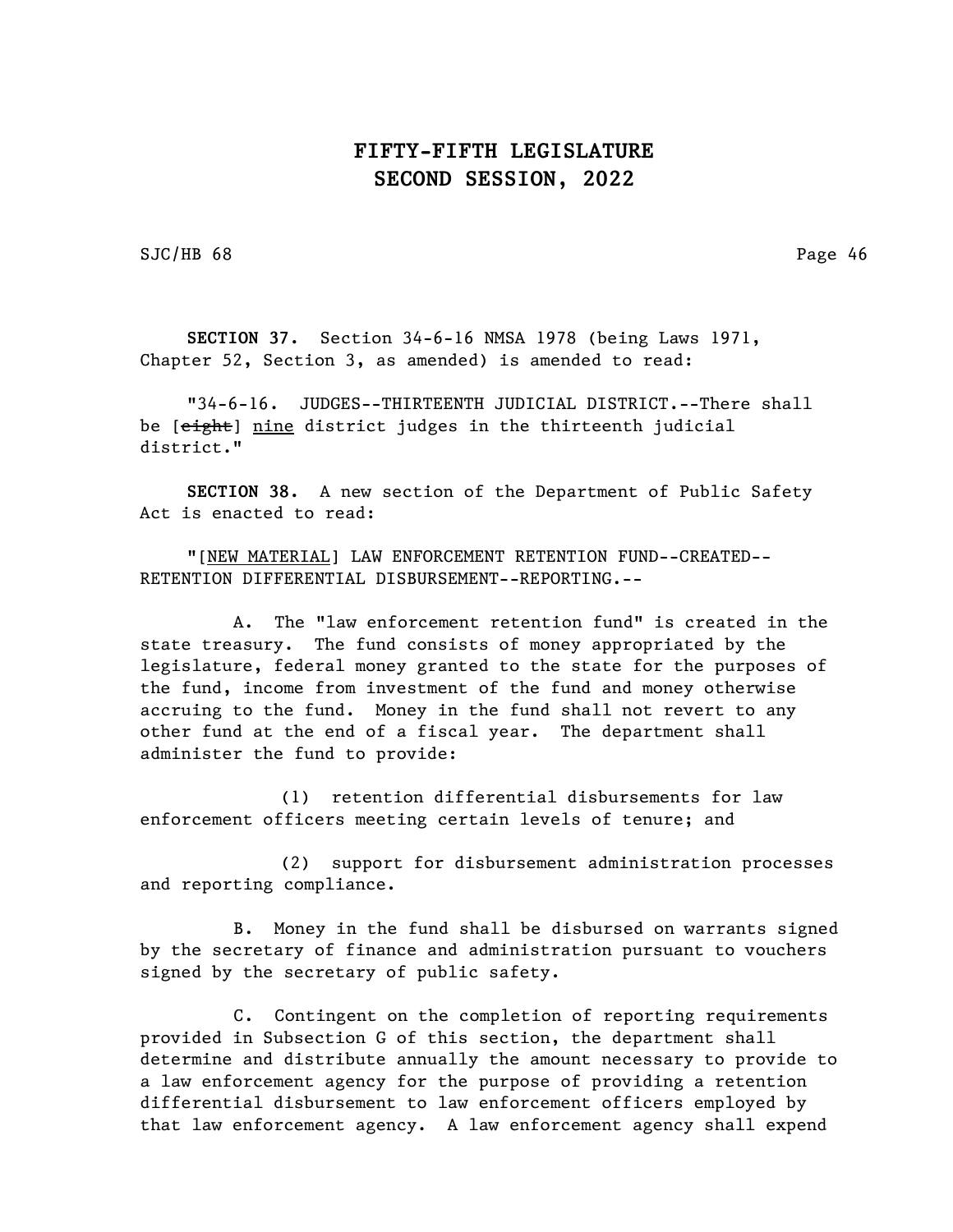**SECTION 37.** Section 34-6-16 NMSA 1978 (being Laws 1971, Chapter 52, Section 3, as amended) is amended to read:

"34-6-16. JUDGES--THIRTEENTH JUDICIAL DISTRICT.--There shall be [~~eight~~] nine district judges in the thirteenth judicial district."

**SECTION 38.** A new section of the Department of Public Safety Act is enacted to read:

"[NEW MATERIAL] LAW ENFORCEMENT RETENTION FUND--CREATED--RETENTION DIFFERENTIAL DISBURSEMENT--REPORTING.--

A. The "law enforcement retention fund" is created in the state treasury. The fund consists of money appropriated by the legislature, federal money granted to the state for the purposes of the fund, income from investment of the fund and money otherwise accruing to the fund. Money in the fund shall not revert to any other fund at the end of a fiscal year. The department shall administer the fund to provide:

(1) retention differential disbursements for law enforcement officers meeting certain levels of tenure; and

(2) support for disbursement administration processes and reporting compliance.

B. Money in the fund shall be disbursed on warrants signed by the secretary of finance and administration pursuant to vouchers signed by the secretary of public safety.

C. Contingent on the completion of reporting requirements provided in Subsection G of this section, the department shall determine and distribute annually the amount necessary to provide to a law enforcement agency for the purpose of providing a retention differential disbursement to law enforcement officers employed by that law enforcement agency. A law enforcement agency shall expend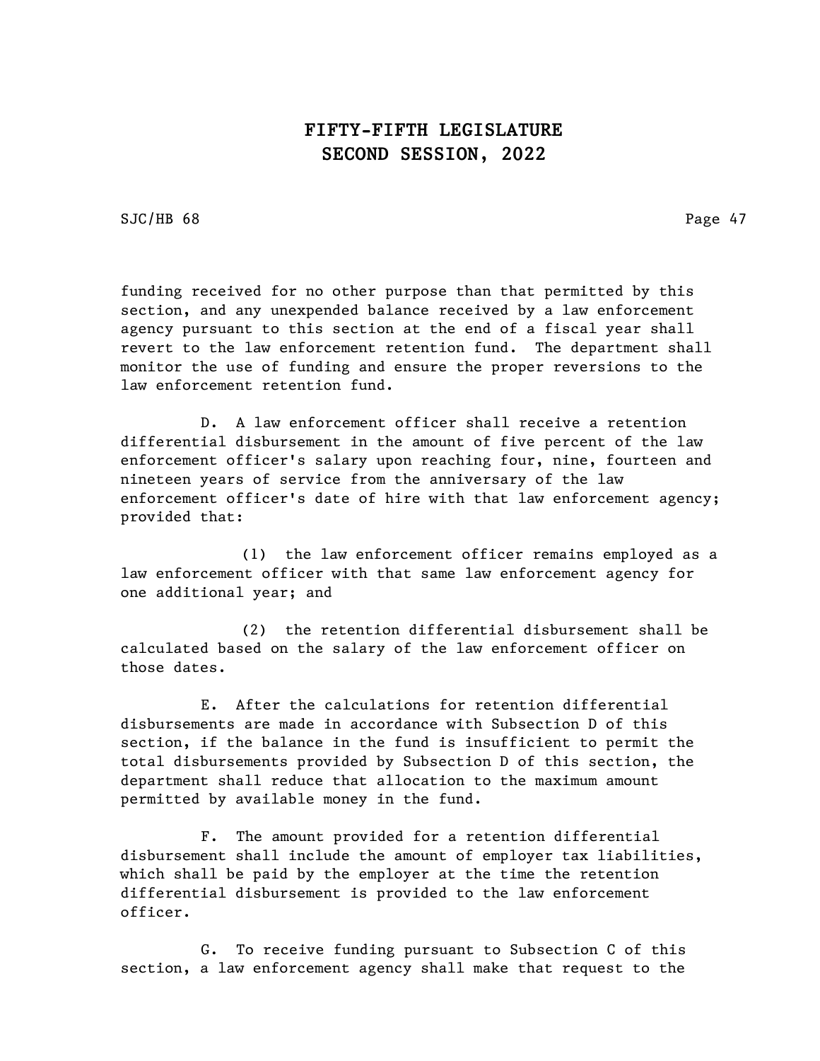funding received for no other purpose than that permitted by this section, and any unexpended balance received by a law enforcement agency pursuant to this section at the end of a fiscal year shall revert to the law enforcement retention fund. The department shall monitor the use of funding and ensure the proper reversions to the law enforcement retention fund.

D. A law enforcement officer shall receive a retention differential disbursement in the amount of five percent of the law enforcement officer's salary upon reaching four, nine, fourteen and nineteen years of service from the anniversary of the law enforcement officer's date of hire with that law enforcement agency; provided that:

(1) the law enforcement officer remains employed as a law enforcement officer with that same law enforcement agency for one additional year; and

(2) the retention differential disbursement shall be calculated based on the salary of the law enforcement officer on those dates.

E. After the calculations for retention differential disbursements are made in accordance with Subsection D of this section, if the balance in the fund is insufficient to permit the total disbursements provided by Subsection D of this section, the department shall reduce that allocation to the maximum amount permitted by available money in the fund.

F. The amount provided for a retention differential disbursement shall include the amount of employer tax liabilities, which shall be paid by the employer at the time the retention differential disbursement is provided to the law enforcement officer.

G. To receive funding pursuant to Subsection C of this section, a law enforcement agency shall make that request to the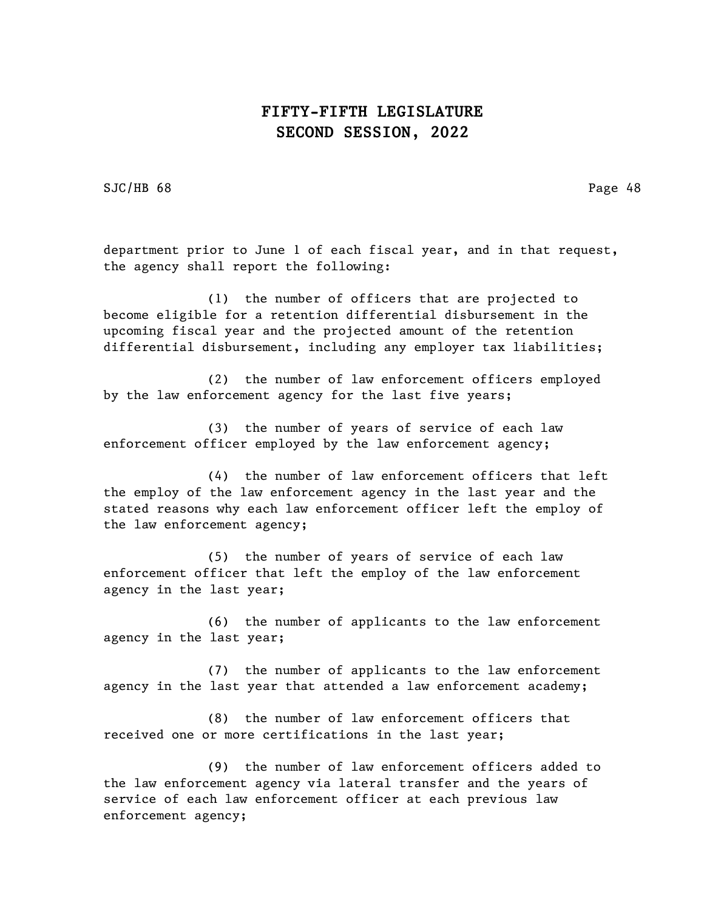department prior to June 1 of each fiscal year, and in that request, the agency shall report the following:

(1) the number of officers that are projected to become eligible for a retention differential disbursement in the upcoming fiscal year and the projected amount of the retention differential disbursement, including any employer tax liabilities;

(2) the number of law enforcement officers employed by the law enforcement agency for the last five years;

(3) the number of years of service of each law enforcement officer employed by the law enforcement agency;

(4) the number of law enforcement officers that left the employ of the law enforcement agency in the last year and the stated reasons why each law enforcement officer left the employ of the law enforcement agency;

(5) the number of years of service of each law enforcement officer that left the employ of the law enforcement agency in the last year;

(6) the number of applicants to the law enforcement agency in the last year;

(7) the number of applicants to the law enforcement agency in the last year that attended a law enforcement academy;

(8) the number of law enforcement officers that received one or more certifications in the last year;

(9) the number of law enforcement officers added to the law enforcement agency via lateral transfer and the years of service of each law enforcement officer at each previous law enforcement agency;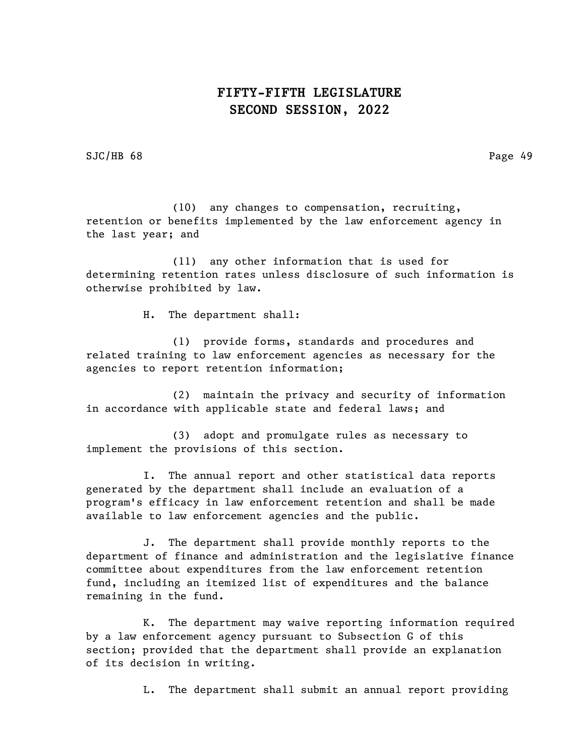(10) any changes to compensation, recruiting, retention or benefits implemented by the law enforcement agency in the last year; and

(11) any other information that is used for determining retention rates unless disclosure of such information is otherwise prohibited by law.

H. The department shall:

(1) provide forms, standards and procedures and related training to law enforcement agencies as necessary for the agencies to report retention information;

(2) maintain the privacy and security of information in accordance with applicable state and federal laws; and

(3) adopt and promulgate rules as necessary to implement the provisions of this section.

I. The annual report and other statistical data reports generated by the department shall include an evaluation of a program's efficacy in law enforcement retention and shall be made available to law enforcement agencies and the public.

J. The department shall provide monthly reports to the department of finance and administration and the legislative finance committee about expenditures from the law enforcement retention fund, including an itemized list of expenditures and the balance remaining in the fund.

K. The department may waive reporting information required by a law enforcement agency pursuant to Subsection G of this section; provided that the department shall provide an explanation of its decision in writing.

L. The department shall submit an annual report providing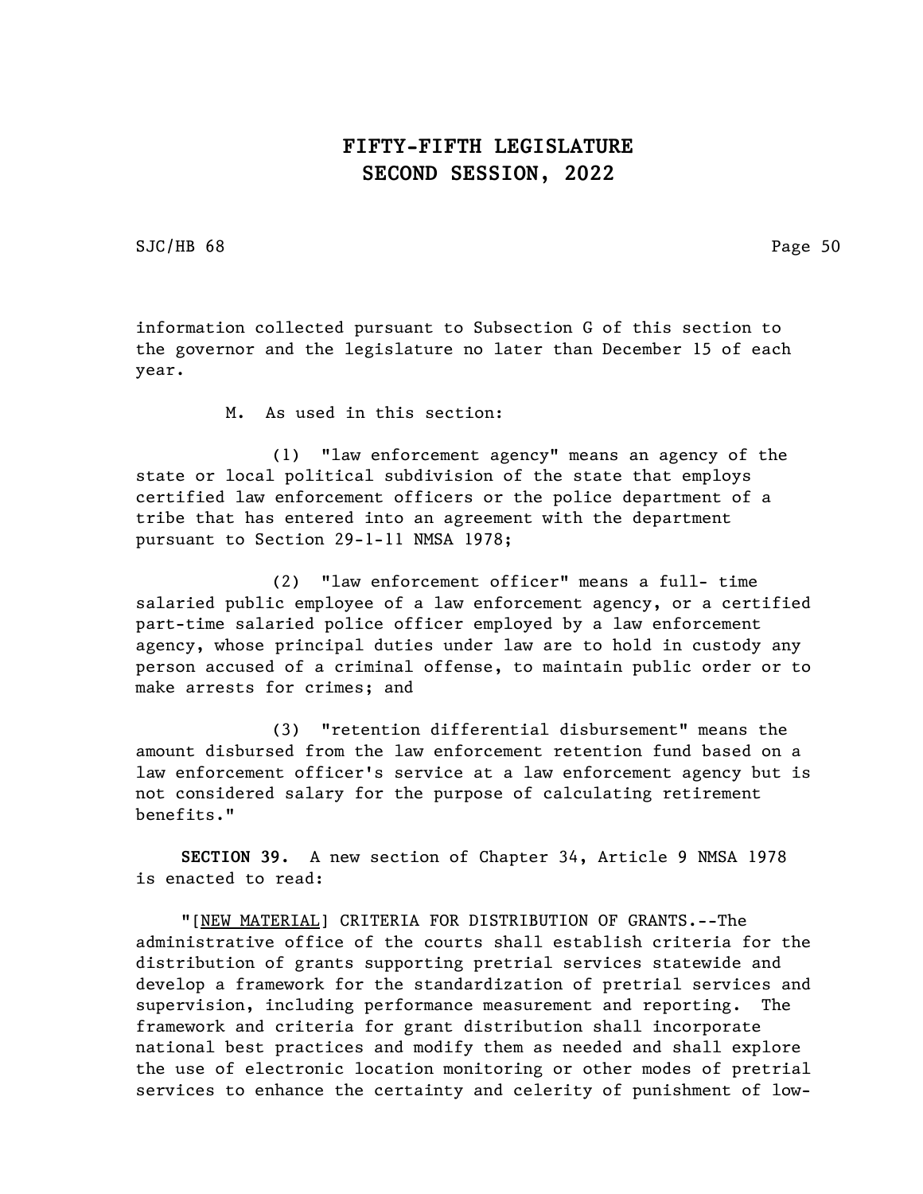information collected pursuant to Subsection G of this section to the governor and the legislature no later than December 15 of each year.

M. As used in this section:

(1) "law enforcement agency" means an agency of the state or local political subdivision of the state that employs certified law enforcement officers or the police department of a tribe that has entered into an agreement with the department pursuant to Section 29-1-11 NMSA 1978;

(2) "law enforcement officer" means a full- time salaried public employee of a law enforcement agency, or a certified part-time salaried police officer employed by a law enforcement agency, whose principal duties under law are to hold in custody any person accused of a criminal offense, to maintain public order or to make arrests for crimes; and

(3) "retention differential disbursement" means the amount disbursed from the law enforcement retention fund based on a law enforcement officer's service at a law enforcement agency but is not considered salary for the purpose of calculating retirement benefits."

**SECTION 39.** A new section of Chapter 34, Article 9 NMSA 1978 is enacted to read:

"[NEW MATERIAL] CRITERIA FOR DISTRIBUTION OF GRANTS.--The administrative office of the courts shall establish criteria for the distribution of grants supporting pretrial services statewide and develop a framework for the standardization of pretrial services and supervision, including performance measurement and reporting. The framework and criteria for grant distribution shall incorporate national best practices and modify them as needed and shall explore the use of electronic location monitoring or other modes of pretrial services to enhance the certainty and celerity of punishment of low-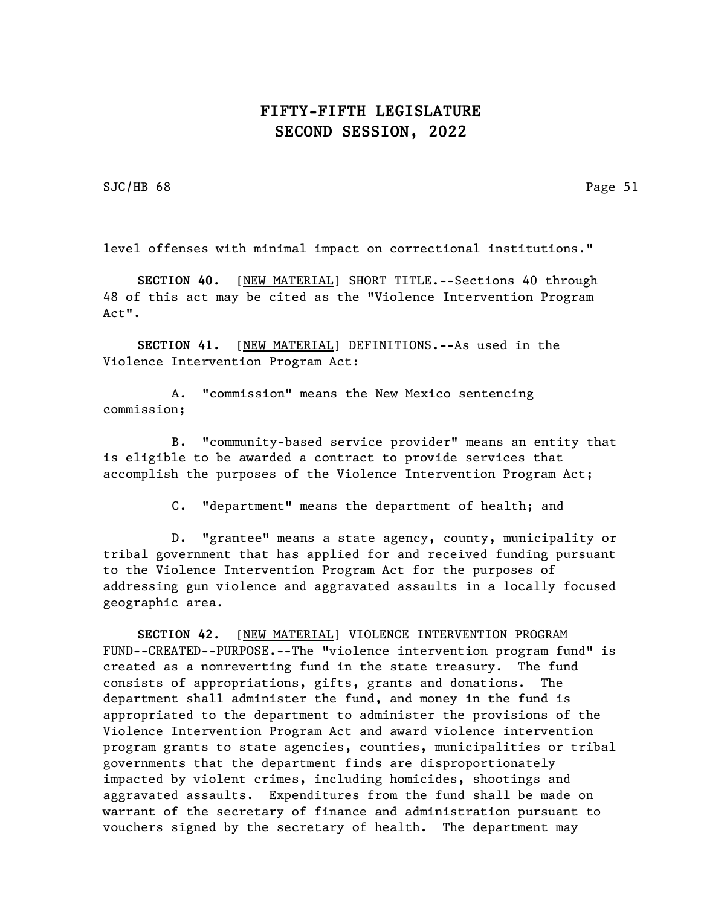level offenses with minimal impact on correctional institutions."

**SECTION 40.** [NEW MATERIAL] SHORT TITLE.--Sections 40 through 48 of this act may be cited as the "Violence Intervention Program Act".

**SECTION 41.** [NEW MATERIAL] DEFINITIONS.--As used in the Violence Intervention Program Act:

A. "commission" means the New Mexico sentencing commission;

B. "community-based service provider" means an entity that is eligible to be awarded a contract to provide services that accomplish the purposes of the Violence Intervention Program Act;

C. "department" means the department of health; and

D. "grantee" means a state agency, county, municipality or tribal government that has applied for and received funding pursuant to the Violence Intervention Program Act for the purposes of addressing gun violence and aggravated assaults in a locally focused geographic area.

**SECTION 42.** [NEW MATERIAL] VIOLENCE INTERVENTION PROGRAM FUND--CREATED--PURPOSE.--The "violence intervention program fund" is created as a nonreverting fund in the state treasury. The fund consists of appropriations, gifts, grants and donations. The department shall administer the fund, and money in the fund is appropriated to the department to administer the provisions of the Violence Intervention Program Act and award violence intervention program grants to state agencies, counties, municipalities or tribal governments that the department finds are disproportionately impacted by violent crimes, including homicides, shootings and aggravated assaults. Expenditures from the fund shall be made on warrant of the secretary of finance and administration pursuant to vouchers signed by the secretary of health. The department may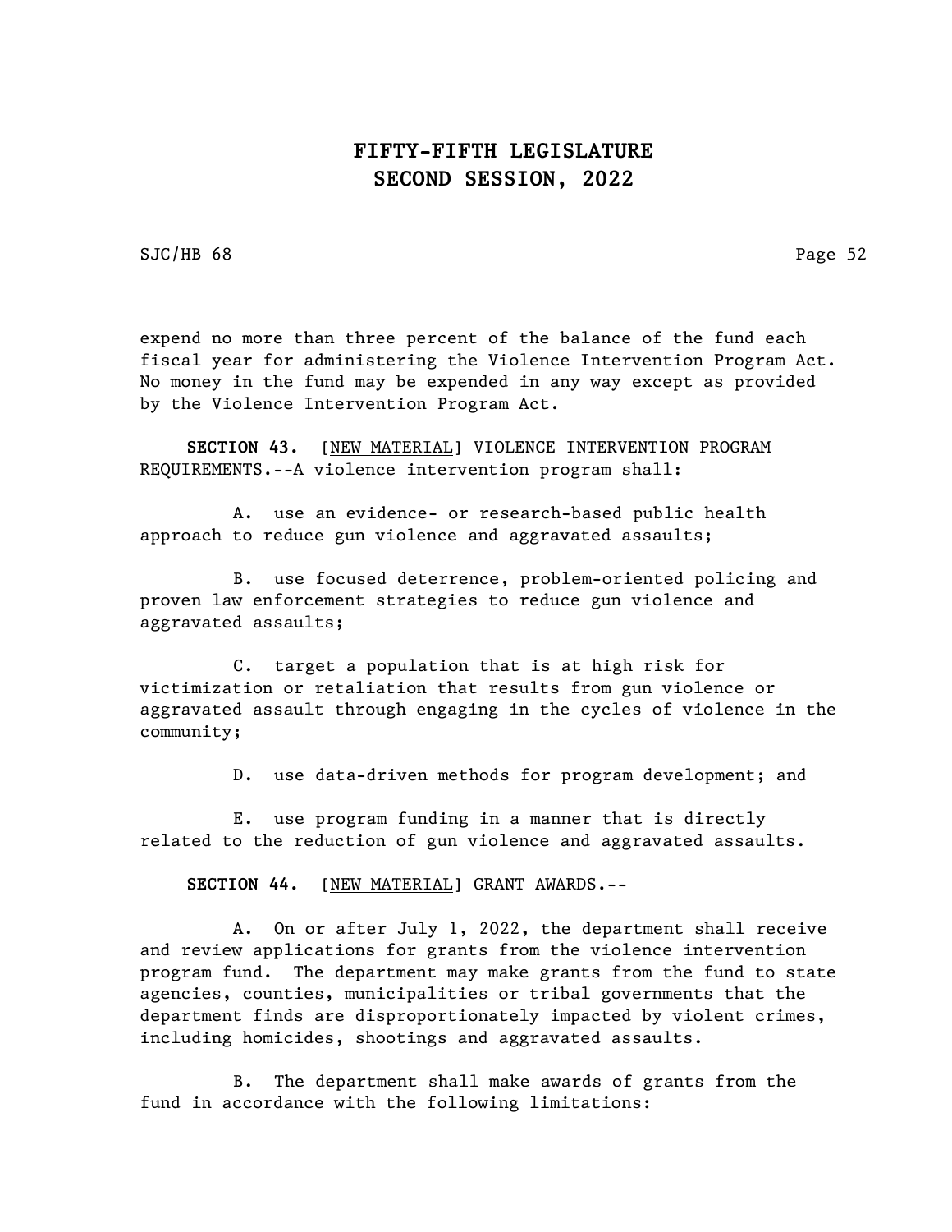expend no more than three percent of the balance of the fund each fiscal year for administering the Violence Intervention Program Act. No money in the fund may be expended in any way except as provided by the Violence Intervention Program Act.

**SECTION 43.** [NEW MATERIAL] VIOLENCE INTERVENTION PROGRAM REQUIREMENTS.--A violence intervention program shall:

A. use an evidence- or research-based public health approach to reduce gun violence and aggravated assaults;

B. use focused deterrence, problem-oriented policing and proven law enforcement strategies to reduce gun violence and aggravated assaults;

C. target a population that is at high risk for victimization or retaliation that results from gun violence or aggravated assault through engaging in the cycles of violence in the community;

D. use data-driven methods for program development; and

E. use program funding in a manner that is directly related to the reduction of gun violence and aggravated assaults.

**SECTION 44.** [NEW MATERIAL] GRANT AWARDS.--

A. On or after July 1, 2022, the department shall receive and review applications for grants from the violence intervention program fund. The department may make grants from the fund to state agencies, counties, municipalities or tribal governments that the department finds are disproportionately impacted by violent crimes, including homicides, shootings and aggravated assaults.

B. The department shall make awards of grants from the fund in accordance with the following limitations: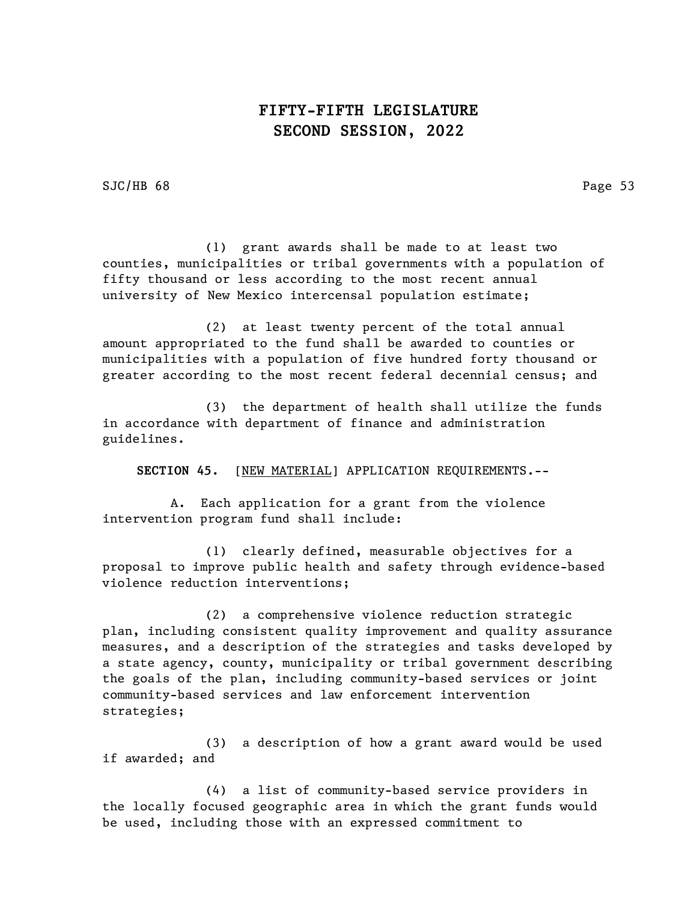(1) grant awards shall be made to at least two counties, municipalities or tribal governments with a population of fifty thousand or less according to the most recent annual university of New Mexico intercensal population estimate;

(2) at least twenty percent of the total annual amount appropriated to the fund shall be awarded to counties or municipalities with a population of five hundred forty thousand or greater according to the most recent federal decennial census; and

(3) the department of health shall utilize the funds in accordance with department of finance and administration guidelines.

**SECTION 45.** [NEW MATERIAL] APPLICATION REQUIREMENTS.--

A. Each application for a grant from the violence intervention program fund shall include:

(1) clearly defined, measurable objectives for a proposal to improve public health and safety through evidence-based violence reduction interventions;

(2) a comprehensive violence reduction strategic plan, including consistent quality improvement and quality assurance measures, and a description of the strategies and tasks developed by a state agency, county, municipality or tribal government describing the goals of the plan, including community-based services or joint community-based services and law enforcement intervention strategies;

(3) a description of how a grant award would be used if awarded; and

(4) a list of community-based service providers in the locally focused geographic area in which the grant funds would be used, including those with an expressed commitment to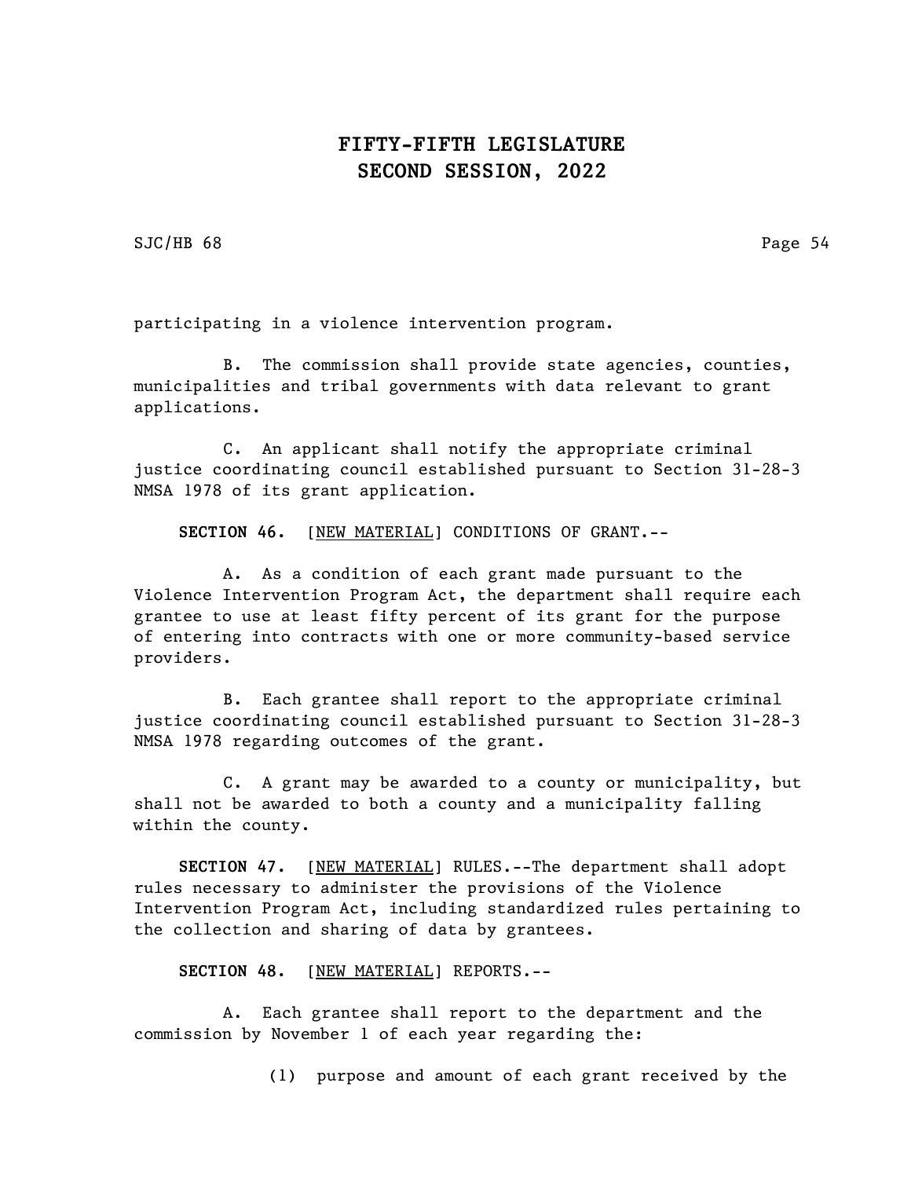participating in a violence intervention program.

B. The commission shall provide state agencies, counties, municipalities and tribal governments with data relevant to grant applications.

C. An applicant shall notify the appropriate criminal justice coordinating council established pursuant to Section 31-28-3 NMSA 1978 of its grant application.

**SECTION 46.** [NEW MATERIAL] CONDITIONS OF GRANT.--

A. As a condition of each grant made pursuant to the Violence Intervention Program Act, the department shall require each grantee to use at least fifty percent of its grant for the purpose of entering into contracts with one or more community-based service providers.

B. Each grantee shall report to the appropriate criminal justice coordinating council established pursuant to Section 31-28-3 NMSA 1978 regarding outcomes of the grant.

C. A grant may be awarded to a county or municipality, but shall not be awarded to both a county and a municipality falling within the county.

**SECTION 47.** [NEW MATERIAL] RULES.--The department shall adopt rules necessary to administer the provisions of the Violence Intervention Program Act, including standardized rules pertaining to the collection and sharing of data by grantees.

**SECTION 48.** [NEW MATERIAL] REPORTS.--

A. Each grantee shall report to the department and the commission by November 1 of each year regarding the:

(1) purpose and amount of each grant received by the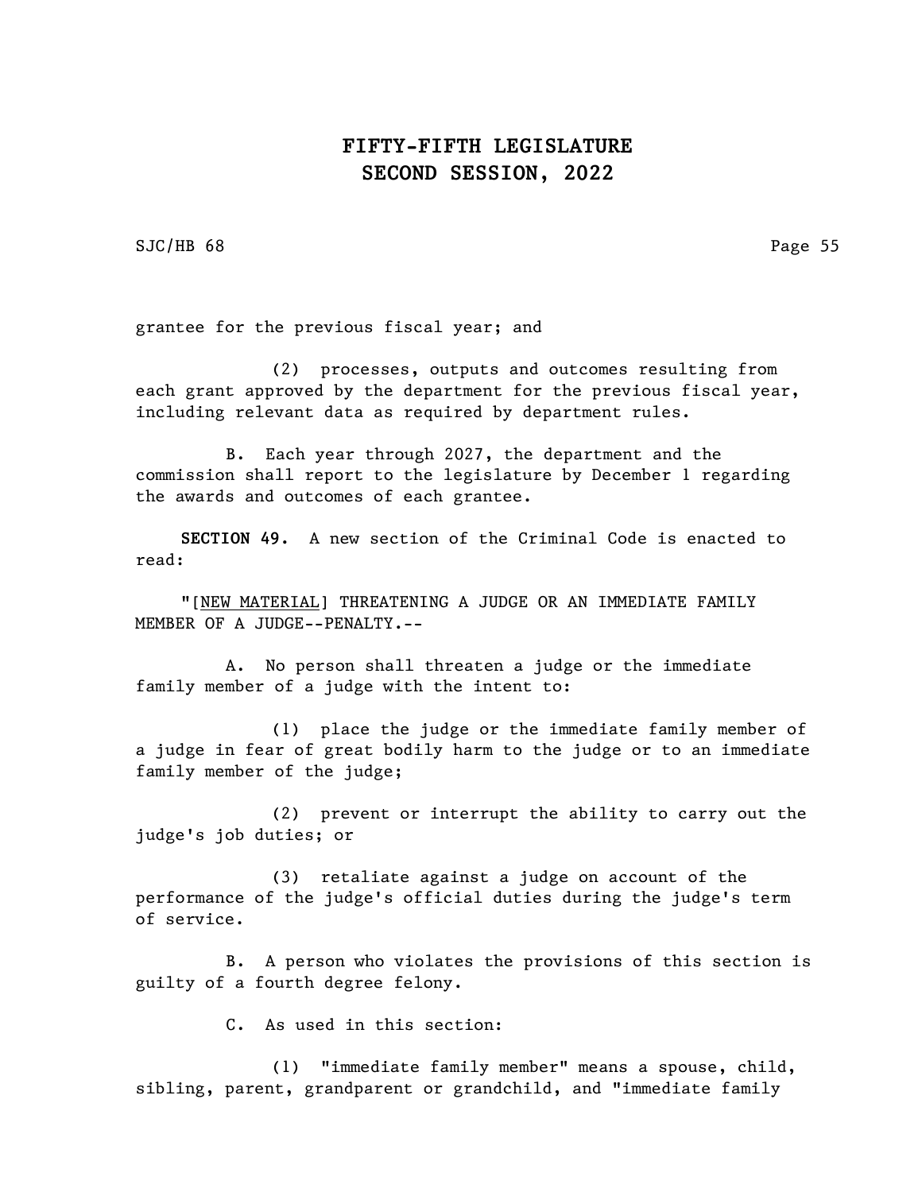grantee for the previous fiscal year; and

(2) processes, outputs and outcomes resulting from each grant approved by the department for the previous fiscal year, including relevant data as required by department rules.

B. Each year through 2027, the department and the commission shall report to the legislature by December 1 regarding the awards and outcomes of each grantee.

**SECTION 49.** A new section of the Criminal Code is enacted to read:

"[NEW MATERIAL] THREATENING A JUDGE OR AN IMMEDIATE FAMILY MEMBER OF A JUDGE--PENALTY.--

A. No person shall threaten a judge or the immediate family member of a judge with the intent to:

(1) place the judge or the immediate family member of a judge in fear of great bodily harm to the judge or to an immediate family member of the judge;

(2) prevent or interrupt the ability to carry out the judge's job duties; or

(3) retaliate against a judge on account of the performance of the judge's official duties during the judge's term of service.

B. A person who violates the provisions of this section is guilty of a fourth degree felony.

C. As used in this section:

(1) "immediate family member" means a spouse, child, sibling, parent, grandparent or grandchild, and "immediate family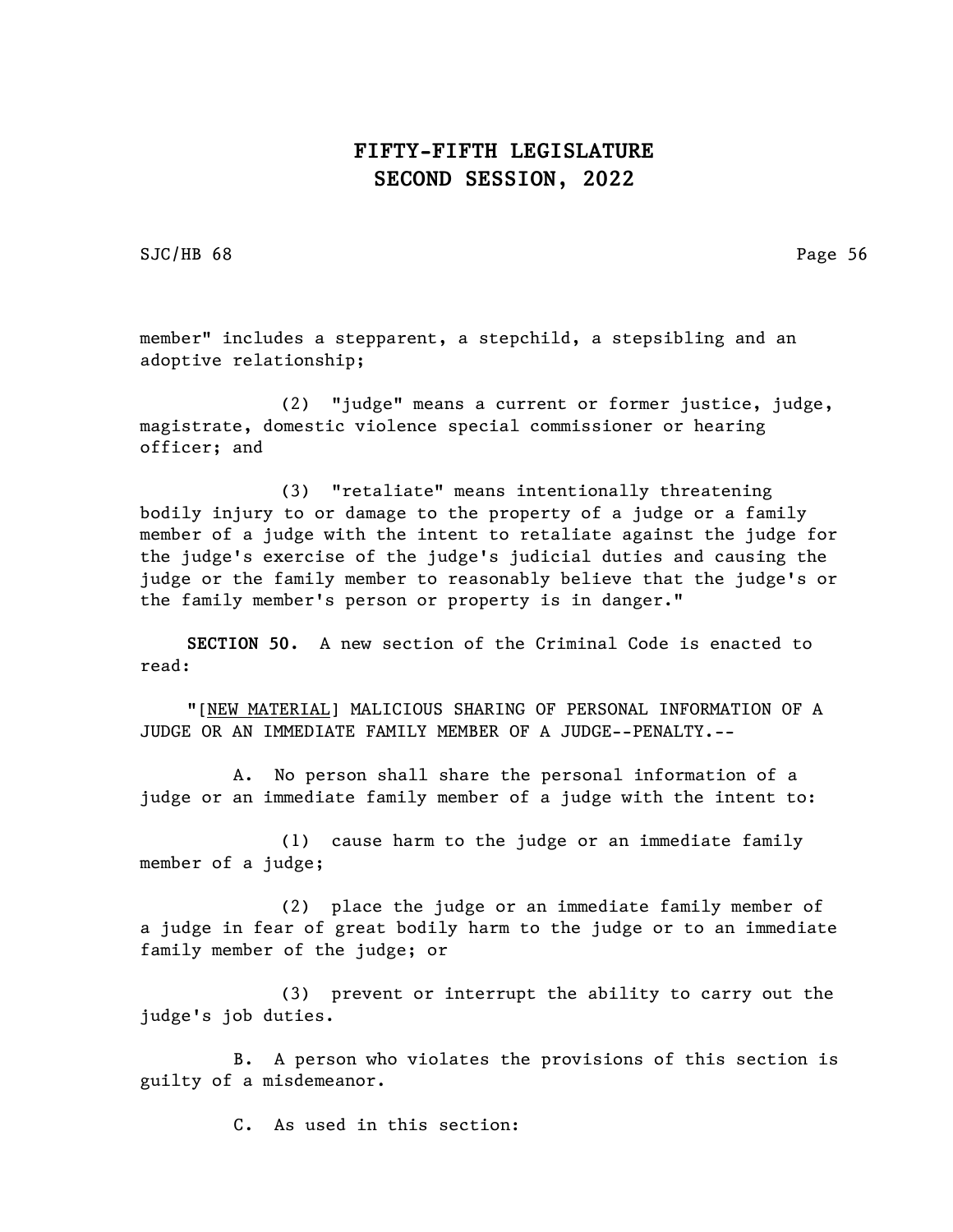member" includes a stepparent, a stepchild, a stepsibling and an adoptive relationship;

(2) "judge" means a current or former justice, judge, magistrate, domestic violence special commissioner or hearing officer; and

(3) "retaliate" means intentionally threatening bodily injury to or damage to the property of a judge or a family member of a judge with the intent to retaliate against the judge for the judge's exercise of the judge's judicial duties and causing the judge or the family member to reasonably believe that the judge's or the family member's person or property is in danger."

**SECTION 50.** A new section of the Criminal Code is enacted to read:

"[NEW MATERIAL] MALICIOUS SHARING OF PERSONAL INFORMATION OF A JUDGE OR AN IMMEDIATE FAMILY MEMBER OF A JUDGE--PENALTY.--

A. No person shall share the personal information of a judge or an immediate family member of a judge with the intent to:

(1) cause harm to the judge or an immediate family member of a judge;

(2) place the judge or an immediate family member of a judge in fear of great bodily harm to the judge or to an immediate family member of the judge; or

(3) prevent or interrupt the ability to carry out the judge's job duties.

B. A person who violates the provisions of this section is guilty of a misdemeanor.

C. As used in this section: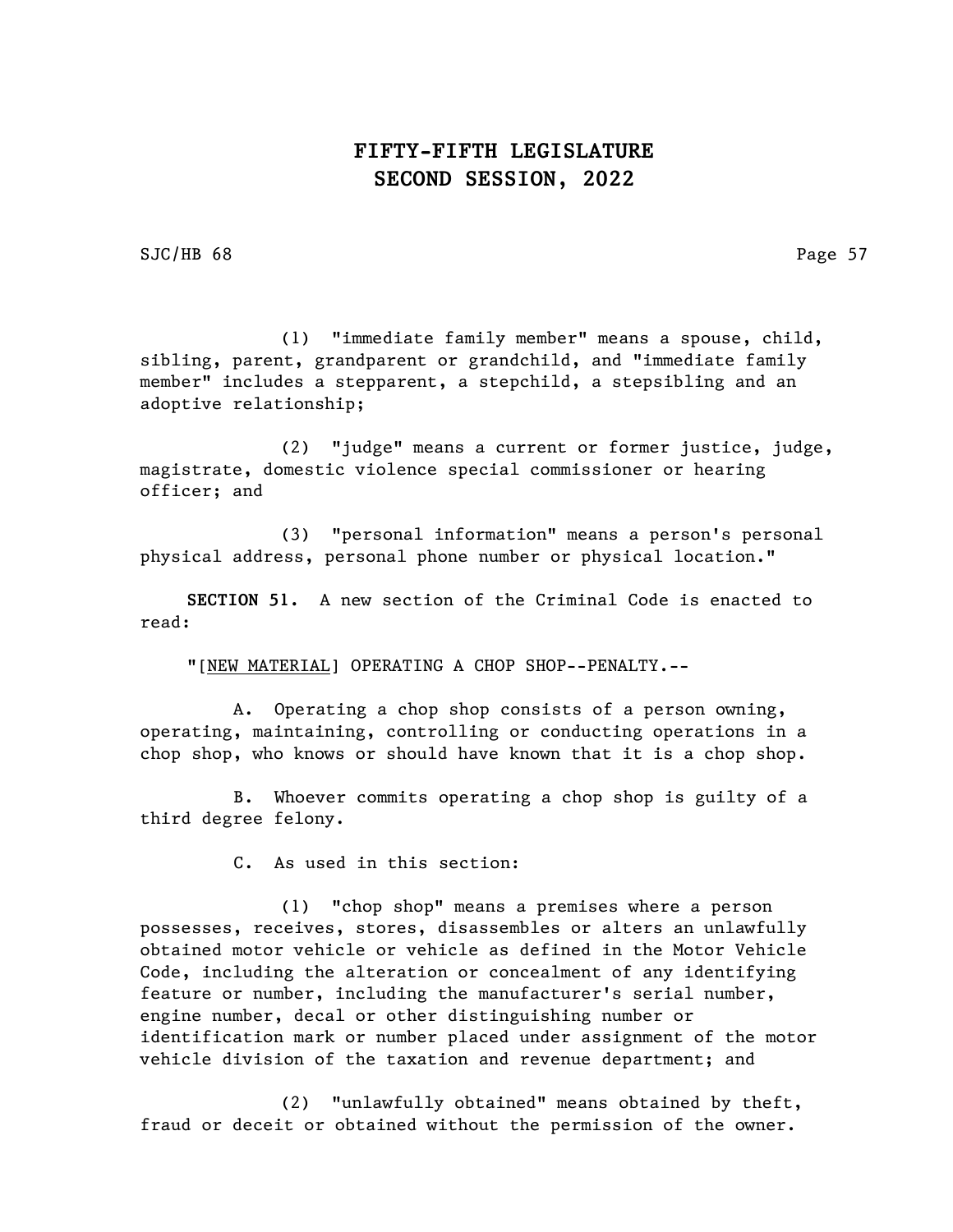(1) "immediate family member" means a spouse, child, sibling, parent, grandparent or grandchild, and "immediate family member" includes a stepparent, a stepchild, a stepsibling and an adoptive relationship;

(2) "judge" means a current or former justice, judge, magistrate, domestic violence special commissioner or hearing officer; and

(3) "personal information" means a person's personal physical address, personal phone number or physical location."

**SECTION 51.** A new section of the Criminal Code is enacted to read:

"[NEW MATERIAL] OPERATING A CHOP SHOP--PENALTY.--

A. Operating a chop shop consists of a person owning, operating, maintaining, controlling or conducting operations in a chop shop, who knows or should have known that it is a chop shop.

B. Whoever commits operating a chop shop is guilty of a third degree felony.

C. As used in this section:

(1) "chop shop" means a premises where a person possesses, receives, stores, disassembles or alters an unlawfully obtained motor vehicle or vehicle as defined in the Motor Vehicle Code, including the alteration or concealment of any identifying feature or number, including the manufacturer's serial number, engine number, decal or other distinguishing number or identification mark or number placed under assignment of the motor vehicle division of the taxation and revenue department; and

(2) "unlawfully obtained" means obtained by theft, fraud or deceit or obtained without the permission of the owner.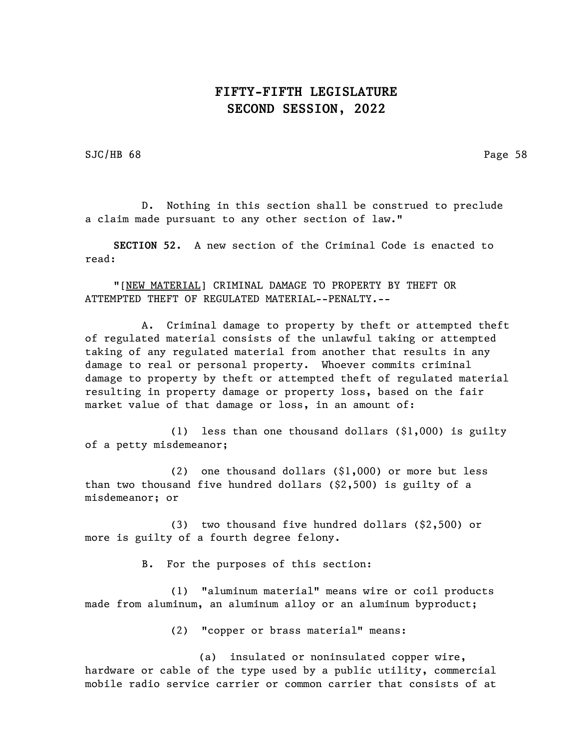D. Nothing in this section shall be construed to preclude a claim made pursuant to any other section of law."

**SECTION 52.** A new section of the Criminal Code is enacted to read:

"[NEW MATERIAL] CRIMINAL DAMAGE TO PROPERTY BY THEFT OR ATTEMPTED THEFT OF REGULATED MATERIAL--PENALTY.--

A. Criminal damage to property by theft or attempted theft of regulated material consists of the unlawful taking or attempted taking of any regulated material from another that results in any damage to real or personal property. Whoever commits criminal damage to property by theft or attempted theft of regulated material resulting in property damage or property loss, based on the fair market value of that damage or loss, in an amount of:

(1) less than one thousand dollars ($1,000) is guilty of a petty misdemeanor;

(2) one thousand dollars ($1,000) or more but less than two thousand five hundred dollars ($2,500) is guilty of a misdemeanor; or

(3) two thousand five hundred dollars ($2,500) or more is guilty of a fourth degree felony.

B. For the purposes of this section:

(1) "aluminum material" means wire or coil products made from aluminum, an aluminum alloy or an aluminum byproduct;

(2) "copper or brass material" means:

(a) insulated or noninsulated copper wire, hardware or cable of the type used by a public utility, commercial mobile radio service carrier or common carrier that consists of at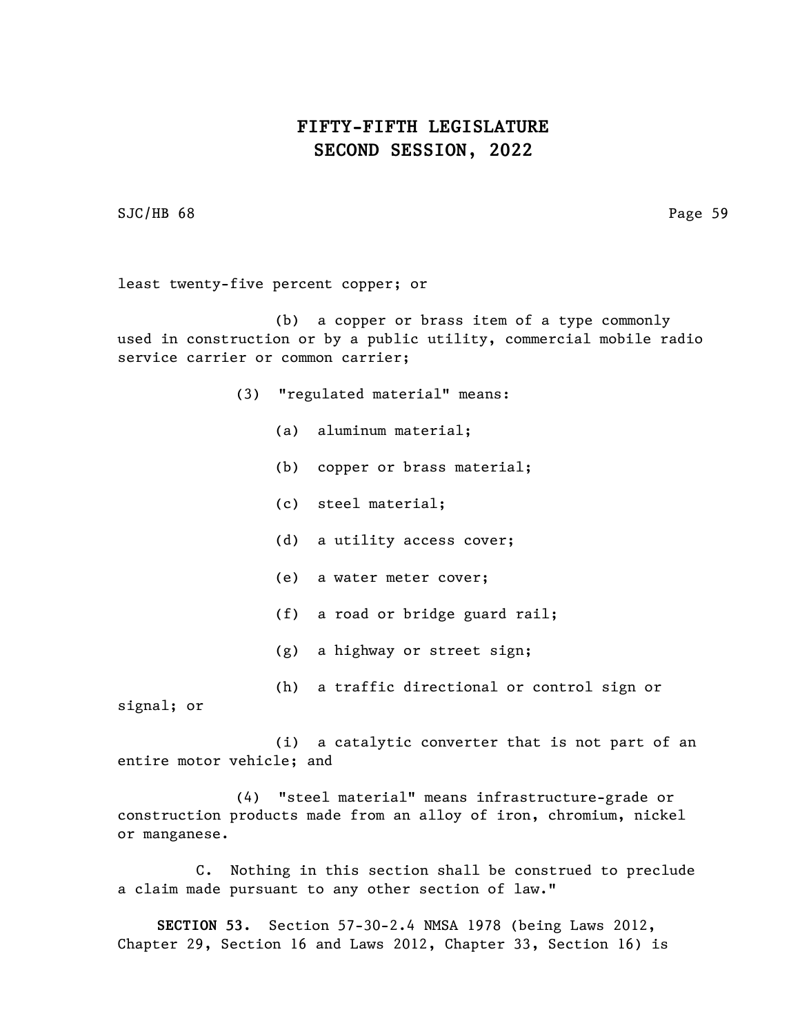least twenty-five percent copper; or

(b) a copper or brass item of a type commonly used in construction or by a public utility, commercial mobile radio service carrier or common carrier;

(3) "regulated material" means:

(a) aluminum material;

(b) copper or brass material;

(c) steel material;

(d) a utility access cover;

(e) a water meter cover;

(f) a road or bridge guard rail;

(g) a highway or street sign;

(h) a traffic directional or control sign or signal; or

(i) a catalytic converter that is not part of an entire motor vehicle; and

(4) "steel material" means infrastructure-grade or construction products made from an alloy of iron, chromium, nickel or manganese.

C. Nothing in this section shall be construed to preclude a claim made pursuant to any other section of law."

**SECTION 53.** Section 57-30-2.4 NMSA 1978 (being Laws 2012, Chapter 29, Section 16 and Laws 2012, Chapter 33, Section 16) is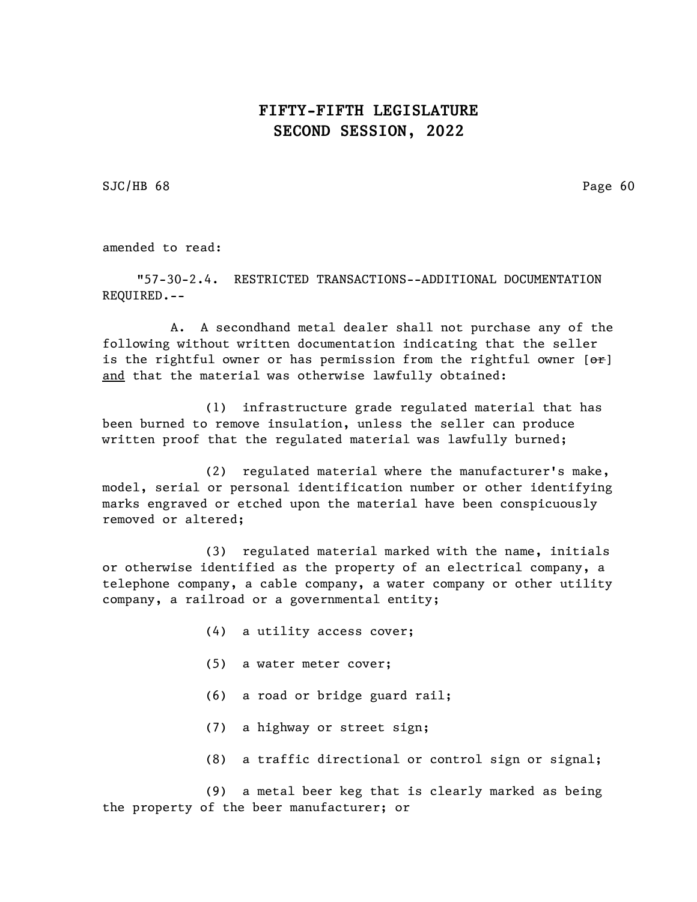amended to read:

"57-30-2.4. RESTRICTED TRANSACTIONS--ADDITIONAL DOCUMENTATION REQUIRED.--

A. A secondhand metal dealer shall not purchase any of the following without written documentation indicating that the seller is the rightful owner or has permission from the rightful owner [~~or~~] <u>and</u> that the material was otherwise lawfully obtained:

(1) infrastructure grade regulated material that has been burned to remove insulation, unless the seller can produce written proof that the regulated material was lawfully burned;

(2) regulated material where the manufacturer's make, model, serial or personal identification number or other identifying marks engraved or etched upon the material have been conspicuously removed or altered;

(3) regulated material marked with the name, initials or otherwise identified as the property of an electrical company, a telephone company, a cable company, a water company or other utility company, a railroad or a governmental entity;

(4) a utility access cover;

(5) a water meter cover;

(6) a road or bridge guard rail;

(7) a highway or street sign;

(8) a traffic directional or control sign or signal;

(9) a metal beer keg that is clearly marked as being the property of the beer manufacturer; or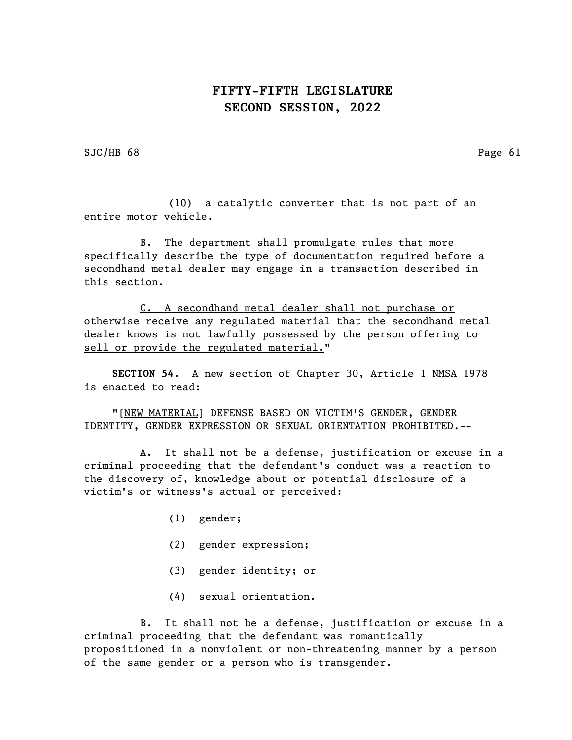(10) a catalytic converter that is not part of an entire motor vehicle.

B. The department shall promulgate rules that more specifically describe the type of documentation required before a secondhand metal dealer may engage in a transaction described in this section.

<u>C. A secondhand metal dealer shall not purchase or otherwise receive any regulated material that the secondhand metal dealer knows is not lawfully possessed by the person offering to sell or provide the regulated material.</u>"

**SECTION 54.** A new section of Chapter 30, Article 1 NMSA 1978 is enacted to read:

"[<u>NEW MATERIAL</u>] DEFENSE BASED ON VICTIM'S GENDER, GENDER IDENTITY, GENDER EXPRESSION OR SEXUAL ORIENTATION PROHIBITED.--

A. It shall not be a defense, justification or excuse in a criminal proceeding that the defendant's conduct was a reaction to the discovery of, knowledge about or potential disclosure of a victim's or witness's actual or perceived:

(1) gender;

(2) gender expression;

(3) gender identity; or

(4) sexual orientation.

B. It shall not be a defense, justification or excuse in a criminal proceeding that the defendant was romantically propositioned in a nonviolent or non-threatening manner by a person of the same gender or a person who is transgender.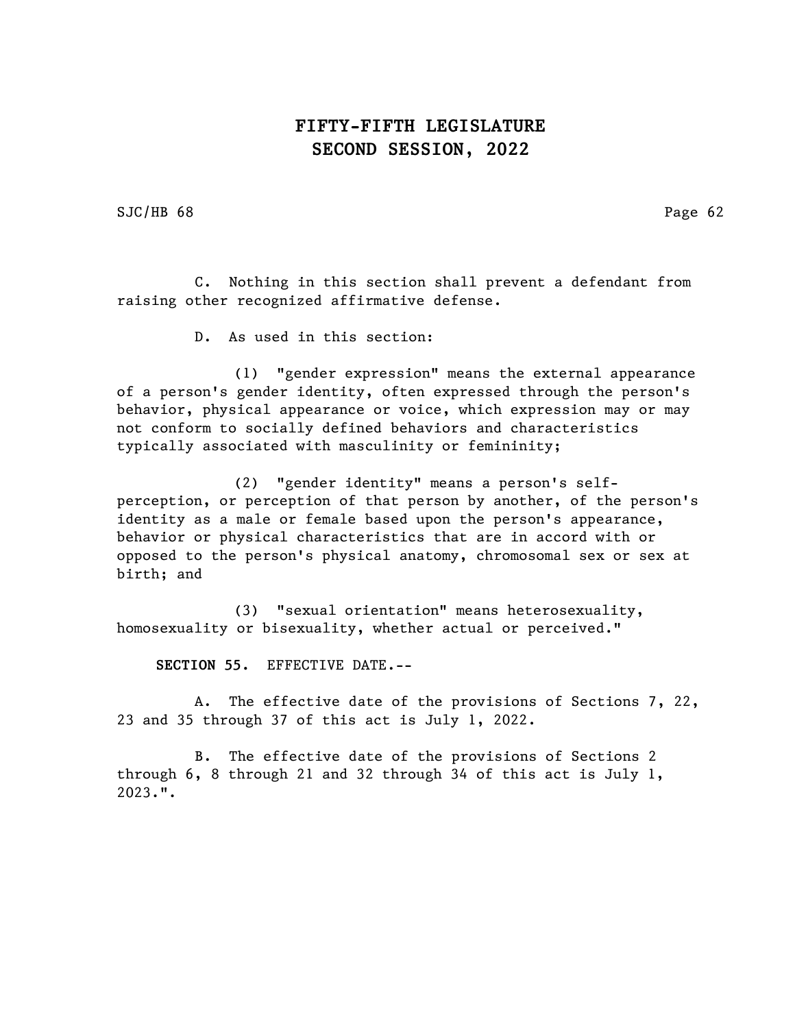C. Nothing in this section shall prevent a defendant from raising other recognized affirmative defense.

D. As used in this section:

(1) "gender expression" means the external appearance of a person's gender identity, often expressed through the person's behavior, physical appearance or voice, which expression may or may not conform to socially defined behaviors and characteristics typically associated with masculinity or femininity;

(2) "gender identity" means a person's self-perception, or perception of that person by another, of the person's identity as a male or female based upon the person's appearance, behavior or physical characteristics that are in accord with or opposed to the person's physical anatomy, chromosomal sex or sex at birth; and

(3) "sexual orientation" means heterosexuality, homosexuality or bisexuality, whether actual or perceived."

**SECTION 55.** EFFECTIVE DATE.--

A. The effective date of the provisions of Sections 7, 22, 23 and 35 through 37 of this act is July 1, 2022.

B. The effective date of the provisions of Sections 2 through 6, 8 through 21 and 32 through 34 of this act is July 1, 2023.".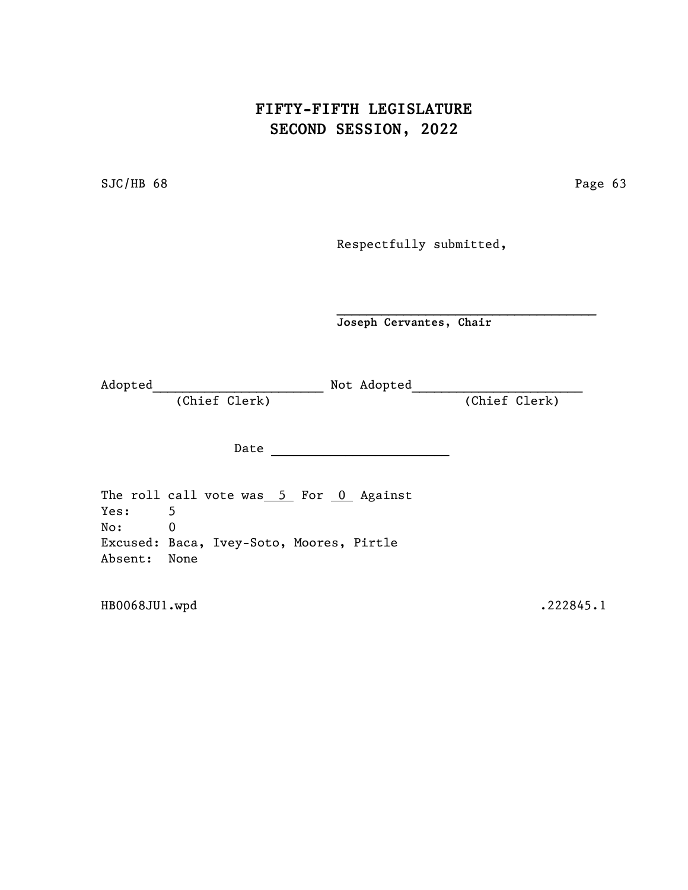# FIFTY-FIFTH LEGISLATURE
# SECOND SESSION, 2022

SJC/HB 68

Respectfully submitted,

\_\_\_\_\_\_\_\_\_\_\_\_\_\_\_\_\_\_\_\_\_\_\_\_\_\_\_\_\_\_\_\_\_\_\_

**Joseph Cervantes, Chair**

Adopted\_\_\_\_\_\_\_\_\_\_\_\_\_\_\_\_\_\_\_\_\_\_\_ Not Adopted\_\_\_\_\_\_\_\_\_\_\_\_\_\_\_\_\_\_\_\_\_\_\_
(Chief Clerk) (Chief Clerk)

Date \_\_\_\_\_\_\_\_\_\_\_\_\_\_\_\_\_\_\_\_\_\_\_\_

The roll call vote was 5 For 0 Against
Yes: 5
No: 0
Excused: Baca, Ivey-Soto, Moores, Pirtle
Absent: None

HB0068JU1.wpd .222845.1